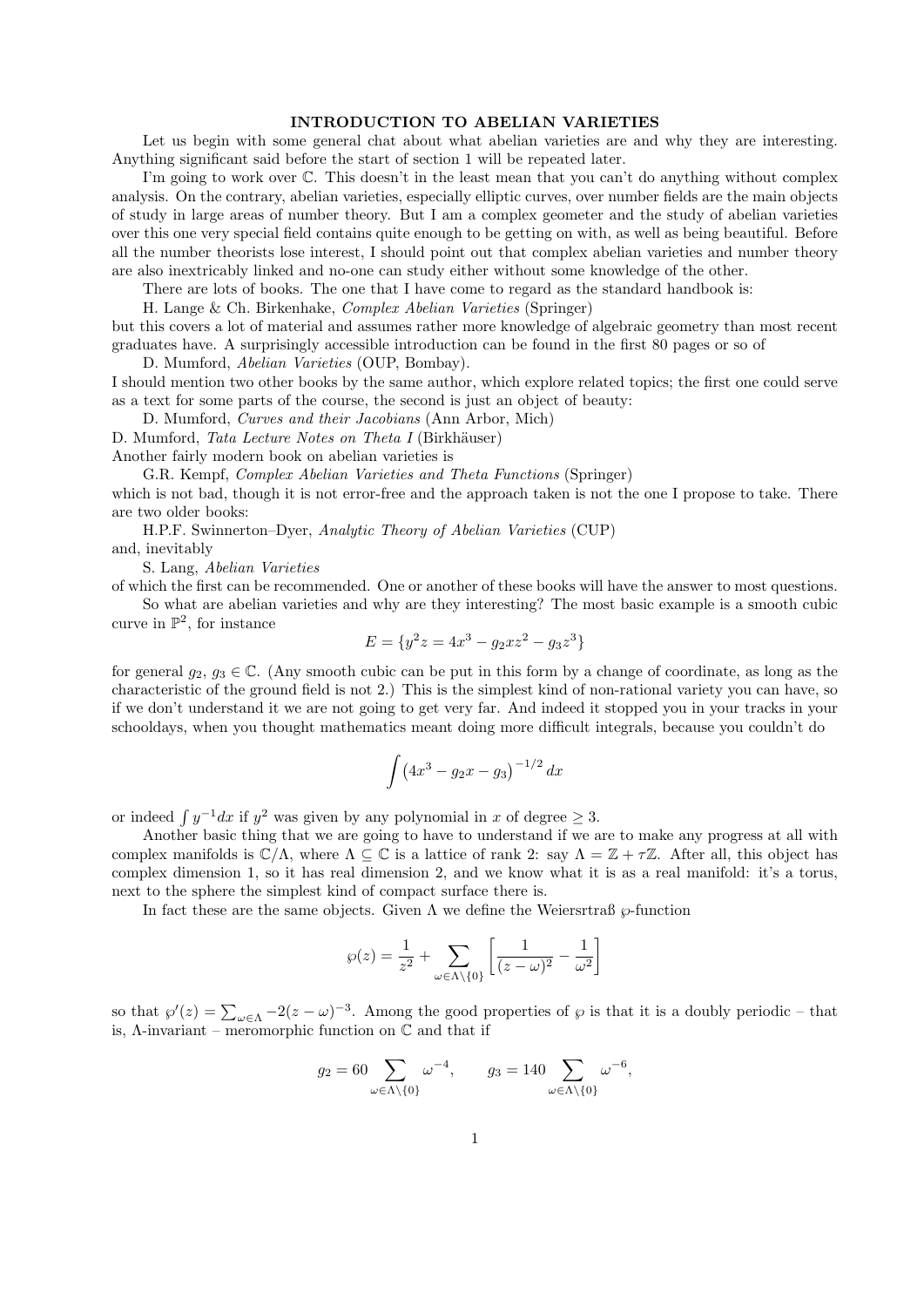# INTRODUCTION TO ABELIAN VARIETIES

Let us begin with some general chat about what abelian varieties are and why they are interesting. Anything significant said before the start of section 1 will be repeated later.

I'm going to work over $\mathbb{C}$. This doesn't in the least mean that you can't do anything without complex analysis. On the contrary, abelian varieties, especially elliptic curves, over number fields are the main objects of study in large areas of number theory. But I am a complex geometer and the study of abelian varieties over this one very special field contains quite enough to be getting on with, as well as being beautiful. Before all the number theorists lose interest, I should point out that complex abelian varieties and number theory are also inextricably linked and no-one can study either without some knowledge of the other.

There are lots of books. The one that I have come to regard as the standard handbook is:

H. Lange & Ch. Birkenhake, *Complex Abelian Varieties* (Springer)

but this covers a lot of material and assumes rather more knowledge of algebraic geometry than most recent graduates have. A surprisingly accessible introduction can be found in the first 80 pages or so of

D. Mumford, *Abelian Varieties* (OUP, Bombay).

I should mention two other books by the same author, which explore related topics; the first one could serve as a text for some parts of the course, the second is just an object of beauty:

D. Mumford, *Curves and their Jacobians* (Ann Arbor, Mich)

D. Mumford, *Tata Lecture Notes on Theta I* (Birkhäuser)

Another fairly modern book on abelian varieties is

G.R. Kempf, *Complex Abelian Varieties and Theta Functions* (Springer)

which is not bad, though it is not error-free and the approach taken is not the one I propose to take. There are two older books:

H.P.F. Swinnerton–Dyer, *Analytic Theory of Abelian Varieties* (CUP)

and, inevitably

S. Lang, *Abelian Varieties*

of which the first can be recommended. One or another of these books will have the answer to most questions.

So what are abelian varieties and why are they interesting? The most basic example is a smooth cubic curve in $\mathbb{P}^2$, for instance

$$E = \{y^2z = 4x^3 - g_2xz^2 - g_3z^3\}$$

for general $g_2$, $g_3 \in \mathbb{C}$. (Any smooth cubic can be put in this form by a change of coordinate, as long as the characteristic of the ground field is not 2.) This is the simplest kind of non-rational variety you can have, so if we don't understand it we are not going to get very far. And indeed it stopped you in your tracks in your schooldays, when you thought mathematics meant doing more difficult integrals, because you couldn't do

$$\int \left(4x^3 - g_2x - g_3\right)^{-1/2} dx$$

or indeed $\int y^{-1}dx$ if $y^2$ was given by any polynomial in $x$ of degree $\geq 3$.

Another basic thing that we are going to have to understand if we are to make any progress at all with complex manifolds is $\mathbb{C}/\Lambda$, where $\Lambda \subseteq \mathbb{C}$ is a lattice of rank 2: say $\Lambda = \mathbb{Z} + \tau\mathbb{Z}$. After all, this object has complex dimension 1, so it has real dimension 2, and we know what it is as a real manifold: it's a torus, next to the sphere the simplest kind of compact surface there is.

In fact these are the same objects. Given $\Lambda$ we define the Weiersrtraß $\wp$-function

$$\wp(z) = \frac{1}{z^2} + \sum_{\omega\in\Lambda\setminus\{0\}} \left[\frac{1}{(z-\omega)^2} - \frac{1}{\omega^2}\right]$$

so that $\wp'(z) = \sum_{\omega\in\Lambda} -2(z-\omega)^{-3}$. Among the good properties of $\wp$ is that it is a doubly periodic – that is, $\Lambda$-invariant – meromorphic function on $\mathbb{C}$ and that if

$$g_2 = 60 \sum_{\omega\in\Lambda\setminus\{0\}} \omega^{-4}, \qquad g_3 = 140 \sum_{\omega\in\Lambda\setminus\{0\}} \omega^{-6},$$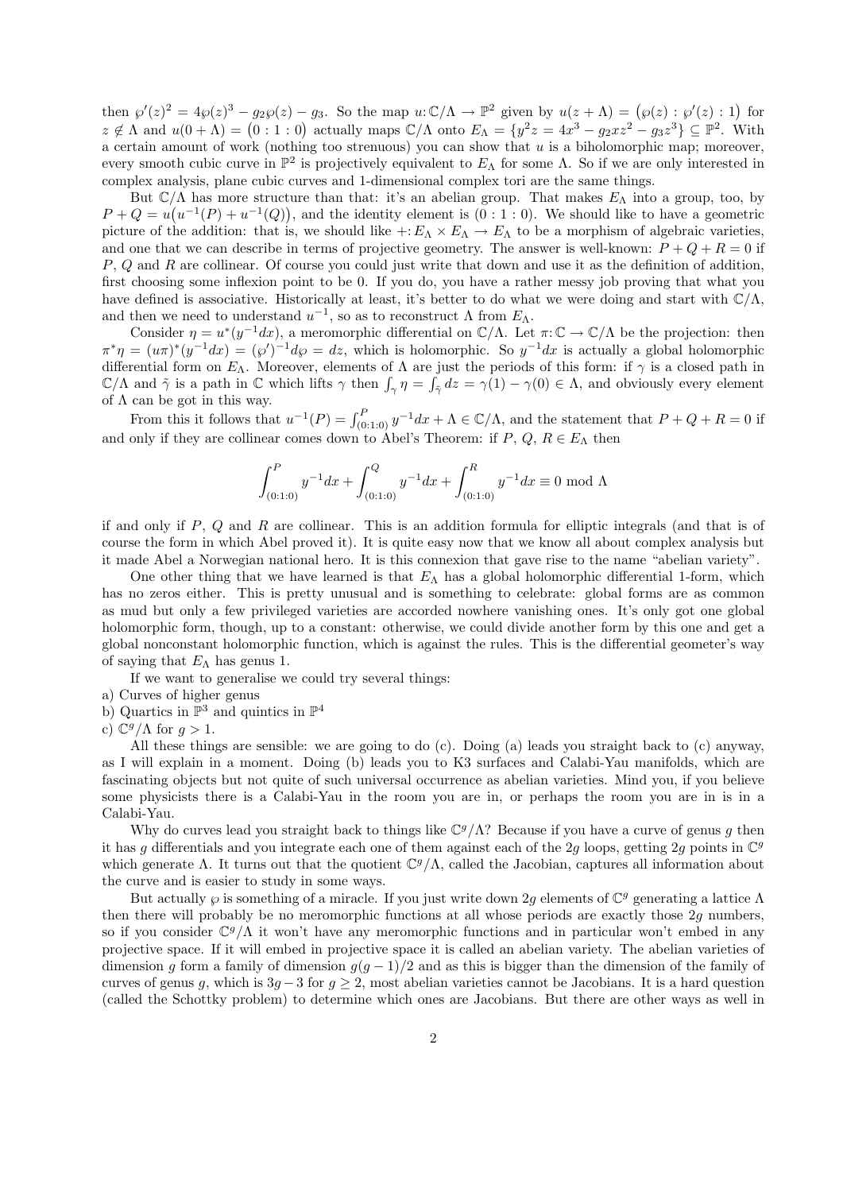then $\wp'(z)^2 = 4\wp(z)^3 - g_2\wp(z) - g_3$. So the map $u\colon \mathbb{C}/\Lambda \to \mathbb{P}^2$ given by $u(z+\Lambda) = \big(\wp(z) : \wp'(z) : 1\big)$ for $z \notin \Lambda$ and $u(0+\Lambda) = \big(0 : 1 : 0\big)$ actually maps $\mathbb{C}/\Lambda$ onto $E_\Lambda = \{y^2z = 4x^3 - g_2xz^2 - g_3z^3\} \subseteq \mathbb{P}^2$. With a certain amount of work (nothing too strenuous) you can show that $u$ is a biholomorphic map; moreover, every smooth cubic curve in $\mathbb{P}^2$ is projectively equivalent to $E_\Lambda$ for some $\Lambda$. So if we are only interested in complex analysis, plane cubic curves and 1-dimensional complex tori are the same things.

But $\mathbb{C}/\Lambda$ has more structure than that: it's an abelian group. That makes $E_\Lambda$ into a group, too, by $P + Q = u\big(u^{-1}(P) + u^{-1}(Q)\big)$, and the identity element is $(0:1:0)$. We should like to have a geometric picture of the addition: that is, we should like $+\colon E_\Lambda \times E_\Lambda \to E_\Lambda$ to be a morphism of algebraic varieties, and one that we can describe in terms of projective geometry. The answer is well-known: $P + Q + R = 0$ if $P$, $Q$ and $R$ are collinear. Of course you could just write that down and use it as the definition of addition, first choosing some inflexion point to be 0. If you do, you have a rather messy job proving that what you have defined is associative. Historically at least, it's better to do what we were doing and start with $\mathbb{C}/\Lambda$, and then we need to understand $u^{-1}$, so as to reconstruct $\Lambda$ from $E_\Lambda$.

Consider $\eta = u^*(y^{-1}dx)$, a meromorphic differential on $\mathbb{C}/\Lambda$. Let $\pi\colon \mathbb{C} \to \mathbb{C}/\Lambda$ be the projection: then $\pi^*\eta = (u\pi)^*(y^{-1}dx) = (\wp')^{-1}d\wp = dz$, which is holomorphic. So $y^{-1}dx$ is actually a global holomorphic differential form on $E_\Lambda$. Moreover, elements of $\Lambda$ are just the periods of this form: if $\gamma$ is a closed path in $\mathbb{C}/\Lambda$ and $\tilde{\gamma}$ is a path in $\mathbb{C}$ which lifts $\gamma$ then $\int_\gamma \eta = \int_{\tilde{\gamma}} dz = \gamma(1) - \gamma(0) \in \Lambda$, and obviously every element of $\Lambda$ can be got in this way.

From this it follows that $u^{-1}(P) = \int_{(0:1:0)}^{P} y^{-1}dx + \Lambda \in \mathbb{C}/\Lambda$, and the statement that $P + Q + R = 0$ if and only if they are collinear comes down to Abel's Theorem: if $P$, $Q$, $R \in E_\Lambda$ then

$$\int_{(0:1:0)}^{P} y^{-1}dx + \int_{(0:1:0)}^{Q} y^{-1}dx + \int_{(0:1:0)}^{R} y^{-1}dx \equiv 0 \bmod \Lambda$$

if and only if $P$, $Q$ and $R$ are collinear. This is an addition formula for elliptic integrals (and that is of course the form in which Abel proved it). It is quite easy now that we know all about complex analysis but it made Abel a Norwegian national hero. It is this connexion that gave rise to the name "abelian variety".

One other thing that we have learned is that $E_\Lambda$ has a global holomorphic differential 1-form, which has no zeros either. This is pretty unusual and is something to celebrate: global forms are as common as mud but only a few privileged varieties are accorded nowhere vanishing ones. It's only got one global holomorphic form, though, up to a constant: otherwise, we could divide another form by this one and get a global nonconstant holomorphic function, which is against the rules. This is the differential geometer's way of saying that $E_\Lambda$ has genus 1.

If we want to generalise we could try several things:

a) Curves of higher genus

b) Quartics in $\mathbb{P}^3$ and quintics in $\mathbb{P}^4$

c) $\mathbb{C}^g/\Lambda$ for $g > 1$.

All these things are sensible: we are going to do (c). Doing (a) leads you straight back to (c) anyway, as I will explain in a moment. Doing (b) leads you to K3 surfaces and Calabi-Yau manifolds, which are fascinating objects but not quite of such universal occurrence as abelian varieties. Mind you, if you believe some physicists there is a Calabi-Yau in the room you are in, or perhaps the room you are in is in a Calabi-Yau.

Why do curves lead you straight back to things like $\mathbb{C}^g/\Lambda$? Because if you have a curve of genus $g$ then it has $g$ differentials and you integrate each one of them against each of the $2g$ loops, getting $2g$ points in $\mathbb{C}^g$ which generate $\Lambda$. It turns out that the quotient $\mathbb{C}^g/\Lambda$, called the Jacobian, captures all information about the curve and is easier to study in some ways.

But actually $\wp$ is something of a miracle. If you just write down $2g$ elements of $\mathbb{C}^g$ generating a lattice $\Lambda$ then there will probably be no meromorphic functions at all whose periods are exactly those $2g$ numbers, so if you consider $\mathbb{C}^g/\Lambda$ it won't have any meromorphic functions and in particular won't embed in any projective space. If it will embed in projective space it is called an abelian variety. The abelian varieties of dimension $g$ form a family of dimension $g(g-1)/2$ and as this is bigger than the dimension of the family of curves of genus $g$, which is $3g-3$ for $g \geq 2$, most abelian varieties cannot be Jacobians. It is a hard question (called the Schottky problem) to determine which ones are Jacobians. But there are other ways as well in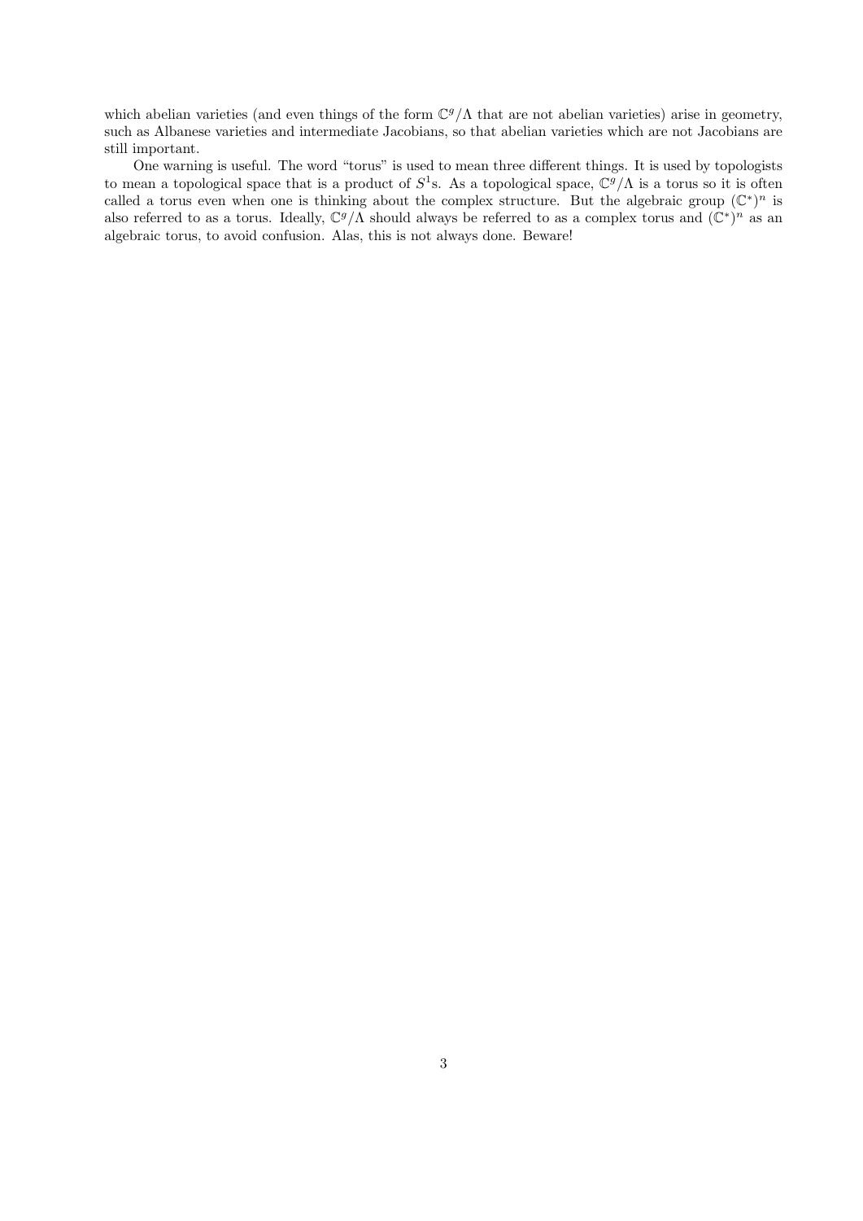which abelian varieties (and even things of the form $\mathbb{C}^g/\Lambda$ that are not abelian varieties) arise in geometry, such as Albanese varieties and intermediate Jacobians, so that abelian varieties which are not Jacobians are still important.

One warning is useful. The word "torus" is used to mean three different things. It is used by topologists to mean a topological space that is a product of $S^1$s. As a topological space, $\mathbb{C}^g/\Lambda$ is a torus so it is often called a torus even when one is thinking about the complex structure. But the algebraic group $(\mathbb{C}^*)^n$ is also referred to as a torus. Ideally, $\mathbb{C}^g/\Lambda$ should always be referred to as a complex torus and $(\mathbb{C}^*)^n$ as an algebraic torus, to avoid confusion. Alas, this is not always done. Beware!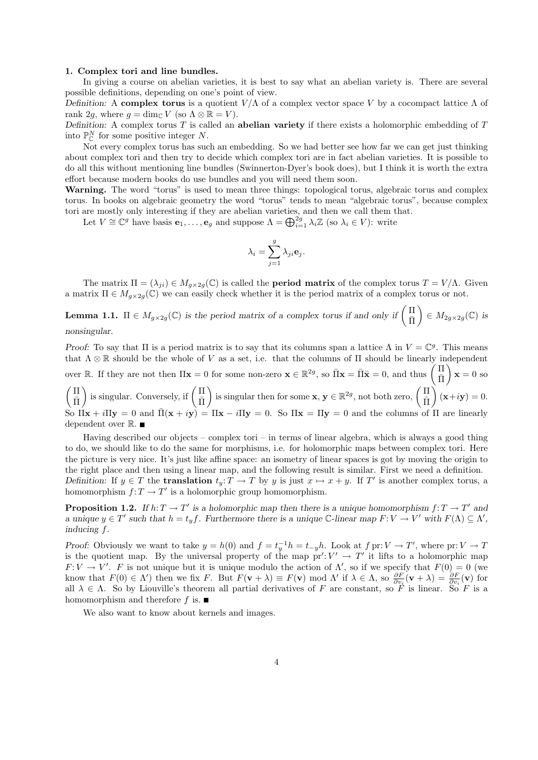**1. Complex tori and line bundles.**

In giving a course on abelian varieties, it is best to say what an abelian variety is. There are several possible definitions, depending on one's point of view.

*Definition:* A **complex torus** is a quotient $V/\Lambda$ of a complex vector space $V$ by a cocompact lattice $\Lambda$ of rank $2g$, where $g = \dim_{\mathbb{C}} V$ (so $\Lambda \otimes \mathbb{R} = V$).

*Definition:* A complex torus $T$ is called an **abelian variety** if there exists a holomorphic embedding of $T$ into $\mathbb{P}^N_{\mathbb{C}}$ for some positive integer $N$.

Not every complex torus has such an embedding. So we had better see how far we can get just thinking about complex tori and then try to decide which complex tori are in fact abelian varieties. It is possible to do all this without mentioning line bundles (Swinnerton-Dyer's book does), but I think it is worth the extra effort because modern books do use bundles and you will need them soon.

**Warning.** The word "torus" is used to mean three things: topological torus, algebraic torus and complex torus. In books on algebraic geometry the word "torus" tends to mean "algebraic torus", because complex tori are mostly only interesting if they are abelian varieties, and then we call them that.

Let $V \cong \mathbb{C}^g$ have basis $\mathbf{e}_1, \ldots, \mathbf{e}_g$ and suppose $\Lambda = \bigoplus_{i=1}^{2g} \lambda_i \mathbb{Z}$ (so $\lambda_i \in V$): write

$$\lambda_i = \sum_{j=1}^{g} \lambda_{ji} \mathbf{e}_j.$$

The matrix $\Pi = (\lambda_{ji}) \in M_{g \times 2g}(\mathbb{C})$ is called the **period matrix** of the complex torus $T = V/\Lambda$. Given a matrix $\Pi \in M_{g \times 2g}(\mathbb{C})$ we can easily check whether it is the period matrix of a complex torus or not.

**Lemma 1.1.** *$\Pi \in M_{g \times 2g}(\mathbb{C})$ is the period matrix of a complex torus if and only if $\begin{pmatrix} \Pi \\ \bar{\Pi} \end{pmatrix} \in M_{2g \times 2g}(\mathbb{C})$ is nonsingular.*

*Proof:* To say that $\Pi$ is a period matrix is to say that its columns span a lattice $\Lambda$ in $V = \mathbb{C}^g$. This means that $\Lambda \otimes \mathbb{R}$ should be the whole of $V$ as a set, i.e. that the columns of $\Pi$ should be linearly independent over $\mathbb{R}$. If they are not then $\Pi \mathbf{x} = 0$ for some non-zero $\mathbf{x} \in \mathbb{R}^{2g}$, so $\bar{\Pi}\mathbf{x} = \bar{\Pi}\bar{\mathbf{x}} = 0$, and thus $\begin{pmatrix} \Pi \\ \bar{\Pi} \end{pmatrix} \mathbf{x} = 0$ so $\begin{pmatrix} \Pi \\ \bar{\Pi} \end{pmatrix}$ is singular. Conversely, if $\begin{pmatrix} \Pi \\ \bar{\Pi} \end{pmatrix}$ is singular then for some $\mathbf{x}, \mathbf{y} \in \mathbb{R}^{2g}$, not both zero, $\begin{pmatrix} \Pi \\ \bar{\Pi} \end{pmatrix} (\mathbf{x} + i\mathbf{y}) = 0$. So $\Pi\mathbf{x} + i\Pi\mathbf{y} = 0$ and $\bar{\Pi}(\mathbf{x} + i\mathbf{y}) = \Pi\mathbf{x} - i\Pi\mathbf{y} = 0$. So $\Pi\mathbf{x} = \Pi\mathbf{y} = 0$ and the columns of $\Pi$ are linearly dependent over $\mathbb{R}$. ∎

Having described our objects – complex tori – in terms of linear algebra, which is always a good thing to do, we should like to do the same for morphisms, i.e. for holomorphic maps between complex tori. Here the picture is very nice. It's just like affine space: an isometry of linear spaces is got by moving the origin to the right place and then using a linear map, and the following result is similar. First we need a definition.

*Definition:* If $y \in T$ the **translation** $t_y : T \to T$ by $y$ is just $x \mapsto x + y$. If $T'$ is another complex torus, a homomorphism $f : T \to T'$ is a holomorphic group homomorphism.

**Proposition 1.2.** *If $h : T \to T'$ is a holomorphic map then there is a unique homomorphism $f : T \to T'$ and a unique $y \in T'$ such that $h = t_y f$. Furthermore there is a unique $\mathbb{C}$-linear map $F : V \to V'$ with $F(\Lambda) \subseteq \Lambda'$, inducing $f$.*

*Proof:* Obviously we want to take $y = h(0)$ and $f = t_y^{-1} h = t_{-y} h$. Look at $f\,\mathrm{pr} : V \to T'$, where $\mathrm{pr} : V \to T$ is the quotient map. By the universal property of the map $\mathrm{pr}' : V' \to T'$ it lifts to a holomorphic map $F : V \to V'$. $F$ is not unique but it is unique modulo the action of $\Lambda'$, so if we specify that $F(0) = 0$ (we know that $F(0) \in \Lambda'$) then we fix $F$. But $F(\mathbf{v} + \lambda) \equiv F(\mathbf{v}) \bmod \Lambda'$ if $\lambda \in \Lambda$, so $\frac{\partial F}{\partial v_i}(\mathbf{v} + \lambda) = \frac{\partial F}{\partial v_i}(\mathbf{v})$ for all $\lambda \in \Lambda$. So by Liouville's theorem all partial derivatives of $F$ are constant, so $F$ is linear. So $F$ is a homomorphism and therefore $f$ is. ∎

We also want to know about kernels and images.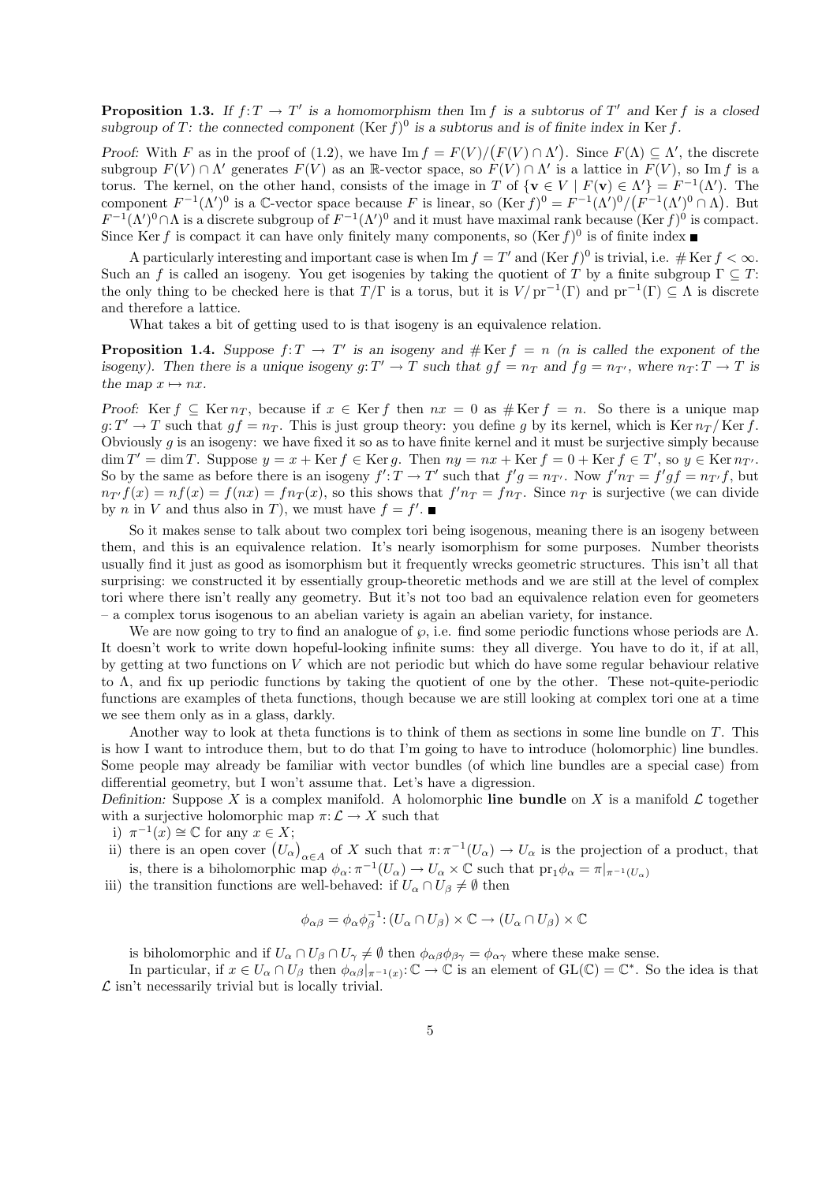**Proposition 1.3.** *If $f: T \to T'$ is a homomorphism then $\operatorname{Im} f$ is a subtorus of $T'$ and $\operatorname{Ker} f$ is a closed subgroup of $T$: the connected component $(\operatorname{Ker} f)^0$ is a subtorus and is of finite index in $\operatorname{Ker} f$.*

*Proof:* With $F$ as in the proof of (1.2), we have $\operatorname{Im} f = F(V)/\bigl(F(V) \cap \Lambda'\bigr)$. Since $F(\Lambda) \subseteq \Lambda'$, the discrete subgroup $F(V) \cap \Lambda'$ generates $F(V)$ as an $\mathbb{R}$-vector space, so $F(V) \cap \Lambda'$ is a lattice in $F(V)$, so $\operatorname{Im} f$ is a torus. The kernel, on the other hand, consists of the image in $T$ of $\{\mathbf{v} \in V \mid F(\mathbf{v}) \in \Lambda'\} = F^{-1}(\Lambda')$. The component $F^{-1}(\Lambda')^0$ is a $\mathbb{C}$-vector space because $F$ is linear, so $(\operatorname{Ker} f)^0 = F^{-1}(\Lambda')^0/\bigl(F^{-1}(\Lambda')^0 \cap \Lambda\bigr)$. But $F^{-1}(\Lambda')^0 \cap \Lambda$ is a discrete subgroup of $F^{-1}(\Lambda')^0$ and it must have maximal rank because $(\operatorname{Ker} f)^0$ is compact. Since $\operatorname{Ker} f$ is compact it can have only finitely many components, so $(\operatorname{Ker} f)^0$ is of finite index ■

A particularly interesting and important case is when $\operatorname{Im} f = T'$ and $(\operatorname{Ker} f)^0$ is trivial, i.e. $\#\operatorname{Ker} f < \infty$. Such an $f$ is called an isogeny. You get isogenies by taking the quotient of $T$ by a finite subgroup $\Gamma \subseteq T$: the only thing to be checked here is that $T/\Gamma$ is a torus, but it is $V/\operatorname{pr}^{-1}(\Gamma)$ and $\operatorname{pr}^{-1}(\Gamma) \subseteq \Lambda$ is discrete and therefore a lattice.

What takes a bit of getting used to is that isogeny is an equivalence relation.

**Proposition 1.4.** *Suppose $f: T \to T'$ is an isogeny and $\#\operatorname{Ker} f = n$ ($n$ is called the exponent of the isogeny). Then there is a unique isogeny $g: T' \to T$ such that $gf = n_T$ and $fg = n_{T'}$, where $n_T: T \to T$ is the map $x \mapsto nx$.*

*Proof:* $\operatorname{Ker} f \subseteq \operatorname{Ker} n_T$, because if $x \in \operatorname{Ker} f$ then $nx = 0$ as $\#\operatorname{Ker} f = n$. So there is a unique map $g: T' \to T$ such that $gf = n_T$. This is just group theory: you define $g$ by its kernel, which is $\operatorname{Ker} n_T/\operatorname{Ker} f$. Obviously $g$ is an isogeny: we have fixed it so as to have finite kernel and it must be surjective simply because $\dim T' = \dim T$. Suppose $y = x + \operatorname{Ker} f \in \operatorname{Ker} g$. Then $ny = nx + \operatorname{Ker} f = 0 + \operatorname{Ker} f \in T'$, so $y \in \operatorname{Ker} n_{T'}$. So by the same as before there is an isogeny $f': T \to T'$ such that $f'g = n_{T'}$. Now $f'n_T = f'gf = n_{T'}f$, but $n_{T'}f(x) = nf(x) = f(nx) = fn_T(x)$, so this shows that $f'n_T = fn_T$. Since $n_T$ is surjective (we can divide by $n$ in $V$ and thus also in $T$), we must have $f = f'$. ■

So it makes sense to talk about two complex tori being isogenous, meaning there is an isogeny between them, and this is an equivalence relation. It's nearly isomorphism for some purposes. Number theorists usually find it just as good as isomorphism but it frequently wrecks geometric structures. This isn't all that surprising: we constructed it by essentially group-theoretic methods and we are still at the level of complex tori where there isn't really any geometry. But it's not too bad an equivalence relation even for geometers – a complex torus isogenous to an abelian variety is again an abelian variety, for instance.

We are now going to try to find an analogue of $\wp$, i.e. find some periodic functions whose periods are $\Lambda$. It doesn't work to write down hopeful-looking infinite sums: they all diverge. You have to do it, if at all, by getting at two functions on $V$ which are not periodic but which do have some regular behaviour relative to $\Lambda$, and fix up periodic functions by taking the quotient of one by the other. These not-quite-periodic functions are examples of theta functions, though because we are still looking at complex tori one at a time we see them only as in a glass, darkly.

Another way to look at theta functions is to think of them as sections in some line bundle on $T$. This is how I want to introduce them, but to do that I'm going to have to introduce (holomorphic) line bundles. Some people may already be familiar with vector bundles (of which line bundles are a special case) from differential geometry, but I won't assume that. Let's have a digression.

*Definition:* Suppose $X$ is a complex manifold. A holomorphic **line bundle** on $X$ is a manifold $\mathcal{L}$ together with a surjective holomorphic map $\pi: \mathcal{L} \to X$ such that

i) $\pi^{-1}(x) \cong \mathbb{C}$ for any $x \in X$;

ii) there is an open cover $\bigl(U_\alpha\bigr)_{\alpha \in A}$ of $X$ such that $\pi: \pi^{-1}(U_\alpha) \to U_\alpha$ is the projection of a product, that is, there is a biholomorphic map $\phi_\alpha: \pi^{-1}(U_\alpha) \to U_\alpha \times \mathbb{C}$ such that $\operatorname{pr}_1 \phi_\alpha = \pi|_{\pi^{-1}(U_\alpha)}$

iii) the transition functions are well-behaved: if $U_\alpha \cap U_\beta \neq \emptyset$ then

$$\phi_{\alpha\beta} = \phi_\alpha \phi_\beta^{-1}: (U_\alpha \cap U_\beta) \times \mathbb{C} \to (U_\alpha \cap U_\beta) \times \mathbb{C}$$

is biholomorphic and if $U_\alpha \cap U_\beta \cap U_\gamma \neq \emptyset$ then $\phi_{\alpha\beta}\phi_{\beta\gamma} = \phi_{\alpha\gamma}$ where these make sense.

In particular, if $x \in U_\alpha \cap U_\beta$ then $\phi_{\alpha\beta}|_{\pi^{-1}(x)}: \mathbb{C} \to \mathbb{C}$ is an element of $\mathrm{GL}(\mathbb{C}) = \mathbb{C}^*$. So the idea is that $\mathcal{L}$ isn't necessarily trivial but is locally trivial.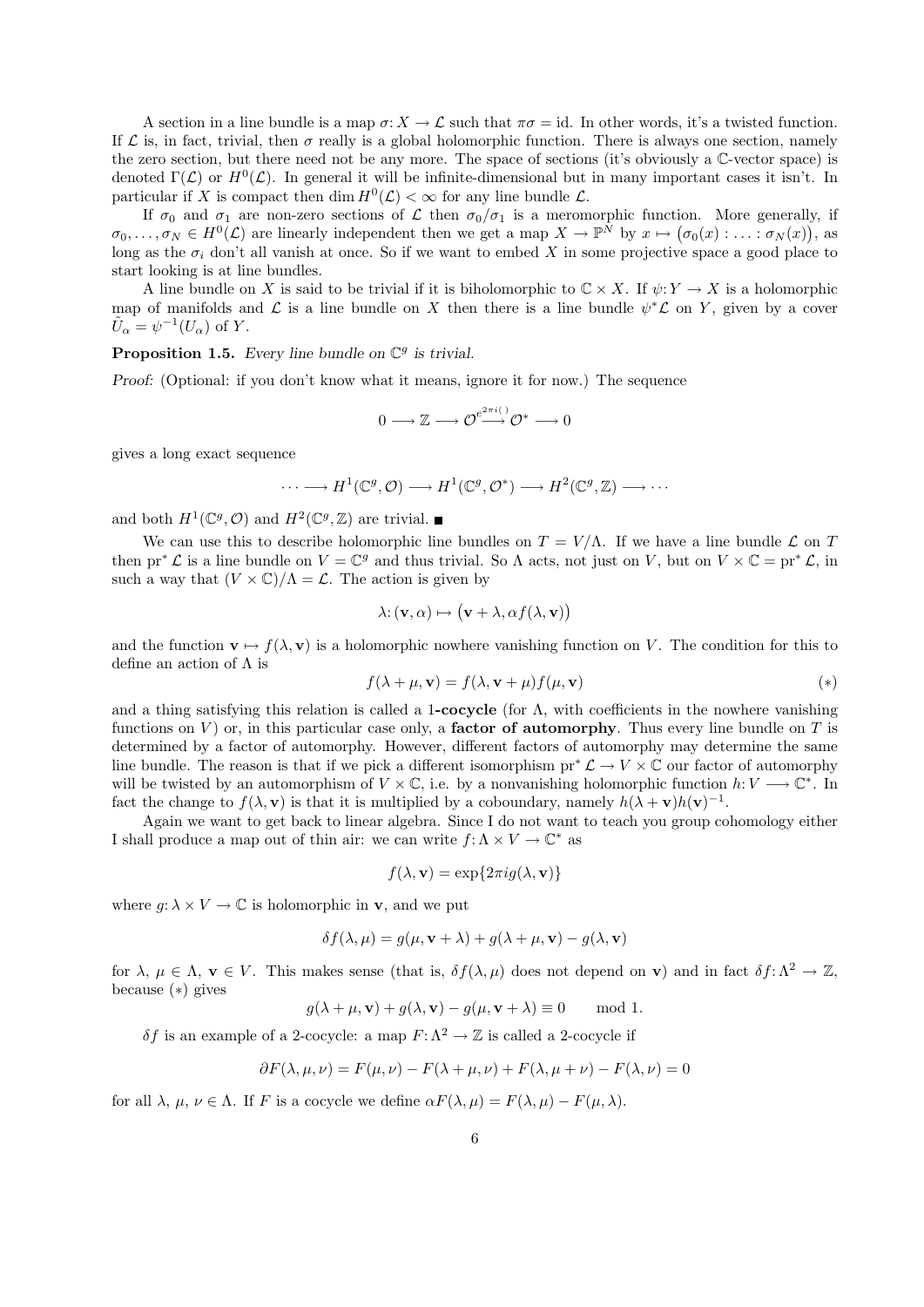A section in a line bundle is a map $\sigma: X \to \mathcal{L}$ such that $\pi\sigma = \mathrm{id}$. In other words, it's a twisted function. If $\mathcal{L}$ is, in fact, trivial, then $\sigma$ really is a global holomorphic function. There is always one section, namely the zero section, but there need not be any more. The space of sections (it's obviously a $\mathbb{C}$-vector space) is denoted $\Gamma(\mathcal{L})$ or $H^0(\mathcal{L})$. In general it will be infinite-dimensional but in many important cases it isn't. In particular if $X$ is compact then $\dim H^0(\mathcal{L}) < \infty$ for any line bundle $\mathcal{L}$.

If $\sigma_0$ and $\sigma_1$ are non-zero sections of $\mathcal{L}$ then $\sigma_0/\sigma_1$ is a meromorphic function. More generally, if $\sigma_0, \ldots, \sigma_N \in H^0(\mathcal{L})$ are linearly independent then we get a map $X \to \mathbb{P}^N$ by $x \mapsto (\sigma_0(x) : \ldots : \sigma_N(x))$, as long as the $\sigma_i$ don't all vanish at once. So if we want to embed $X$ in some projective space a good place to start looking is at line bundles.

A line bundle on $X$ is said to be trivial if it is biholomorphic to $\mathbb{C} \times X$. If $\psi: Y \to X$ is a holomorphic map of manifolds and $\mathcal{L}$ is a line bundle on $X$ then there is a line bundle $\psi^*\mathcal{L}$ on $Y$, given by a cover $\tilde{U}_\alpha = \psi^{-1}(U_\alpha)$ of $Y$.

**Proposition 1.5.** *Every line bundle on* $\mathbb{C}^g$ *is trivial.*

*Proof:* (Optional: if you don't know what it means, ignore it for now.) The sequence

$$0 \longrightarrow \mathbb{Z} \longrightarrow \mathcal{O} \stackrel{e^{2\pi i(\,)}}{\longrightarrow} \mathcal{O}^* \longrightarrow 0$$

gives a long exact sequence

$$\cdots \longrightarrow H^1(\mathbb{C}^g, \mathcal{O}) \longrightarrow H^1(\mathbb{C}^g, \mathcal{O}^*) \longrightarrow H^2(\mathbb{C}^g, \mathbb{Z}) \longrightarrow \cdots$$

and both $H^1(\mathbb{C}^g, \mathcal{O})$ and $H^2(\mathbb{C}^g, \mathbb{Z})$ are trivial. ∎

We can use this to describe holomorphic line bundles on $T = V/\Lambda$. If we have a line bundle $\mathcal{L}$ on $T$ then $\mathrm{pr}^*\mathcal{L}$ is a line bundle on $V = \mathbb{C}^g$ and thus trivial. So $\Lambda$ acts, not just on $V$, but on $V \times \mathbb{C} = \mathrm{pr}^*\mathcal{L}$, in such a way that $(V \times \mathbb{C})/\Lambda = \mathcal{L}$. The action is given by

$$\lambda: (\mathbf{v}, \alpha) \mapsto \big(\mathbf{v} + \lambda, \alpha f(\lambda, \mathbf{v})\big)$$

and the function $\mathbf{v} \mapsto f(\lambda, \mathbf{v})$ is a holomorphic nowhere vanishing function on $V$. The condition for this to define an action of $\Lambda$ is

$$f(\lambda + \mu, \mathbf{v}) = f(\lambda, \mathbf{v} + \mu) f(\mu, \mathbf{v}) \qquad (*)$$

and a thing satisfying this relation is called a **1-cocycle** (for $\Lambda$, with coefficients in the nowhere vanishing functions on $V$) or, in this particular case only, a **factor of automorphy**. Thus every line bundle on $T$ is determined by a factor of automorphy. However, different factors of automorphy may determine the same line bundle. The reason is that if we pick a different isomorphism $\mathrm{pr}^*\mathcal{L} \to V \times \mathbb{C}$ our factor of automorphy will be twisted by an automorphism of $V \times \mathbb{C}$, i.e. by a nonvanishing holomorphic function $h: V \longrightarrow \mathbb{C}^*$. In fact the change to $f(\lambda, \mathbf{v})$ is that it is multiplied by a coboundary, namely $h(\lambda + \mathbf{v})h(\mathbf{v})^{-1}$.

Again we want to get back to linear algebra. Since I do not want to teach you group cohomology either I shall produce a map out of thin air: we can write $f: \Lambda \times V \to \mathbb{C}^*$ as

$$f(\lambda, \mathbf{v}) = \exp\{2\pi i g(\lambda, \mathbf{v})\}$$

where $g: \lambda \times V \to \mathbb{C}$ is holomorphic in $\mathbf{v}$, and we put

$$\delta f(\lambda, \mu) = g(\mu, \mathbf{v} + \lambda) + g(\lambda + \mu, \mathbf{v}) - g(\lambda, \mathbf{v})$$

for $\lambda$, $\mu \in \Lambda$, $\mathbf{v} \in V$. This makes sense (that is, $\delta f(\lambda, \mu)$ does not depend on $\mathbf{v}$) and in fact $\delta f: \Lambda^2 \to \mathbb{Z}$, because $(*)$ gives

$$g(\lambda + \mu, \mathbf{v}) + g(\lambda, \mathbf{v}) - g(\mu, \mathbf{v} + \lambda) \equiv 0 \qquad \mathrm{mod}\ 1.$$

$\delta f$ is an example of a 2-cocycle: a map $F: \Lambda^2 \to \mathbb{Z}$ is called a 2-cocycle if

$$\partial F(\lambda, \mu, \nu) = F(\mu, \nu) - F(\lambda + \mu, \nu) + F(\lambda, \mu + \nu) - F(\lambda, \nu) = 0$$

for all $\lambda$, $\mu$, $\nu \in \Lambda$. If $F$ is a cocycle we define $\alpha F(\lambda, \mu) = F(\lambda, \mu) - F(\mu, \lambda)$.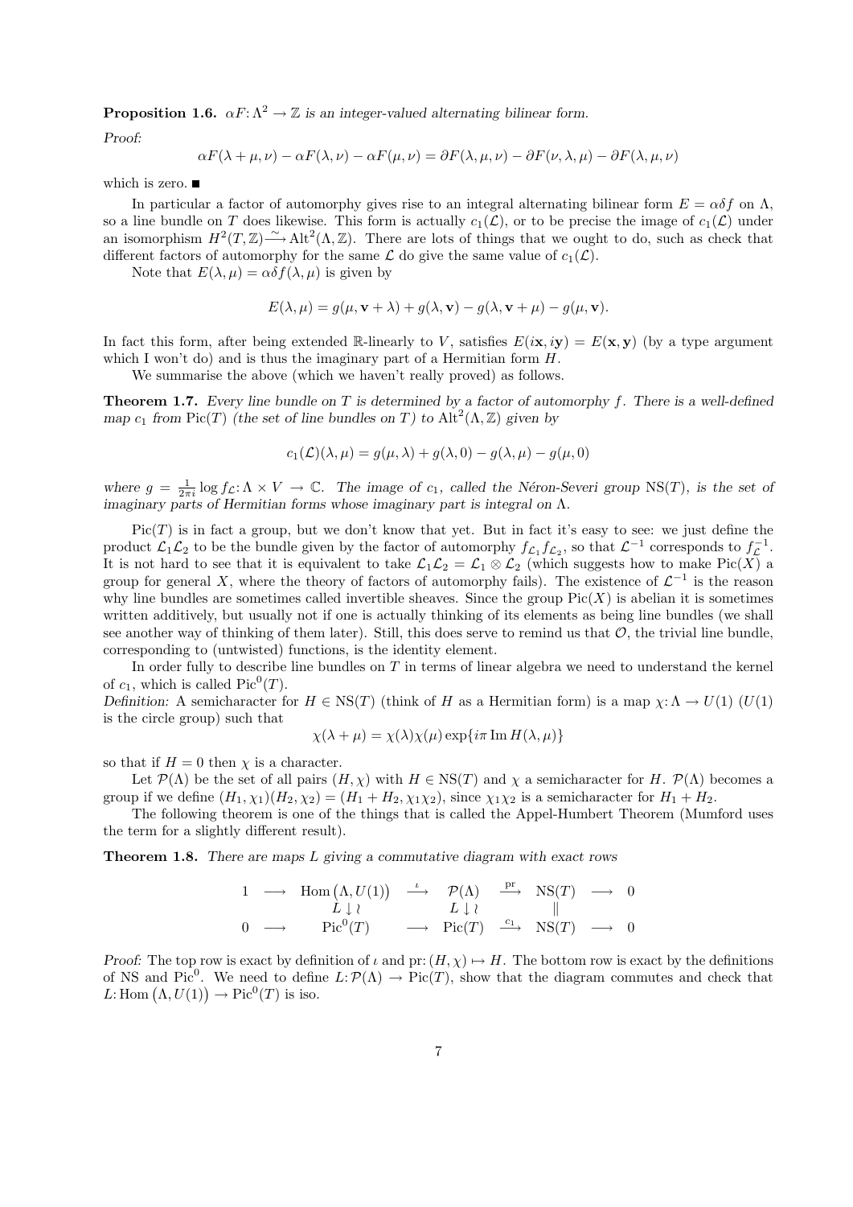**Proposition 1.6.** *$\alpha F \colon \Lambda^2 \to \mathbb{Z}$ is an integer-valued alternating bilinear form.*

*Proof:*

$$\alpha F(\lambda + \mu, \nu) - \alpha F(\lambda, \nu) - \alpha F(\mu, \nu) = \partial F(\lambda, \mu, \nu) - \partial F(\nu, \lambda, \mu) - \partial F(\lambda, \mu, \nu)$$

which is zero. ■

In particular a factor of automorphy gives rise to an integral alternating bilinear form $E = \alpha\delta f$ on $\Lambda$, so a line bundle on $T$ does likewise. This form is actually $c_1(\mathcal{L})$, or to be precise the image of $c_1(\mathcal{L})$ under an isomorphism $H^2(T, \mathbb{Z}) \xrightarrow{\sim} \mathrm{Alt}^2(\Lambda, \mathbb{Z})$. There are lots of things that we ought to do, such as check that different factors of automorphy for the same $\mathcal{L}$ do give the same value of $c_1(\mathcal{L})$.

Note that $E(\lambda, \mu) = \alpha\delta f(\lambda, \mu)$ is given by

$$E(\lambda, \mu) = g(\mu, \mathbf{v} + \lambda) + g(\lambda, \mathbf{v}) - g(\lambda, \mathbf{v} + \mu) - g(\mu, \mathbf{v}).$$

In fact this form, after being extended $\mathbb{R}$-linearly to $V$, satisfies $E(i\mathbf{x}, i\mathbf{y}) = E(\mathbf{x}, \mathbf{y})$ (by a type argument which I won't do) and is thus the imaginary part of a Hermitian form $H$.

We summarise the above (which we haven't really proved) as follows.

**Theorem 1.7.** *Every line bundle on $T$ is determined by a factor of automorphy $f$. There is a well-defined map $c_1$ from $\mathrm{Pic}(T)$ (the set of line bundles on $T$) to $\mathrm{Alt}^2(\Lambda, \mathbb{Z})$ given by*

$$c_1(\mathcal{L})(\lambda, \mu) = g(\mu, \lambda) + g(\lambda, 0) - g(\lambda, \mu) - g(\mu, 0)$$

*where $g = \frac{1}{2\pi i} \log f_{\mathcal{L}} \colon \Lambda \times V \to \mathbb{C}$. The image of $c_1$, called the Néron-Severi group $\mathrm{NS}(T)$, is the set of imaginary parts of Hermitian forms whose imaginary part is integral on $\Lambda$.*

$\mathrm{Pic}(T)$ is in fact a group, but we don't know that yet. But in fact it's easy to see: we just define the product $\mathcal{L}_1\mathcal{L}_2$ to be the bundle given by the factor of automorphy $f_{\mathcal{L}_1} f_{\mathcal{L}_2}$, so that $\mathcal{L}^{-1}$ corresponds to $f_{\mathcal{L}}^{-1}$. It is not hard to see that it is equivalent to take $\mathcal{L}_1\mathcal{L}_2 = \mathcal{L}_1 \otimes \mathcal{L}_2$ (which suggests how to make $\mathrm{Pic}(X)$ a group for general $X$, where the theory of factors of automorphy fails). The existence of $\mathcal{L}^{-1}$ is the reason why line bundles are sometimes called invertible sheaves. Since the group $\mathrm{Pic}(X)$ is abelian it is sometimes written additively, but usually not if one is actually thinking of its elements as being line bundles (we shall see another way of thinking of them later). Still, this does serve to remind us that $\mathcal{O}$, the trivial line bundle, corresponding to (untwisted) functions, is the identity element.

In order fully to describe line bundles on $T$ in terms of linear algebra we need to understand the kernel of $c_1$, which is called $\mathrm{Pic}^0(T)$.

*Definition:* A semicharacter for $H \in \mathrm{NS}(T)$ (think of $H$ as a Hermitian form) is a map $\chi \colon \Lambda \to U(1)$ ($U(1)$ is the circle group) such that

$$\chi(\lambda + \mu) = \chi(\lambda)\chi(\mu) \exp\{i\pi \operatorname{Im} H(\lambda, \mu)\}$$

so that if $H = 0$ then $\chi$ is a character.

Let $\mathcal{P}(\Lambda)$ be the set of all pairs $(H, \chi)$ with $H \in \mathrm{NS}(T)$ and $\chi$ a semicharacter for $H$. $\mathcal{P}(\Lambda)$ becomes a group if we define $(H_1, \chi_1)(H_2, \chi_2) = (H_1 + H_2, \chi_1\chi_2)$, since $\chi_1\chi_2$ is a semicharacter for $H_1 + H_2$.

The following theorem is one of the things that is called the Appel-Humbert Theorem (Mumford uses the term for a slightly different result).

**Theorem 1.8.** *There are maps $L$ giving a commutative diagram with exact rows*

$$\begin{array}{ccccccccc}
1 & \longrightarrow & \mathrm{Hom}\big(\Lambda, U(1)\big) & \xrightarrow{\iota} & \mathcal{P}(\Lambda) & \xrightarrow{\mathrm{pr}} & \mathrm{NS}(T) & \longrightarrow & 0 \\
 & & L \downarrow \wr & & L \downarrow \wr & & \| & & \\
0 & \longrightarrow & \mathrm{Pic}^0(T) & \longrightarrow & \mathrm{Pic}(T) & \xrightarrow{c_1} & \mathrm{NS}(T) & \longrightarrow & 0
\end{array}$$

*Proof:* The top row is exact by definition of $\iota$ and $\mathrm{pr} \colon (H, \chi) \mapsto H$. The bottom row is exact by the definitions of NS and $\mathrm{Pic}^0$. We need to define $L \colon \mathcal{P}(\Lambda) \to \mathrm{Pic}(T)$, show that the diagram commutes and check that $L \colon \mathrm{Hom}\big(\Lambda, U(1)\big) \to \mathrm{Pic}^0(T)$ is iso.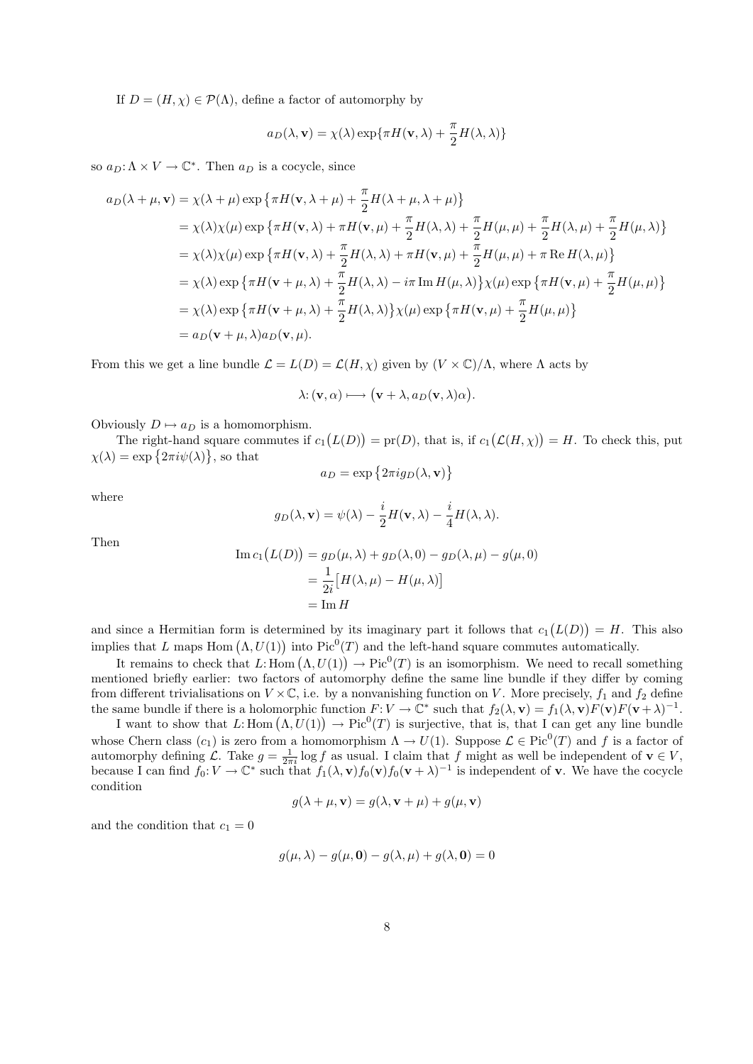If $D = (H, \chi) \in \mathcal{P}(\Lambda)$, define a factor of automorphy by

$$a_D(\lambda, \mathbf{v}) = \chi(\lambda) \exp\{\pi H(\mathbf{v}, \lambda) + \frac{\pi}{2} H(\lambda, \lambda)\}$$

so $a_D \colon \Lambda \times V \to \mathbb{C}^*$. Then $a_D$ is a cocycle, since

$$\begin{aligned}
a_D(\lambda + \mu, \mathbf{v}) &= \chi(\lambda + \mu) \exp\left\{\pi H(\mathbf{v}, \lambda + \mu) + \frac{\pi}{2} H(\lambda + \mu, \lambda + \mu)\right\} \\
&= \chi(\lambda)\chi(\mu) \exp\left\{\pi H(\mathbf{v}, \lambda) + \pi H(\mathbf{v}, \mu) + \frac{\pi}{2} H(\lambda, \lambda) + \frac{\pi}{2} H(\mu, \mu) + \frac{\pi}{2} H(\lambda, \mu) + \frac{\pi}{2} H(\mu, \lambda)\right\} \\
&= \chi(\lambda)\chi(\mu) \exp\left\{\pi H(\mathbf{v}, \lambda) + \frac{\pi}{2} H(\lambda, \lambda) + \pi H(\mathbf{v}, \mu) + \frac{\pi}{2} H(\mu, \mu) + \pi \operatorname{Re} H(\lambda, \mu)\right\} \\
&= \chi(\lambda) \exp\left\{\pi H(\mathbf{v} + \mu, \lambda) + \frac{\pi}{2} H(\lambda, \lambda) - i\pi \operatorname{Im} H(\mu, \lambda)\right\} \chi(\mu) \exp\left\{\pi H(\mathbf{v}, \mu) + \frac{\pi}{2} H(\mu, \mu)\right\} \\
&= \chi(\lambda) \exp\left\{\pi H(\mathbf{v} + \mu, \lambda) + \frac{\pi}{2} H(\lambda, \lambda)\right\} \chi(\mu) \exp\left\{\pi H(\mathbf{v}, \mu) + \frac{\pi}{2} H(\mu, \mu)\right\} \\
&= a_D(\mathbf{v} + \mu, \lambda) a_D(\mathbf{v}, \mu).
\end{aligned}$$

From this we get a line bundle $\mathcal{L} = L(D) = \mathcal{L}(H, \chi)$ given by $(V \times \mathbb{C})/\Lambda$, where $\Lambda$ acts by

$$\lambda \colon (\mathbf{v}, \alpha) \longmapsto \left(\mathbf{v} + \lambda, a_D(\mathbf{v}, \lambda)\alpha\right).$$

Obviously $D \mapsto a_D$ is a homomorphism.

The right-hand square commutes if $c_1\left(L(D)\right) = \operatorname{pr}(D)$, that is, if $c_1\left(\mathcal{L}(H, \chi)\right) = H$. To check this, put $\chi(\lambda) = \exp\left\{2\pi i \psi(\lambda)\right\}$, so that

$$a_D = \exp\left\{2\pi i g_D(\lambda, \mathbf{v})\right\}$$

where

$$g_D(\lambda, \mathbf{v}) = \psi(\lambda) - \frac{i}{2} H(\mathbf{v}, \lambda) - \frac{i}{4} H(\lambda, \lambda).$$

Then

$$\begin{aligned}
\operatorname{Im} c_1\left(L(D)\right) &= g_D(\mu, \lambda) + g_D(\lambda, 0) - g_D(\lambda, \mu) - g(\mu, 0) \\
&= \frac{1}{2i}\left[H(\lambda, \mu) - H(\mu, \lambda)\right] \\
&= \operatorname{Im} H
\end{aligned}$$

and since a Hermitian form is determined by its imaginary part it follows that $c_1\left(L(D)\right) = H$. This also implies that $L$ maps $\operatorname{Hom}\left(\Lambda, U(1)\right)$ into $\operatorname{Pic}^0(T)$ and the left-hand square commutes automatically.

It remains to check that $L \colon \operatorname{Hom}\left(\Lambda, U(1)\right) \to \operatorname{Pic}^0(T)$ is an isomorphism. We need to recall something mentioned briefly earlier: two factors of automorphy define the same line bundle if they differ by coming from different trivialisations on $V \times \mathbb{C}$, i.e. by a nonvanishing function on $V$. More precisely, $f_1$ and $f_2$ define the same bundle if there is a holomorphic function $F \colon V \to \mathbb{C}^*$ such that $f_2(\lambda, \mathbf{v}) = f_1(\lambda, \mathbf{v}) F(\mathbf{v}) F(\mathbf{v} + \lambda)^{-1}$.

I want to show that $L \colon \operatorname{Hom}\left(\Lambda, U(1)\right) \to \operatorname{Pic}^0(T)$ is surjective, that is, that I can get any line bundle whose Chern class ($c_1$) is zero from a homomorphism $\Lambda \to U(1)$. Suppose $\mathcal{L} \in \operatorname{Pic}^0(T)$ and $f$ is a factor of automorphy defining $\mathcal{L}$. Take $g = \frac{1}{2\pi i} \log f$ as usual. I claim that $f$ might as well be independent of $\mathbf{v} \in V$, because I can find $f_0 \colon V \to \mathbb{C}^*$ such that $f_1(\lambda, \mathbf{v}) f_0(\mathbf{v}) f_0(\mathbf{v} + \lambda)^{-1}$ is independent of $\mathbf{v}$. We have the cocycle condition

$$g(\lambda + \mu, \mathbf{v}) = g(\lambda, \mathbf{v} + \mu) + g(\mu, \mathbf{v})$$

and the condition that $c_1 = 0$

$$g(\mu, \lambda) - g(\mu, \mathbf{0}) - g(\lambda, \mu) + g(\lambda, \mathbf{0}) = 0$$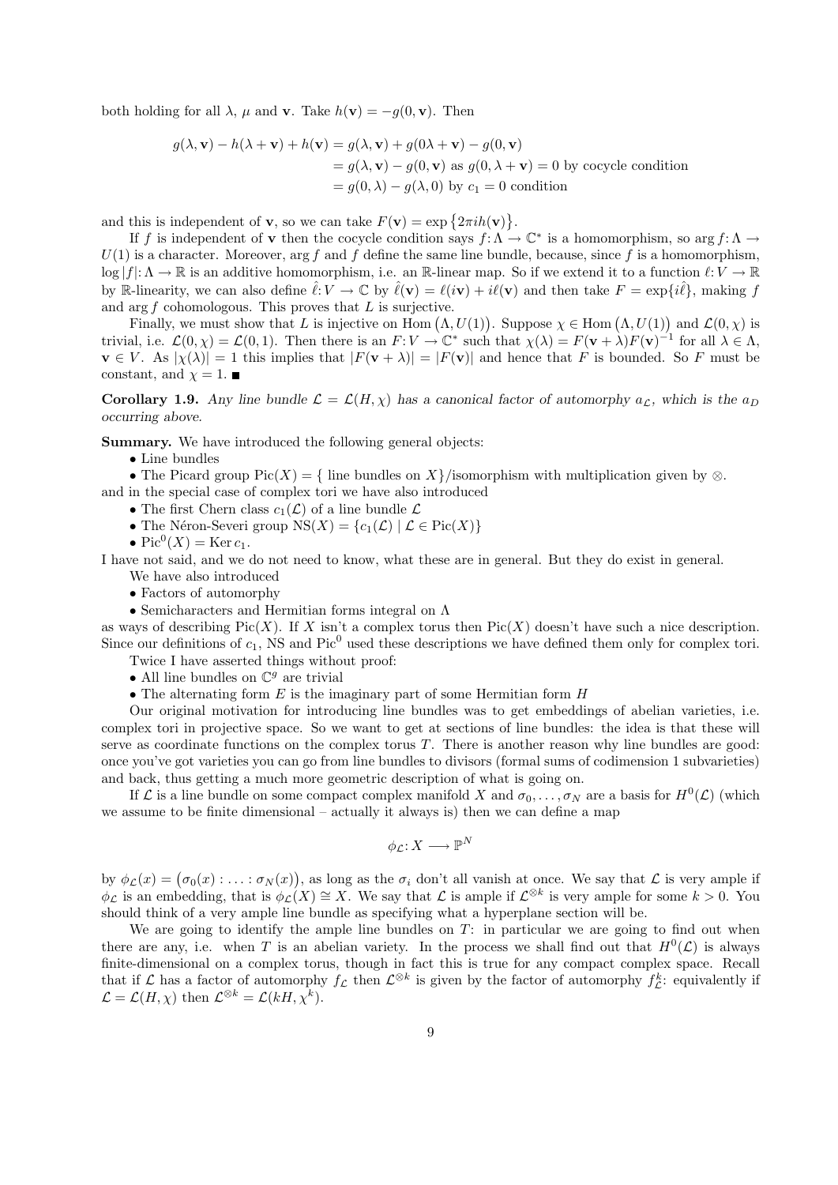both holding for all $\lambda$, $\mu$ and $\mathbf{v}$. Take $h(\mathbf{v}) = -g(0, \mathbf{v})$. Then

$$\begin{aligned}
g(\lambda, \mathbf{v}) - h(\lambda + \mathbf{v}) + h(\mathbf{v}) &= g(\lambda, \mathbf{v}) + g(0\lambda + \mathbf{v}) - g(0, \mathbf{v}) \\
&= g(\lambda, \mathbf{v}) - g(0, \mathbf{v}) \text{ as } g(0, \lambda + \mathbf{v}) = 0 \text{ by cocycle condition} \\
&= g(0, \lambda) - g(\lambda, 0) \text{ by } c_1 = 0 \text{ condition}
\end{aligned}$$

and this is independent of $\mathbf{v}$, so we can take $F(\mathbf{v}) = \exp\{2\pi i h(\mathbf{v})\}$.

If $f$ is independent of $\mathbf{v}$ then the cocycle condition says $f\colon \Lambda \to \mathbb{C}^*$ is a homomorphism, so $\arg f\colon \Lambda \to U(1)$ is a character. Moreover, $\arg f$ and $f$ define the same line bundle, because, since $f$ is a homomorphism, $\log|f|\colon \Lambda \to \mathbb{R}$ is an additive homomorphism, i.e. an $\mathbb{R}$-linear map. So if we extend it to a function $\ell\colon V \to \mathbb{R}$ by $\mathbb{R}$-linearity, we can also define $\hat{\ell}\colon V \to \mathbb{C}$ by $\hat{\ell}(\mathbf{v}) = \ell(i\mathbf{v}) + i\ell(\mathbf{v})$ and then take $F = \exp\{i\hat{\ell}\}$, making $f$ and $\arg f$ cohomologous. This proves that $L$ is surjective.

Finally, we must show that $L$ is injective on $\operatorname{Hom}(\Lambda, U(1))$. Suppose $\chi \in \operatorname{Hom}(\Lambda, U(1))$ and $\mathcal{L}(0, \chi)$ is trivial, i.e. $\mathcal{L}(0, \chi) = \mathcal{L}(0, 1)$. Then there is an $F\colon V \to \mathbb{C}^*$ such that $\chi(\lambda) = F(\mathbf{v} + \lambda)F(\mathbf{v})^{-1}$ for all $\lambda \in \Lambda$, $\mathbf{v} \in V$. As $|\chi(\lambda)| = 1$ this implies that $|F(\mathbf{v} + \lambda)| = |F(\mathbf{v})|$ and hence that $F$ is bounded. So $F$ must be constant, and $\chi = 1$. ■

**Corollary 1.9.** *Any line bundle $\mathcal{L} = \mathcal{L}(H, \chi)$ has a canonical factor of automorphy $a_{\mathcal{L}}$, which is the $a_D$ occurring above.*

**Summary.** We have introduced the following general objects:

- Line bundles
- The Picard group $\operatorname{Pic}(X) = \{$ line bundles on $X\}/$isomorphism with multiplication given by $\otimes$.

and in the special case of complex tori we have also introduced

- The first Chern class $c_1(\mathcal{L})$ of a line bundle $\mathcal{L}$
- The Néron-Severi group $\operatorname{NS}(X) = \{c_1(\mathcal{L}) \mid \mathcal{L} \in \operatorname{Pic}(X)\}$
- $\operatorname{Pic}^0(X) = \operatorname{Ker} c_1$.

I have not said, and we do not need to know, what these are in general. But they do exist in general.

We have also introduced

- Factors of automorphy
- Semicharacters and Hermitian forms integral on $\Lambda$

as ways of describing $\operatorname{Pic}(X)$. If $X$ isn't a complex torus then $\operatorname{Pic}(X)$ doesn't have such a nice description. Since our definitions of $c_1$, NS and $\operatorname{Pic}^0$ used these descriptions we have defined them only for complex tori.

Twice I have asserted things without proof:

- All line bundles on $\mathbb{C}^g$ are trivial
- The alternating form $E$ is the imaginary part of some Hermitian form $H$

Our original motivation for introducing line bundles was to get embeddings of abelian varieties, i.e. complex tori in projective space. So we want to get at sections of line bundles: the idea is that these will serve as coordinate functions on the complex torus $T$. There is another reason why line bundles are good: once you've got varieties you can go from line bundles to divisors (formal sums of codimension 1 subvarieties) and back, thus getting a much more geometric description of what is going on.

If $\mathcal{L}$ is a line bundle on some compact complex manifold $X$ and $\sigma_0, \ldots, \sigma_N$ are a basis for $H^0(\mathcal{L})$ (which we assume to be finite dimensional – actually it always is) then we can define a map

$$\phi_{\mathcal{L}}\colon X \longrightarrow \mathbb{P}^N$$

by $\phi_{\mathcal{L}}(x) = (\sigma_0(x) : \ldots : \sigma_N(x))$, as long as the $\sigma_i$ don't all vanish at once. We say that $\mathcal{L}$ is very ample if $\phi_{\mathcal{L}}$ is an embedding, that is $\phi_{\mathcal{L}}(X) \cong X$. We say that $\mathcal{L}$ is ample if $\mathcal{L}^{\otimes k}$ is very ample for some $k > 0$. You should think of a very ample line bundle as specifying what a hyperplane section will be.

We are going to identify the ample line bundles on $T$: in particular we are going to find out when there are any, i.e. when $T$ is an abelian variety. In the process we shall find out that $H^0(\mathcal{L})$ is always finite-dimensional on a complex torus, though in fact this is true for any compact complex space. Recall that if $\mathcal{L}$ has a factor of automorphy $f_{\mathcal{L}}$ then $\mathcal{L}^{\otimes k}$ is given by the factor of automorphy $f_{\mathcal{L}}^k$: equivalently if $\mathcal{L} = \mathcal{L}(H, \chi)$ then $\mathcal{L}^{\otimes k} = \mathcal{L}(kH, \chi^k)$.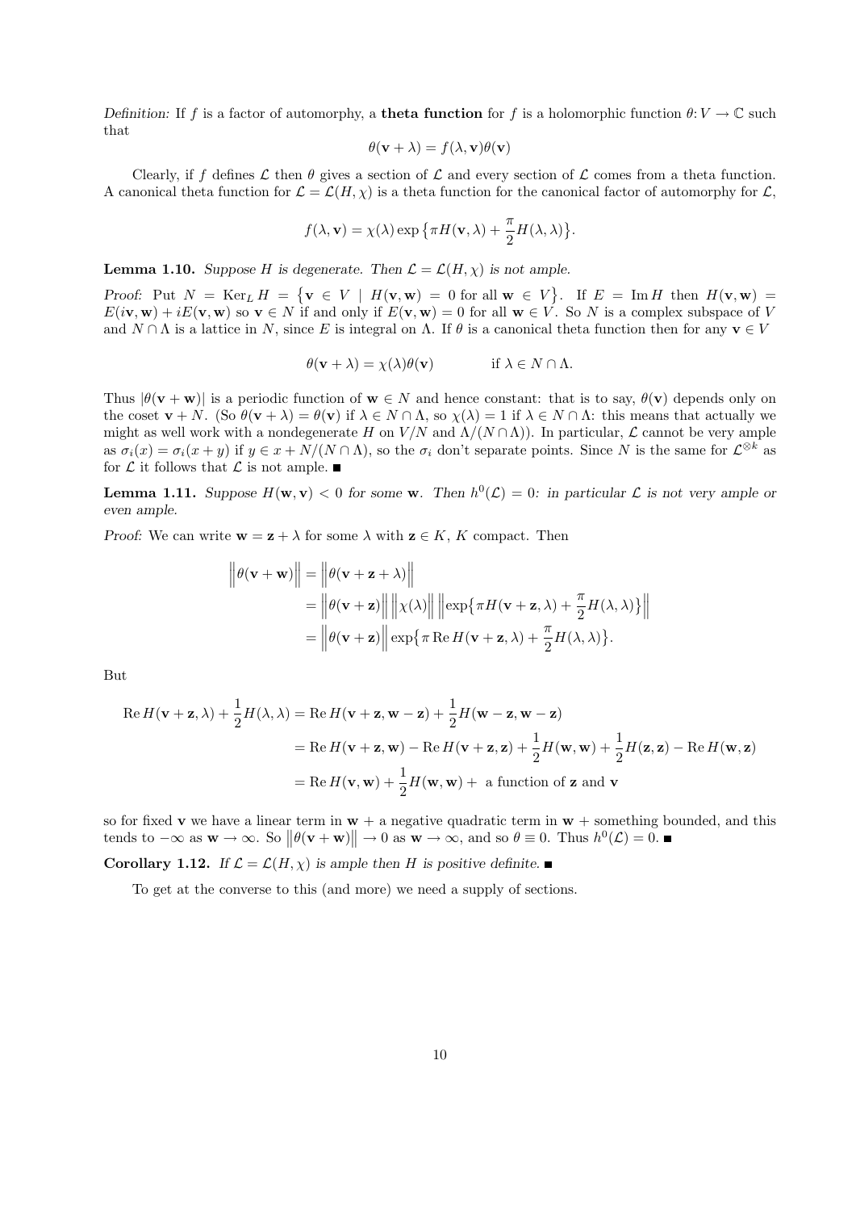*Definition:* If $f$ is a factor of automorphy, a **theta function** for $f$ is a holomorphic function $\theta\colon V \to \mathbb{C}$ such that

$$\theta(\mathbf{v}+\lambda) = f(\lambda,\mathbf{v})\theta(\mathbf{v})$$

Clearly, if $f$ defines $\mathcal{L}$ then $\theta$ gives a section of $\mathcal{L}$ and every section of $\mathcal{L}$ comes from a theta function. A canonical theta function for $\mathcal{L} = \mathcal{L}(H,\chi)$ is a theta function for the canonical factor of automorphy for $\mathcal{L}$,

$$f(\lambda,\mathbf{v}) = \chi(\lambda)\exp\big\{\pi H(\mathbf{v},\lambda) + \frac{\pi}{2}H(\lambda,\lambda)\big\}.$$

**Lemma 1.10.** *Suppose $H$ is degenerate. Then $\mathcal{L} = \mathcal{L}(H,\chi)$ is not ample.*

*Proof:* Put $N = \operatorname{Ker}_L H = \big\{\mathbf{v} \in V \mid H(\mathbf{v},\mathbf{w}) = 0 \text{ for all } \mathbf{w} \in V\big\}$. If $E = \operatorname{Im} H$ then $H(\mathbf{v},\mathbf{w}) = E(i\mathbf{v},\mathbf{w}) + iE(\mathbf{v},\mathbf{w})$ so $\mathbf{v} \in N$ if and only if $E(\mathbf{v},\mathbf{w}) = 0$ for all $\mathbf{w} \in V$. So $N$ is a complex subspace of $V$ and $N \cap \Lambda$ is a lattice in $N$, since $E$ is integral on $\Lambda$. If $\theta$ is a canonical theta function then for any $\mathbf{v} \in V$

$$\theta(\mathbf{v}+\lambda) = \chi(\lambda)\theta(\mathbf{v}) \qquad\qquad \text{if } \lambda \in N \cap \Lambda.$$

Thus $|\theta(\mathbf{v}+\mathbf{w})|$ is a periodic function of $\mathbf{w} \in N$ and hence constant: that is to say, $\theta(\mathbf{v})$ depends only on the coset $\mathbf{v} + N$. (So $\theta(\mathbf{v}+\lambda) = \theta(\mathbf{v})$ if $\lambda \in N \cap \Lambda$, so $\chi(\lambda) = 1$ if $\lambda \in N \cap \Lambda$: this means that actually we might as well work with a nondegenerate $H$ on $V/N$ and $\Lambda/(N\cap\Lambda)$). In particular, $\mathcal{L}$ cannot be very ample as $\sigma_i(x) = \sigma_i(x+y)$ if $y \in x + N/(N \cap \Lambda)$, so the $\sigma_i$ don't separate points. Since $N$ is the same for $\mathcal{L}^{\otimes k}$ as for $\mathcal{L}$ it follows that $\mathcal{L}$ is not ample. ■

**Lemma 1.11.** *Suppose $H(\mathbf{w},\mathbf{v}) < 0$ for some $\mathbf{w}$. Then $h^0(\mathcal{L}) = 0$: in particular $\mathcal{L}$ is not very ample or even ample.*

*Proof:* We can write $\mathbf{w} = \mathbf{z} + \lambda$ for some $\lambda$ with $\mathbf{z} \in K$, $K$ compact. Then

$$\begin{aligned}
\Big\|\theta(\mathbf{v}+\mathbf{w})\Big\| &= \Big\|\theta(\mathbf{v}+\mathbf{z}+\lambda)\Big\| \\
&= \Big\|\theta(\mathbf{v}+\mathbf{z})\Big\|\,\Big\|\chi(\lambda)\Big\|\,\Big\|\exp\big\{\pi H(\mathbf{v}+\mathbf{z},\lambda) + \frac{\pi}{2}H(\lambda,\lambda)\big\}\Big\| \\
&= \Big\|\theta(\mathbf{v}+\mathbf{z})\Big\|\exp\big\{\pi \operatorname{Re} H(\mathbf{v}+\mathbf{z},\lambda) + \frac{\pi}{2}H(\lambda,\lambda)\big\}.
\end{aligned}$$

But

$$\begin{aligned}
\operatorname{Re} H(\mathbf{v}+\mathbf{z},\lambda) + \frac{1}{2}H(\lambda,\lambda) &= \operatorname{Re} H(\mathbf{v}+\mathbf{z},\mathbf{w}-\mathbf{z}) + \frac{1}{2}H(\mathbf{w}-\mathbf{z},\mathbf{w}-\mathbf{z}) \\
&= \operatorname{Re} H(\mathbf{v}+\mathbf{z},\mathbf{w}) - \operatorname{Re} H(\mathbf{v}+\mathbf{z},\mathbf{z}) + \frac{1}{2}H(\mathbf{w},\mathbf{w}) + \frac{1}{2}H(\mathbf{z},\mathbf{z}) - \operatorname{Re} H(\mathbf{w},\mathbf{z}) \\
&= \operatorname{Re} H(\mathbf{v},\mathbf{w}) + \frac{1}{2}H(\mathbf{w},\mathbf{w}) + \text{ a function of } \mathbf{z} \text{ and } \mathbf{v}
\end{aligned}$$

so for fixed $\mathbf{v}$ we have a linear term in $\mathbf{w}$ + a negative quadratic term in $\mathbf{w}$ + something bounded, and this tends to $-\infty$ as $\mathbf{w} \to \infty$. So $\big\|\theta(\mathbf{v}+\mathbf{w})\big\| \to 0$ as $\mathbf{w} \to \infty$, and so $\theta \equiv 0$. Thus $h^0(\mathcal{L}) = 0$. ■

**Corollary 1.12.** *If $\mathcal{L} = \mathcal{L}(H,\chi)$ is ample then $H$ is positive definite.* ■

To get at the converse to this (and more) we need a supply of sections.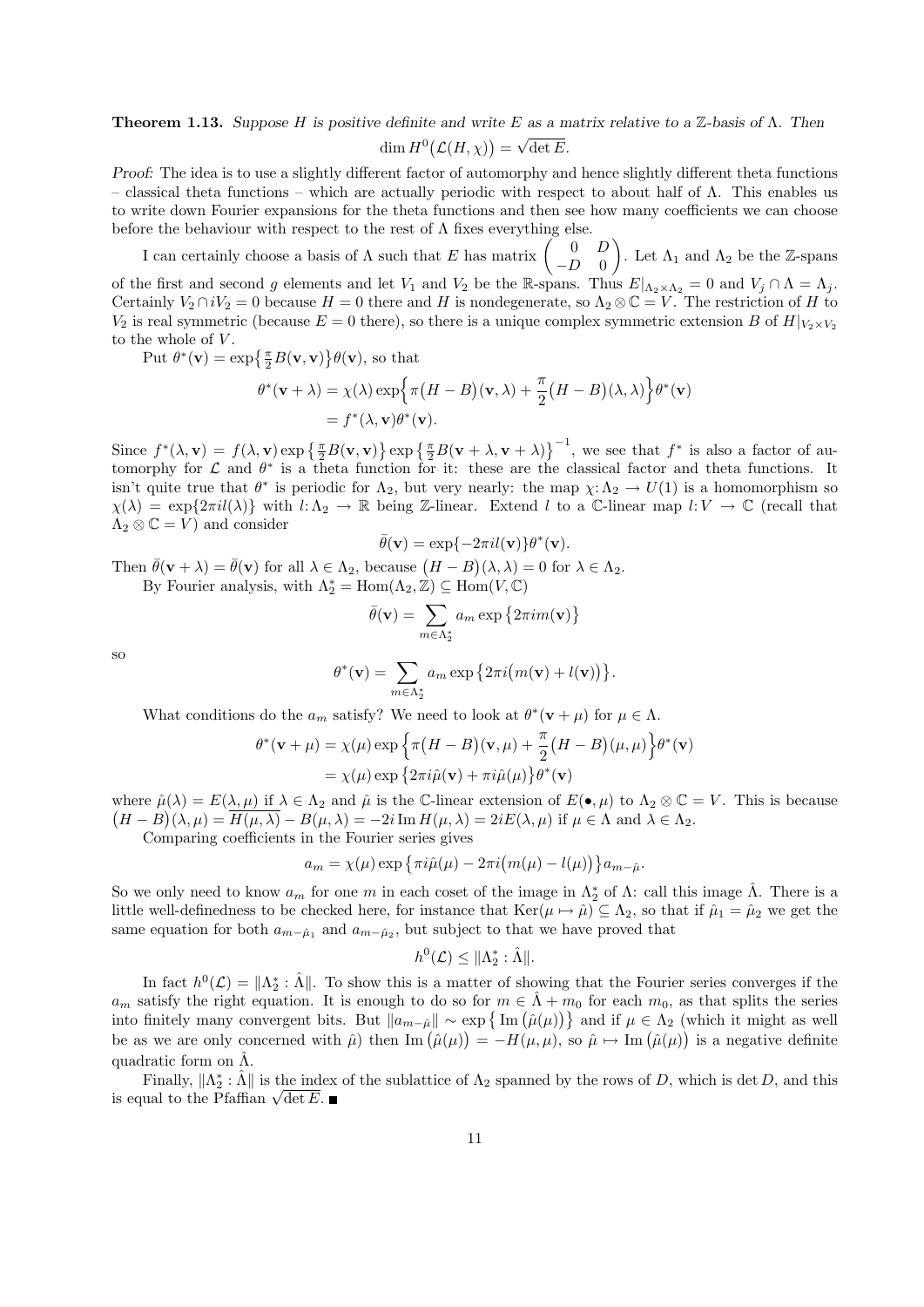**Theorem 1.13.** *Suppose $H$ is positive definite and write $E$ as a matrix relative to a $\mathbb{Z}$-basis of $\Lambda$. Then*

$$\dim H^0\big(\mathcal{L}(H,\chi)\big) = \sqrt{\det E}.$$

*Proof:* The idea is to use a slightly different factor of automorphy and hence slightly different theta functions – classical theta functions – which are actually periodic with respect to about half of $\Lambda$. This enables us to write down Fourier expansions for the theta functions and then see how many coefficients we can choose before the behaviour with respect to the rest of $\Lambda$ fixes everything else.

I can certainly choose a basis of $\Lambda$ such that $E$ has matrix $\begin{pmatrix} 0 & D \\ -D & 0 \end{pmatrix}$. Let $\Lambda_1$ and $\Lambda_2$ be the $\mathbb{Z}$-spans of the first and second $g$ elements and let $V_1$ and $V_2$ be the $\mathbb{R}$-spans. Thus $E|_{\Lambda_2\times\Lambda_2} = 0$ and $V_j \cap \Lambda = \Lambda_j$. Certainly $V_2 \cap iV_2 = 0$ because $H = 0$ there and $H$ is nondegenerate, so $\Lambda_2 \otimes \mathbb{C} = V$. The restriction of $H$ to $V_2$ is real symmetric (because $E = 0$ there), so there is a unique complex symmetric extension $B$ of $H|_{V_2\times V_2}$ to the whole of $V$.

Put $\theta^*(\mathbf{v}) = \exp\{\frac{\pi}{2}B(\mathbf{v},\mathbf{v})\}\theta(\mathbf{v})$, so that

$$\begin{aligned}\theta^*(\mathbf{v}+\lambda) &= \chi(\lambda)\exp\Big\{\pi\big(H-B\big)(\mathbf{v},\lambda) + \frac{\pi}{2}\big(H-B\big)(\lambda,\lambda)\Big\}\theta^*(\mathbf{v}) \\ &= f^*(\lambda,\mathbf{v})\theta^*(\mathbf{v}).\end{aligned}$$

Since $f^*(\lambda,\mathbf{v}) = f(\lambda,\mathbf{v})\exp\big\{\frac{\pi}{2}B(\mathbf{v},\mathbf{v})\big\}\exp\big\{\frac{\pi}{2}B(\mathbf{v}+\lambda,\mathbf{v}+\lambda)\big\}^{-1}$, we see that $f^*$ is also a factor of automorphy for $\mathcal{L}$ and $\theta^*$ is a theta function for it: these are the classical factor and theta functions. It isn't quite true that $\theta^*$ is periodic for $\Lambda_2$, but very nearly: the map $\chi\colon\Lambda_2 \to U(1)$ is a homomorphism so $\chi(\lambda) = \exp\{2\pi i l(\lambda)\}$ with $l\colon\Lambda_2 \to \mathbb{R}$ being $\mathbb{Z}$-linear. Extend $l$ to a $\mathbb{C}$-linear map $l\colon V \to \mathbb{C}$ (recall that $\Lambda_2 \otimes \mathbb{C} = V$) and consider

$$\bar\theta(\mathbf{v}) = \exp\{-2\pi i l(\mathbf{v})\}\theta^*(\mathbf{v}).$$

Then $\bar\theta(\mathbf{v}+\lambda) = \bar\theta(\mathbf{v})$ for all $\lambda \in \Lambda_2$, because $\big(H-B\big)(\lambda,\lambda) = 0$ for $\lambda \in \Lambda_2$.

By Fourier analysis, with $\Lambda_2^* = \operatorname{Hom}(\Lambda_2,\mathbb{Z}) \subseteq \operatorname{Hom}(V,\mathbb{C})$

$$\bar\theta(\mathbf{v}) = \sum_{m\in\Lambda_2^*} a_m \exp\big\{2\pi i m(\mathbf{v})\big\}$$

so

$$\theta^*(\mathbf{v}) = \sum_{m\in\Lambda_2^*} a_m \exp\big\{2\pi i\big(m(\mathbf{v}) + l(\mathbf{v})\big)\big\}.$$

What conditions do the $a_m$ satisfy? We need to look at $\theta^*(\mathbf{v}+\mu)$ for $\mu \in \Lambda$.

$$\begin{aligned}\theta^*(\mathbf{v}+\mu) &= \chi(\mu)\exp\Big\{\pi\big(H-B\big)(\mathbf{v},\mu) + \frac{\pi}{2}\big(H-B\big)(\mu,\mu)\Big\}\theta^*(\mathbf{v}) \\ &= \chi(\mu)\exp\big\{2\pi i\hat\mu(\mathbf{v}) + \pi i\hat\mu(\mu)\big\}\theta^*(\mathbf{v})\end{aligned}$$

where $\hat\mu(\lambda) = E(\lambda,\mu)$ if $\lambda \in \Lambda_2$ and $\hat\mu$ is the $\mathbb{C}$-linear extension of $E(\bullet,\mu)$ to $\Lambda_2 \otimes \mathbb{C} = V$. This is because $\big(H-B\big)(\lambda,\mu) = \overline{H(\mu,\lambda)} - B(\mu,\lambda) = -2i\operatorname{Im} H(\mu,\lambda) = 2iE(\lambda,\mu)$ if $\mu \in \Lambda$ and $\lambda \in \Lambda_2$.

Comparing coefficients in the Fourier series gives

$$a_m = \chi(\mu)\exp\big\{\pi i\hat\mu(\mu) - 2\pi i\big(m(\mu) - l(\mu)\big)\big\}a_{m-\hat\mu}.$$

So we only need to know $a_m$ for one $m$ in each coset of the image in $\Lambda_2^*$ of $\Lambda$: call this image $\hat\Lambda$. There is a little well-definedness to be checked here, for instance that $\operatorname{Ker}(\mu \mapsto \hat\mu) \subseteq \Lambda_2$, so that if $\hat\mu_1 = \hat\mu_2$ we get the same equation for both $a_{m-\hat\mu_1}$ and $a_{m-\hat\mu_2}$, but subject to that we have proved that

$$h^0(\mathcal{L}) \le \|\Lambda_2^* : \hat\Lambda\|.$$

In fact $h^0(\mathcal{L}) = \|\Lambda_2^* : \hat\Lambda\|$. To show this is a matter of showing that the Fourier series converges if the $a_m$ satisfy the right equation. It is enough to do so for $m \in \hat\Lambda + m_0$ for each $m_0$, as that splits the series into finitely many convergent bits. But $\|a_{m-\hat\mu}\| \sim \exp\big\{\operatorname{Im}\big(\hat\mu(\mu)\big)\big\}$ and if $\mu \in \Lambda_2$ (which it might as well be as we are only concerned with $\hat\mu$) then $\operatorname{Im}\big(\hat\mu(\mu)\big) = -H(\mu,\mu)$, so $\hat\mu \mapsto \operatorname{Im}\big(\hat\mu(\mu)\big)$ is a negative definite quadratic form on $\hat\Lambda$.

Finally, $\|\Lambda_2^* : \hat\Lambda\|$ is the index of the sublattice of $\Lambda_2$ spanned by the rows of $D$, which is $\det D$, and this is equal to the Pfaffian $\sqrt{\det E}$. ■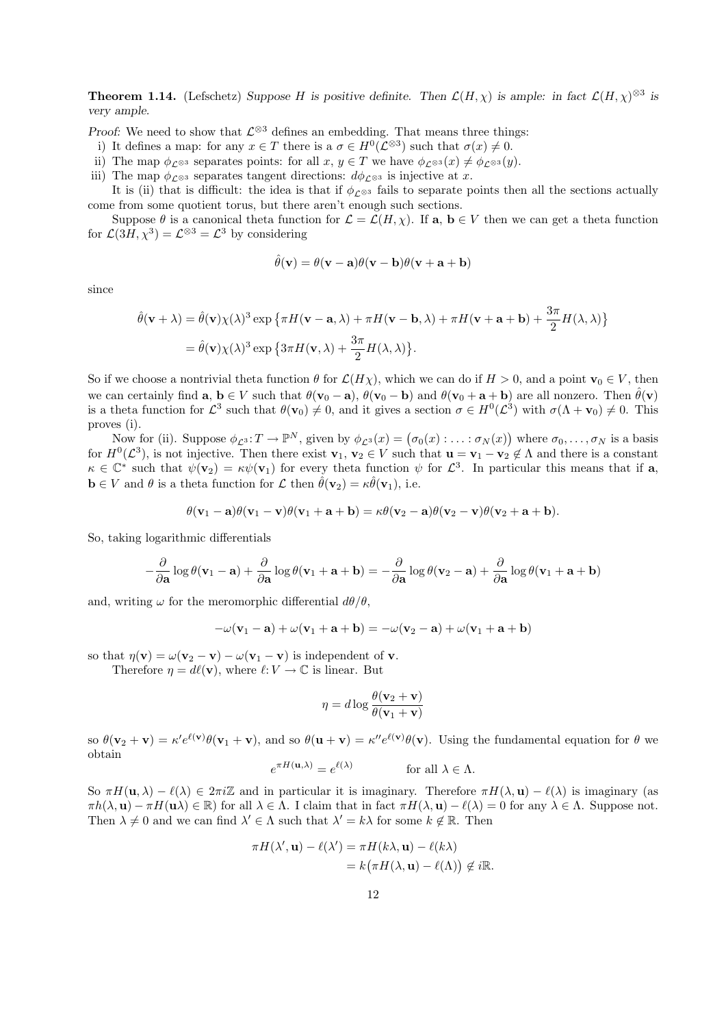**Theorem 1.14.** (Lefschetz) *Suppose $H$ is positive definite. Then $\mathcal{L}(H,\chi)$ is ample: in fact $\mathcal{L}(H,\chi)^{\otimes 3}$ is very ample.*

*Proof:* We need to show that $\mathcal{L}^{\otimes 3}$ defines an embedding. That means three things:

i) It defines a map: for any $x \in T$ there is a $\sigma \in H^0(\mathcal{L}^{\otimes 3})$ such that $\sigma(x) \neq 0$.

ii) The map $\phi_{\mathcal{L}^{\otimes 3}}$ separates points: for all $x$, $y \in T$ we have $\phi_{\mathcal{L}^{\otimes 3}}(x) \neq \phi_{\mathcal{L}^{\otimes 3}}(y)$.

iii) The map $\phi_{\mathcal{L}^{\otimes 3}}$ separates tangent directions: $d\phi_{\mathcal{L}^{\otimes 3}}$ is injective at $x$.

It is (ii) that is difficult: the idea is that if $\phi_{\mathcal{L}^{\otimes 3}}$ fails to separate points then all the sections actually come from some quotient torus, but there aren't enough such sections.

Suppose $\theta$ is a canonical theta function for $\mathcal{L} = \mathcal{L}(H,\chi)$. If $\mathbf{a}$, $\mathbf{b} \in V$ then we can get a theta function for $\mathcal{L}(3H,\chi^3) = \mathcal{L}^{\otimes 3} = \mathcal{L}^3$ by considering

$$\hat{\theta}(\mathbf{v}) = \theta(\mathbf{v}-\mathbf{a})\theta(\mathbf{v}-\mathbf{b})\theta(\mathbf{v}+\mathbf{a}+\mathbf{b})$$

since

$$\begin{aligned}
\hat{\theta}(\mathbf{v}+\lambda) &= \hat{\theta}(\mathbf{v})\chi(\lambda)^3 \exp\left\{\pi H(\mathbf{v}-\mathbf{a},\lambda) + \pi H(\mathbf{v}-\mathbf{b},\lambda) + \pi H(\mathbf{v}+\mathbf{a}+\mathbf{b}) + \frac{3\pi}{2}H(\lambda,\lambda)\right\} \\
&= \hat{\theta}(\mathbf{v})\chi(\lambda)^3 \exp\left\{3\pi H(\mathbf{v},\lambda) + \frac{3\pi}{2}H(\lambda,\lambda)\right\}.
\end{aligned}$$

So if we choose a nontrivial theta function $\theta$ for $\mathcal{L}(H\chi)$, which we can do if $H > 0$, and a point $\mathbf{v}_0 \in V$, then we can certainly find $\mathbf{a}$, $\mathbf{b} \in V$ such that $\theta(\mathbf{v}_0-\mathbf{a})$, $\theta(\mathbf{v}_0-\mathbf{b})$ and $\theta(\mathbf{v}_0+\mathbf{a}+\mathbf{b})$ are all nonzero. Then $\hat{\theta}(\mathbf{v})$ is a theta function for $\mathcal{L}^3$ such that $\theta(\mathbf{v}_0) \neq 0$, and it gives a section $\sigma \in H^0(\mathcal{L}^3)$ with $\sigma(\Lambda + \mathbf{v}_0) \neq 0$. This proves (i).

Now for (ii). Suppose $\phi_{\mathcal{L}^3}\colon T \to \mathbb{P}^N$, given by $\phi_{\mathcal{L}^3}(x) = \big(\sigma_0(x) : \ldots : \sigma_N(x)\big)$ where $\sigma_0, \ldots, \sigma_N$ is a basis for $H^0(\mathcal{L}^3)$, is not injective. Then there exist $\mathbf{v}_1$, $\mathbf{v}_2 \in V$ such that $\mathbf{u} = \mathbf{v}_1 - \mathbf{v}_2 \notin \Lambda$ and there is a constant $\kappa \in \mathbb{C}^*$ such that $\psi(\mathbf{v}_2) = \kappa\psi(\mathbf{v}_1)$ for every theta function $\psi$ for $\mathcal{L}^3$. In particular this means that if $\mathbf{a}$, $\mathbf{b} \in V$ and $\theta$ is a theta function for $\mathcal{L}$ then $\hat{\theta}(\mathbf{v}_2) = \kappa\hat{\theta}(\mathbf{v}_1)$, i.e.

$$\theta(\mathbf{v}_1-\mathbf{a})\theta(\mathbf{v}_1-\mathbf{v})\theta(\mathbf{v}_1+\mathbf{a}+\mathbf{b}) = \kappa\theta(\mathbf{v}_2-\mathbf{a})\theta(\mathbf{v}_2-\mathbf{v})\theta(\mathbf{v}_2+\mathbf{a}+\mathbf{b}).$$

So, taking logarithmic differentials

$$-\frac{\partial}{\partial\mathbf{a}}\log\theta(\mathbf{v}_1-\mathbf{a}) + \frac{\partial}{\partial\mathbf{a}}\log\theta(\mathbf{v}_1+\mathbf{a}+\mathbf{b}) = -\frac{\partial}{\partial\mathbf{a}}\log\theta(\mathbf{v}_2-\mathbf{a}) + \frac{\partial}{\partial\mathbf{a}}\log\theta(\mathbf{v}_1+\mathbf{a}+\mathbf{b})$$

and, writing $\omega$ for the meromorphic differential $d\theta/\theta$,

$$-\omega(\mathbf{v}_1-\mathbf{a}) + \omega(\mathbf{v}_1+\mathbf{a}+\mathbf{b}) = -\omega(\mathbf{v}_2-\mathbf{a}) + \omega(\mathbf{v}_1+\mathbf{a}+\mathbf{b})$$

so that $\eta(\mathbf{v}) = \omega(\mathbf{v}_2-\mathbf{v}) - \omega(\mathbf{v}_1-\mathbf{v})$ is independent of $\mathbf{v}$.

Therefore $\eta = d\ell(\mathbf{v})$, where $\ell\colon V \to \mathbb{C}$ is linear. But

$$\eta = d\log\frac{\theta(\mathbf{v}_2+\mathbf{v})}{\theta(\mathbf{v}_1+\mathbf{v})}$$

so $\theta(\mathbf{v}_2+\mathbf{v}) = \kappa' e^{\ell(\mathbf{v})}\theta(\mathbf{v}_1+\mathbf{v})$, and so $\theta(\mathbf{u}+\mathbf{v}) = \kappa'' e^{\ell(\mathbf{v})}\theta(\mathbf{v})$. Using the fundamental equation for $\theta$ we obtain

$$e^{\pi H(\mathbf{u},\lambda)} = e^{\ell(\lambda)} \qquad \text{for all } \lambda \in \Lambda.$$

So $\pi H(\mathbf{u},\lambda) - \ell(\lambda) \in 2\pi i\mathbb{Z}$ and in particular it is imaginary. Therefore $\pi H(\lambda,\mathbf{u}) - \ell(\lambda)$ is imaginary (as $\pi h(\lambda,\mathbf{u}) - \pi H(\mathbf{u}\lambda) \in \mathbb{R}$) for all $\lambda \in \Lambda$. I claim that in fact $\pi H(\lambda,\mathbf{u}) - \ell(\lambda) = 0$ for any $\lambda \in \Lambda$. Suppose not. Then $\lambda \neq 0$ and we can find $\lambda' \in \Lambda$ such that $\lambda' = k\lambda$ for some $k \notin \mathbb{R}$. Then

$$\begin{aligned}
\pi H(\lambda',\mathbf{u}) - \ell(\lambda') &= \pi H(k\lambda,\mathbf{u}) - \ell(k\lambda) \\
&= k\big(\pi H(\lambda,\mathbf{u}) - \ell(\Lambda)\big) \notin i\mathbb{R}.
\end{aligned}$$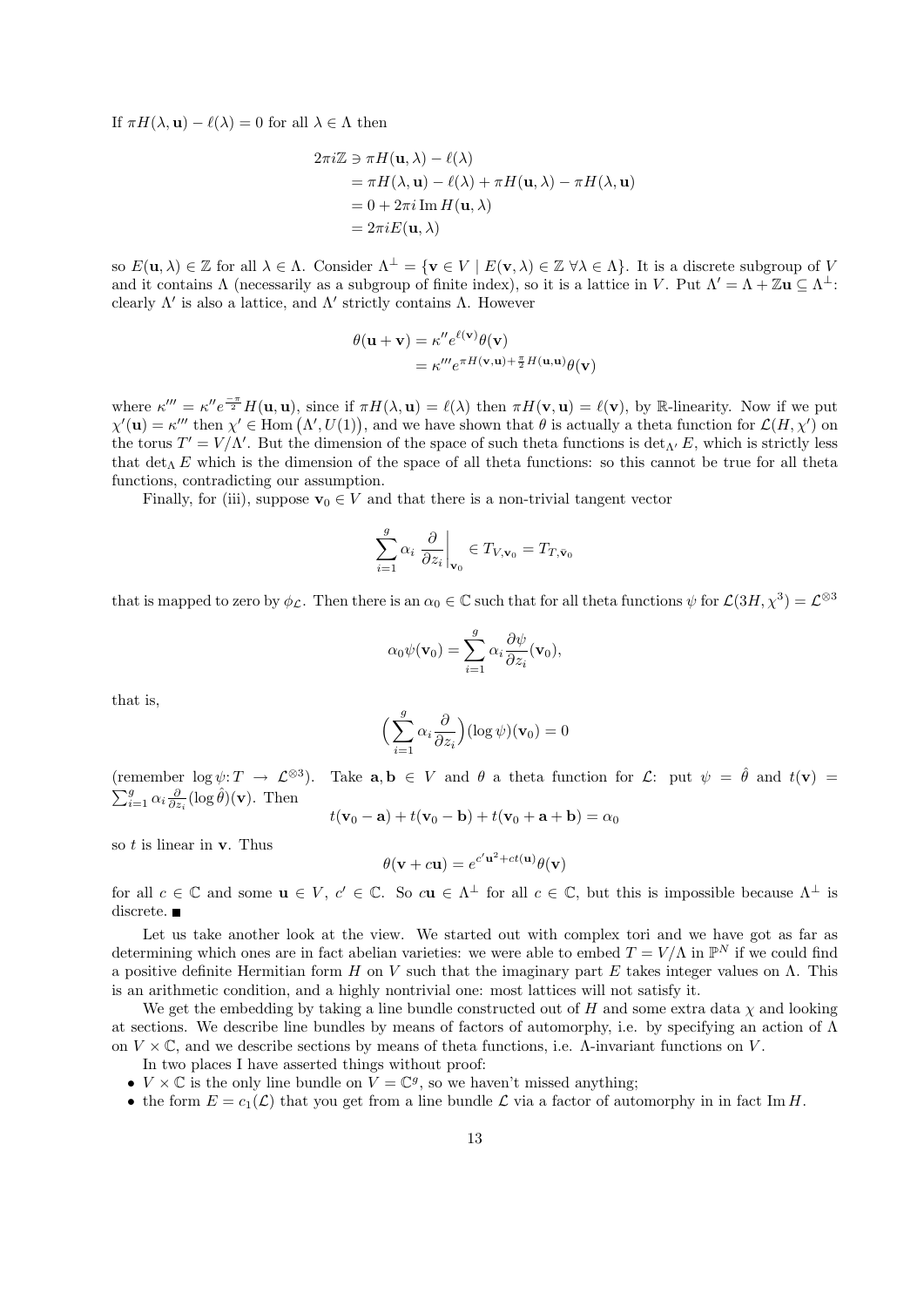If $\pi H(\lambda, \mathbf{u}) - \ell(\lambda) = 0$ for all $\lambda \in \Lambda$ then

$$
\begin{aligned}
2\pi i\mathbb{Z} \ni \pi H(\mathbf{u}, \lambda) - \ell(\lambda) \\
&= \pi H(\lambda, \mathbf{u}) - \ell(\lambda) + \pi H(\mathbf{u}, \lambda) - \pi H(\lambda, \mathbf{u}) \\
&= 0 + 2\pi i \operatorname{Im} H(\mathbf{u}, \lambda) \\
&= 2\pi i E(\mathbf{u}, \lambda)
\end{aligned}
$$

so $E(\mathbf{u}, \lambda) \in \mathbb{Z}$ for all $\lambda \in \Lambda$. Consider $\Lambda^\perp = \{\mathbf{v} \in V \mid E(\mathbf{v}, \lambda) \in \mathbb{Z}\ \forall \lambda \in \Lambda\}$. It is a discrete subgroup of $V$ and it contains $\Lambda$ (necessarily as a subgroup of finite index), so it is a lattice in $V$. Put $\Lambda' = \Lambda + \mathbb{Z}\mathbf{u} \subseteq \Lambda^\perp$: clearly $\Lambda'$ is also a lattice, and $\Lambda'$ strictly contains $\Lambda$. However

$$
\begin{aligned}
\theta(\mathbf{u} + \mathbf{v}) &= \kappa'' e^{\ell(\mathbf{v})}\theta(\mathbf{v}) \\
&= \kappa''' e^{\pi H(\mathbf{v}, \mathbf{u}) + \frac{\pi}{2} H(\mathbf{u}, \mathbf{u})}\theta(\mathbf{v})
\end{aligned}
$$

where $\kappa''' = \kappa'' e^{\frac{-\pi}{2}} H(\mathbf{u}, \mathbf{u})$, since if $\pi H(\lambda, \mathbf{u}) = \ell(\lambda)$ then $\pi H(\mathbf{v}, \mathbf{u}) = \ell(\mathbf{v})$, by $\mathbb{R}$-linearity. Now if we put $\chi'(\mathbf{u}) = \kappa'''$ then $\chi' \in \operatorname{Hom}(\Lambda', U(1))$, and we have shown that $\theta$ is actually a theta function for $\mathcal{L}(H, \chi')$ on the torus $T' = V/\Lambda'$. But the dimension of the space of such theta functions is $\det_{\Lambda'} E$, which is strictly less that $\det_\Lambda E$ which is the dimension of the space of all theta functions: so this cannot be true for all theta functions, contradicting our assumption.

Finally, for (iii), suppose $\mathbf{v}_0 \in V$ and that there is a non-trivial tangent vector

$$
\sum_{i=1}^{g} \alpha_i \left.\frac{\partial}{\partial z_i}\right|_{\mathbf{v}_0} \in T_{V, \mathbf{v}_0} = T_{T, \bar{\mathbf{v}}_0}
$$

that is mapped to zero by $\phi_\mathcal{L}$. Then there is an $\alpha_0 \in \mathbb{C}$ such that for all theta functions $\psi$ for $\mathcal{L}(3H, \chi^3) = \mathcal{L}^{\otimes 3}$

$$
\alpha_0 \psi(\mathbf{v}_0) = \sum_{i=1}^{g} \alpha_i \frac{\partial \psi}{\partial z_i}(\mathbf{v}_0),
$$

that is,

$$
\Big(\sum_{i=1}^{g} \alpha_i \frac{\partial}{\partial z_i}\Big)(\log \psi)(\mathbf{v}_0) = 0
$$

(remember $\log \psi \colon T \to \mathcal{L}^{\otimes 3}$). Take $\mathbf{a}, \mathbf{b} \in V$ and $\theta$ a theta function for $\mathcal{L}$: put $\psi = \hat{\theta}$ and $t(\mathbf{v}) = \sum_{i=1}^{g} \alpha_i \frac{\partial}{\partial z_i}(\log \hat{\theta})(\mathbf{v})$. Then

$$
t(\mathbf{v}_0 - \mathbf{a}) + t(\mathbf{v}_0 - \mathbf{b}) + t(\mathbf{v}_0 + \mathbf{a} + \mathbf{b}) = \alpha_0
$$

so $t$ is linear in $\mathbf{v}$. Thus

$$
\theta(\mathbf{v} + c\mathbf{u}) = e^{c'\mathbf{u}^2 + ct(\mathbf{u})}\theta(\mathbf{v})
$$

for all $c \in \mathbb{C}$ and some $\mathbf{u} \in V$, $c' \in \mathbb{C}$. So $c\mathbf{u} \in \Lambda^\perp$ for all $c \in \mathbb{C}$, but this is impossible because $\Lambda^\perp$ is discrete. ■

Let us take another look at the view. We started out with complex tori and we have got as far as determining which ones are in fact abelian varieties: we were able to embed $T = V/\Lambda$ in $\mathbb{P}^N$ if we could find a positive definite Hermitian form $H$ on $V$ such that the imaginary part $E$ takes integer values on $\Lambda$. This is an arithmetic condition, and a highly nontrivial one: most lattices will not satisfy it.

We get the embedding by taking a line bundle constructed out of $H$ and some extra data $\chi$ and looking at sections. We describe line bundles by means of factors of automorphy, i.e. by specifying an action of $\Lambda$ on $V \times \mathbb{C}$, and we describe sections by means of theta functions, i.e. $\Lambda$-invariant functions on $V$.

In two places I have asserted things without proof:

- $V \times \mathbb{C}$ is the only line bundle on $V = \mathbb{C}^g$, so we haven't missed anything;
- the form $E = c_1(\mathcal{L})$ that you get from a line bundle $\mathcal{L}$ via a factor of automorphy in in fact $\operatorname{Im} H$.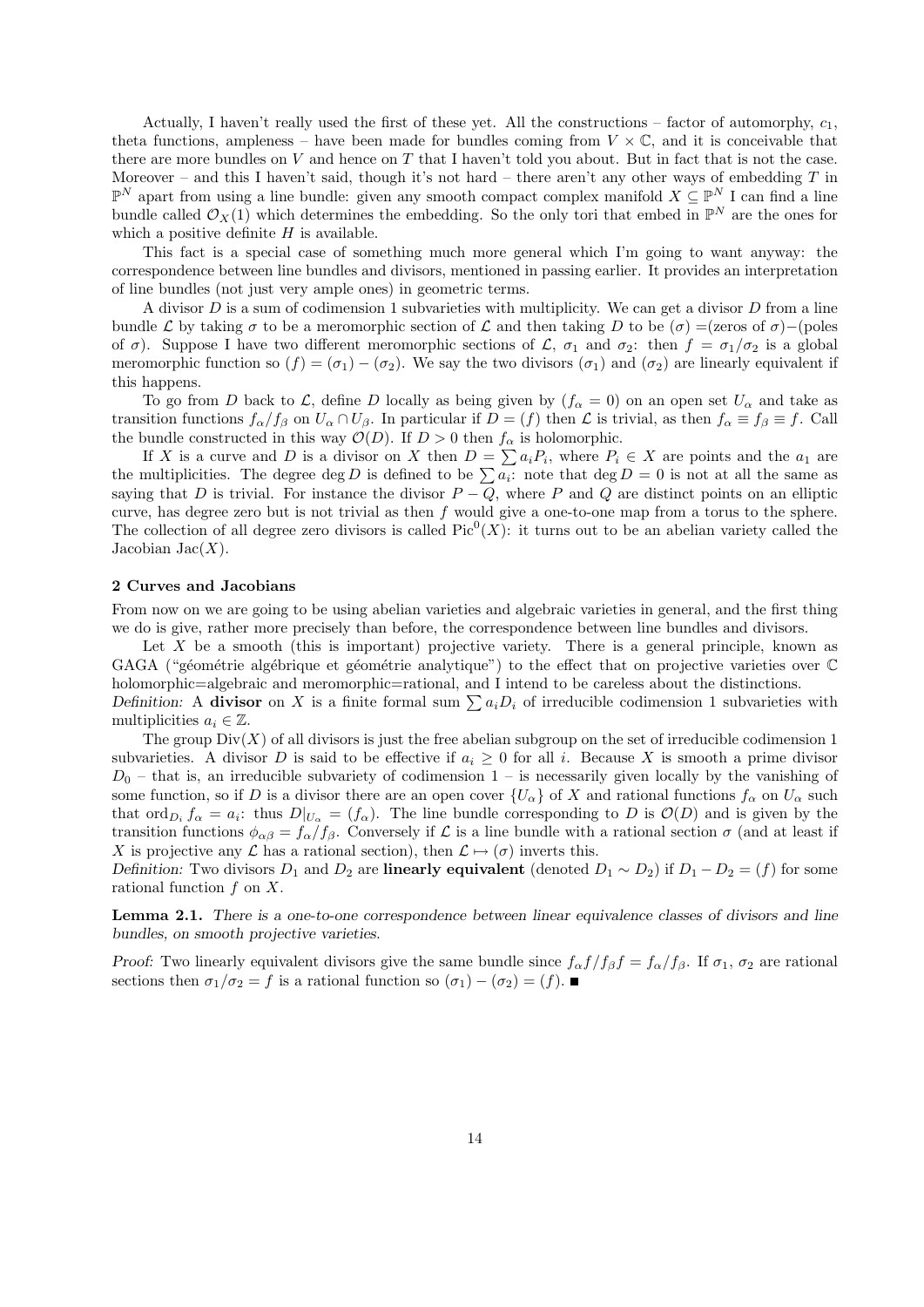Actually, I haven't really used the first of these yet. All the constructions – factor of automorphy, $c_1$, theta functions, ampleness – have been made for bundles coming from $V \times \mathbb{C}$, and it is conceivable that there are more bundles on $V$ and hence on $T$ that I haven't told you about. But in fact that is not the case. Moreover – and this I haven't said, though it's not hard – there aren't any other ways of embedding $T$ in $\mathbb{P}^N$ apart from using a line bundle: given any smooth compact complex manifold $X \subseteq \mathbb{P}^N$ I can find a line bundle called $\mathcal{O}_X(1)$ which determines the embedding. So the only tori that embed in $\mathbb{P}^N$ are the ones for which a positive definite $H$ is available.

This fact is a special case of something much more general which I'm going to want anyway: the correspondence between line bundles and divisors, mentioned in passing earlier. It provides an interpretation of line bundles (not just very ample ones) in geometric terms.

A divisor $D$ is a sum of codimension 1 subvarieties with multiplicity. We can get a divisor $D$ from a line bundle $\mathcal{L}$ by taking $\sigma$ to be a meromorphic section of $\mathcal{L}$ and then taking $D$ to be $(\sigma)$ =(zeros of $\sigma$)−(poles of $\sigma$). Suppose I have two different meromorphic sections of $\mathcal{L}$, $\sigma_1$ and $\sigma_2$: then $f = \sigma_1/\sigma_2$ is a global meromorphic function so $(f) = (\sigma_1) - (\sigma_2)$. We say the two divisors $(\sigma_1)$ and $(\sigma_2)$ are linearly equivalent if this happens.

To go from $D$ back to $\mathcal{L}$, define $D$ locally as being given by $(f_\alpha = 0)$ on an open set $U_\alpha$ and take as transition functions $f_\alpha/f_\beta$ on $U_\alpha \cap U_\beta$. In particular if $D = (f)$ then $\mathcal{L}$ is trivial, as then $f_\alpha \equiv f_\beta \equiv f$. Call the bundle constructed in this way $\mathcal{O}(D)$. If $D > 0$ then $f_\alpha$ is holomorphic.

If $X$ is a curve and $D$ is a divisor on $X$ then $D = \sum a_i P_i$, where $P_i \in X$ are points and the $a_1$ are the multiplicities. The degree $\deg D$ is defined to be $\sum a_i$: note that $\deg D = 0$ is not at all the same as saying that $D$ is trivial. For instance the divisor $P - Q$, where $P$ and $Q$ are distinct points on an elliptic curve, has degree zero but is not trivial as then $f$ would give a one-to-one map from a torus to the sphere. The collection of all degree zero divisors is called $\mathrm{Pic}^0(X)$: it turns out to be an abelian variety called the Jacobian $\mathrm{Jac}(X)$.

## 2 Curves and Jacobians

From now on we are going to be using abelian varieties and algebraic varieties in general, and the first thing we do is give, rather more precisely than before, the correspondence between line bundles and divisors.

Let $X$ be a smooth (this is important) projective variety. There is a general principle, known as GAGA ("géométrie algébrique et géométrie analytique") to the effect that on projective varieties over $\mathbb{C}$ holomorphic=algebraic and meromorphic=rational, and I intend to be careless about the distinctions.

*Definition:* A **divisor** on $X$ is a finite formal sum $\sum a_i D_i$ of irreducible codimension 1 subvarieties with multiplicities $a_i \in \mathbb{Z}$.

The group $\mathrm{Div}(X)$ of all divisors is just the free abelian subgroup on the set of irreducible codimension 1 subvarieties. A divisor $D$ is said to be effective if $a_i \geq 0$ for all $i$. Because $X$ is smooth a prime divisor $D_0$ – that is, an irreducible subvariety of codimension 1 – is necessarily given locally by the vanishing of some function, so if $D$ is a divisor there are an open cover $\{U_\alpha\}$ of $X$ and rational functions $f_\alpha$ on $U_\alpha$ such that $\mathrm{ord}_{D_i} f_\alpha = a_i$: thus $D|_{U_\alpha} = (f_\alpha)$. The line bundle corresponding to $D$ is $\mathcal{O}(D)$ and is given by the transition functions $\phi_{\alpha\beta} = f_\alpha/f_\beta$. Conversely if $\mathcal{L}$ is a line bundle with a rational section $\sigma$ (and at least if $X$ is projective any $\mathcal{L}$ has a rational section), then $\mathcal{L} \mapsto (\sigma)$ inverts this.

*Definition:* Two divisors $D_1$ and $D_2$ are **linearly equivalent** (denoted $D_1 \sim D_2$) if $D_1 - D_2 = (f)$ for some rational function $f$ on $X$.

**Lemma 2.1.** *There is a one-to-one correspondence between linear equivalence classes of divisors and line bundles, on smooth projective varieties.*

*Proof:* Two linearly equivalent divisors give the same bundle since $f_\alpha f/f_\beta f = f_\alpha/f_\beta$. If $\sigma_1$, $\sigma_2$ are rational sections then $\sigma_1/\sigma_2 = f$ is a rational function so $(\sigma_1) - (\sigma_2) = (f)$. ■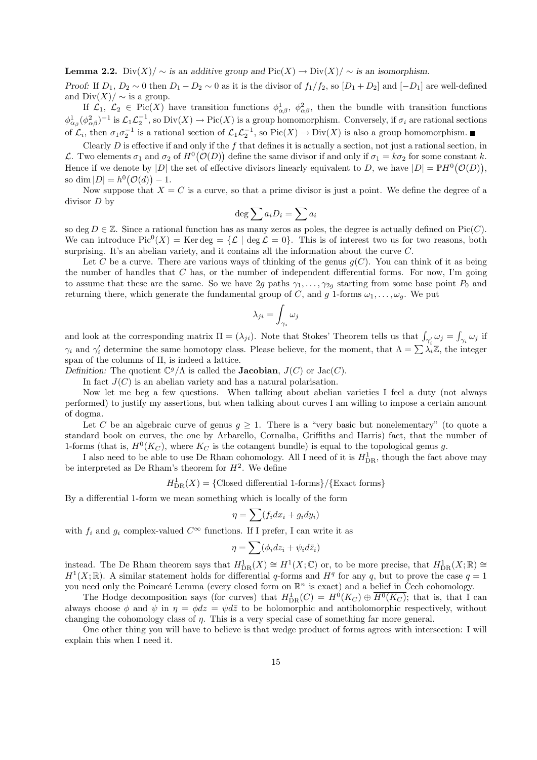**Lemma 2.2.** $\mathrm{Div}(X)/\sim$ *is an additive group and* $\mathrm{Pic}(X) \to \mathrm{Div}(X)/\sim$ *is an isomorphism.*

*Proof:* If $D_1$, $D_2 \sim 0$ then $D_1 - D_2 \sim 0$ as it is the divisor of $f_1/f_2$, so $[D_1 + D_2]$ and $[-D_1]$ are well-defined and $\mathrm{Div}(X)/\sim$ is a group.

If $\mathcal{L}_1$, $\mathcal{L}_2 \in \mathrm{Pic}(X)$ have transition functions $\phi^1_{\alpha\beta}$, $\phi^2_{\alpha\beta}$, then the bundle with transition functions $\phi^1_{\alpha_\beta}(\phi^2_{\alpha\beta})^{-1}$ is $\mathcal{L}_1\mathcal{L}_2^{-1}$, so $\mathrm{Div}(X) \to \mathrm{Pic}(X)$ is a group homomorphism. Conversely, if $\sigma_i$ are rational sections of $\mathcal{L}_i$, then $\sigma_1\sigma_2^{-1}$ is a rational section of $\mathcal{L}_1\mathcal{L}_2^{-1}$, so $\mathrm{Pic}(X) \to \mathrm{Div}(X)$ is also a group homomorphism. ∎

Clearly $D$ is effective if and only if the $f$ that defines it is actually a section, not just a rational section, in $\mathcal{L}$. Two elements $\sigma_1$ and $\sigma_2$ of $H^0\big(\mathcal{O}(D)\big)$ define the same divisor if and only if $\sigma_1 = k\sigma_2$ for some constant $k$. Hence if we denote by $|D|$ the set of effective divisors linearly equivalent to $D$, we have $|D| = \mathbb{P}H^0\big(\mathcal{O}(D)\big)$, so $\dim |D| = h^0\big(\mathcal{O}(d)\big) - 1$.

Now suppose that $X = C$ is a curve, so that a prime divisor is just a point. We define the degree of a divisor $D$ by

$$\deg \sum a_i D_i = \sum a_i$$

so $\deg D \in \mathbb{Z}$. Since a rational function has as many zeros as poles, the degree is actually defined on $\mathrm{Pic}(C)$. We can introduce $\mathrm{Pic}^0(X) = \mathrm{Ker}\deg = \{\mathcal{L} \mid \deg \mathcal{L} = 0\}$. This is of interest two us for two reasons, both surprising. It's an abelian variety, and it contains all the information about the curve $C$.

Let $C$ be a curve. There are various ways of thinking of the genus $g(C)$. You can think of it as being the number of handles that $C$ has, or the number of independent differential forms. For now, I'm going to assume that these are the same. So we have $2g$ paths $\gamma_1, \ldots, \gamma_{2g}$ starting from some base point $P_0$ and returning there, which generate the fundamental group of $C$, and $g$ 1-forms $\omega_1, \ldots, \omega_g$. We put

$$\lambda_{ji} = \int_{\gamma_i} \omega_j$$

and look at the corresponding matrix $\Pi = (\lambda_{ji})$. Note that Stokes' Theorem tells us that $\int_{\gamma_i'} \omega_j = \int_{\gamma_i} \omega_j$ if $\gamma_i$ and $\gamma_i'$ determine the same homotopy class. Please believe, for the moment, that $\Lambda = \sum \lambda_i \mathbb{Z}$, the integer span of the columns of $\Pi$, is indeed a lattice.

*Definition:* The quotient $\mathbb{C}^g/\Lambda$ is called the **Jacobian**, $J(C)$ or $\mathrm{Jac}(C)$.

In fact $J(C)$ is an abelian variety and has a natural polarisation.

Now let me beg a few questions. When talking about abelian varieties I feel a duty (not always performed) to justify my assertions, but when talking about curves I am willing to impose a certain amount of dogma.

Let $C$ be an algebraic curve of genus $g \geq 1$. There is a "very basic but nonelementary" (to quote a standard book on curves, the one by Arbarello, Cornalba, Griffiths and Harris) fact, that the number of 1-forms (that is, $H^0(K_C)$, where $K_C$ is the cotangent bundle) is equal to the topological genus $g$.

I also need to be able to use De Rham cohomology. All I need of it is $H^1_{\mathrm{DR}}$, though the fact above may be interpreted as De Rham's theorem for $H^2$. We define

$$H^1_{\mathrm{DR}}(X) = \{\text{Closed differential 1-forms}\}/\{\text{Exact forms}\}$$

By a differential 1-form we mean something which is locally of the form

$$\eta = \sum (f_i dx_i + g_i dy_i)$$

with $f_i$ and $g_i$ complex-valued $C^\infty$ functions. If I prefer, I can write it as

$$\eta = \sum (\phi_i dz_i + \psi_i d\bar{z}_i)$$

instead. The De Rham theorem says that $H^1_{\mathrm{DR}}(X) \cong H^1(X;\mathbb{C})$ or, to be more precise, that $H^1_{\mathrm{DR}}(X;\mathbb{R}) \cong H^1(X;\mathbb{R})$. A similar statement holds for differential $q$-forms and $H^q$ for any $q$, but to prove the case $q = 1$ you need only the Poincaré Lemma (every closed form on $\mathbb{R}^n$ is exact) and a belief in Čech cohomology.

The Hodge decomposition says (for curves) that $H^1_{\mathrm{DR}}(C) = H^0(K_C) \oplus \overline{H^0(K_C)}$; that is, that I can always choose $\phi$ and $\psi$ in $\eta = \phi dz = \psi d\bar{z}$ to be holomorphic and antiholomorphic respectively, without changing the cohomology class of $\eta$. This is a very special case of something far more general.

One other thing you will have to believe is that wedge product of forms agrees with intersection: I will explain this when I need it.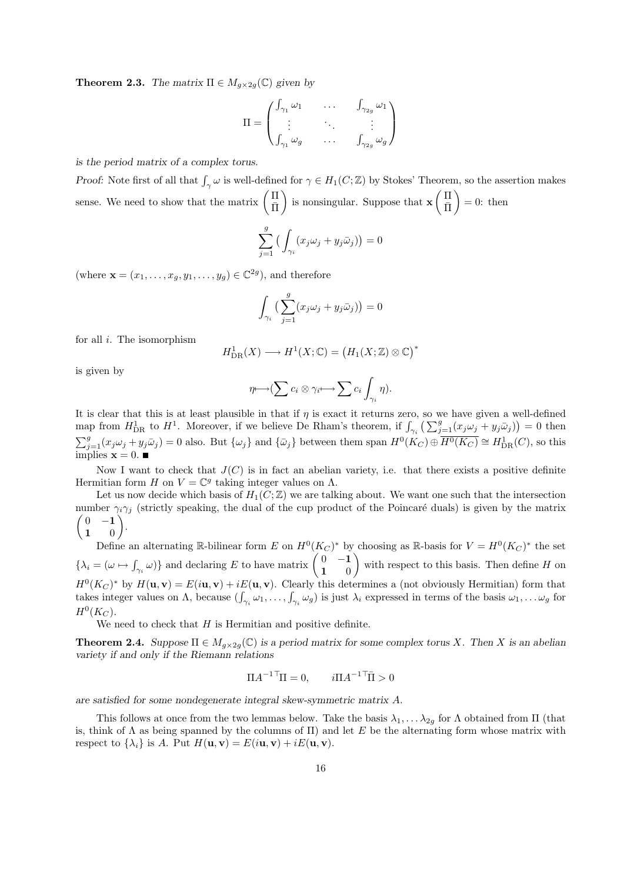**Theorem 2.3.** *The matrix $\Pi \in M_{g\times 2g}(\mathbb{C})$ given by*

$$\Pi = \begin{pmatrix} \int_{\gamma_1} \omega_1 & \dots & \int_{\gamma_{2g}} \omega_1 \\ \vdots & \ddots & \vdots \\ \int_{\gamma_1} \omega_g & \dots & \int_{\gamma_{2g}} \omega_g \end{pmatrix}$$

*is the period matrix of a complex torus.*

*Proof:* Note first of all that $\int_\gamma \omega$ is well-defined for $\gamma \in H_1(C;\mathbb{Z})$ by Stokes' Theorem, so the assertion makes sense. We need to show that the matrix $\begin{pmatrix} \Pi \\ \bar{\Pi} \end{pmatrix}$ is nonsingular. Suppose that $\mathbf{x}\begin{pmatrix} \Pi \\ \bar{\Pi} \end{pmatrix} = 0$: then

$$\sum_{j=1}^{g} \big( \int_{\gamma_i} (x_j\omega_j + y_j\bar{\omega}_j)\big) = 0$$

(where $\mathbf{x} = (x_1, \dots, x_g, y_1, \dots, y_g) \in \mathbb{C}^{2g}$), and therefore

$$\int_{\gamma_i} \big( \sum_{j=1}^{g} (x_j\omega_j + y_j\bar{\omega}_j)\big) = 0$$

for all $i$. The isomorphism

$$H^1_{\mathrm{DR}}(X) \longrightarrow H^1(X;\mathbb{C}) = \big(H_1(X;\mathbb{Z}) \otimes \mathbb{C}\big)^*$$

is given by

$$\eta \longmapsto (\sum c_i \otimes \gamma_i \longmapsto \sum c_i \int_{\gamma_i} \eta).$$

It is clear that this is at least plausible in that if $\eta$ is exact it returns zero, so we have given a well-defined map from $H^1_{\mathrm{DR}}$ to $H^1$. Moreover, if we believe De Rham's theorem, if $\int_{\gamma_i} \big(\sum_{j=1}^{g}(x_j\omega_j + y_j\bar{\omega}_j)\big) = 0$ then $\sum_{j=1}^{g}(x_j\omega_j + y_j\bar{\omega}_j) = 0$ also. But $\{\omega_j\}$ and $\{\bar{\omega}_j\}$ between them span $H^0(K_C) \oplus \overline{H^0(K_C)} \cong H^1_{\mathrm{DR}}(C)$, so this implies $\mathbf{x} = 0$. ■

Now I want to check that $J(C)$ is in fact an abelian variety, i.e. that there exists a positive definite Hermitian form $H$ on $V = \mathbb{C}^g$ taking integer values on $\Lambda$.

Let us now decide which basis of $H_1(C;\mathbb{Z})$ we are talking about. We want one such that the intersection number $\gamma_i\gamma_j$ (strictly speaking, the dual of the cup product of the Poincaré duals) is given by the matrix $\begin{pmatrix} 0 & -\mathbf{1} \\ \mathbf{1} & 0 \end{pmatrix}$.

Define an alternating $\mathbb{R}$-bilinear form $E$ on $H^0(K_C)^*$ by choosing as $\mathbb{R}$-basis for $V = H^0(K_C)^*$ the set $\{\lambda_i = (\omega \mapsto \int_{\gamma_i} \omega)\}$ and declaring $E$ to have matrix $\begin{pmatrix} 0 & -\mathbf{1} \\ \mathbf{1} & 0 \end{pmatrix}$ with respect to this basis. Then define $H$ on $H^0(K_C)^*$ by $H(\mathbf{u}, \mathbf{v}) = E(i\mathbf{u}, \mathbf{v}) + iE(\mathbf{u}, \mathbf{v})$. Clearly this determines a (not obviously Hermitian) form that takes integer values on $\Lambda$, because $(\int_{\gamma_i} \omega_1, \dots, \int_{\gamma_i} \omega_g)$ is just $\lambda_i$ expressed in terms of the basis $\omega_1, \dots \omega_g$ for $H^0(K_C)$.

We need to check that $H$ is Hermitian and positive definite.

**Theorem 2.4.** *Suppose $\Pi \in M_{g\times 2g}(\mathbb{C})$ is a period matrix for some complex torus $X$. Then $X$ is an abelian variety if and only if the Riemann relations*

$$\Pi A^{-1\top}\Pi = 0, \qquad i\Pi A^{-1\top}\bar{\Pi} > 0$$

*are satisfied for some nondegenerate integral skew-symmetric matrix $A$.*

This follows at once from the two lemmas below. Take the basis $\lambda_1, \dots \lambda_{2g}$ for $\Lambda$ obtained from $\Pi$ (that is, think of $\Lambda$ as being spanned by the columns of $\Pi$) and let $E$ be the alternating form whose matrix with respect to $\{\lambda_i\}$ is $A$. Put $H(\mathbf{u}, \mathbf{v}) = E(i\mathbf{u}, \mathbf{v}) + iE(\mathbf{u}, \mathbf{v})$.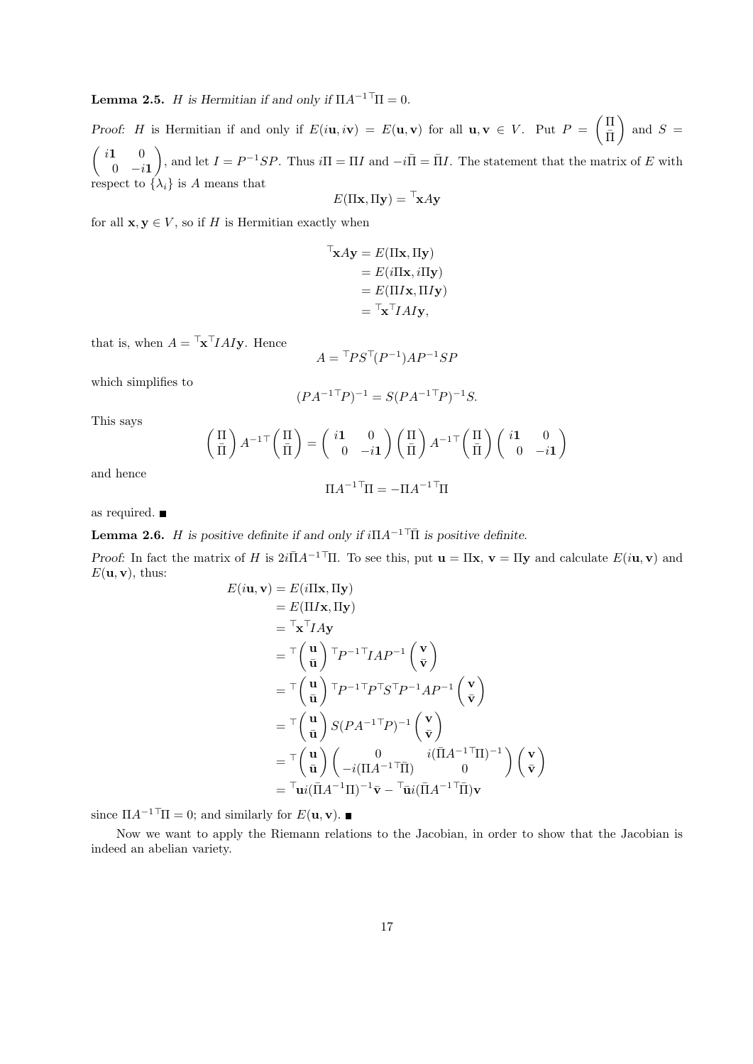**Lemma 2.5.** *$H$ is Hermitian if and only if $\Pi A^{-1\top}\Pi = 0$.*

*Proof:* $H$ is Hermitian if and only if $E(i\mathbf{u}, i\mathbf{v}) = E(\mathbf{u}, \mathbf{v})$ for all $\mathbf{u}, \mathbf{v} \in V$. Put $P = \begin{pmatrix} \Pi \\ \bar{\Pi} \end{pmatrix}$ and $S = \begin{pmatrix} i\mathbf{1} & 0 \\ 0 & -i\mathbf{1} \end{pmatrix}$, and let $I = P^{-1}SP$. Thus $i\Pi = \Pi I$ and $-i\bar{\Pi} = \bar{\Pi} I$. The statement that the matrix of $E$ with respect to $\{\lambda_i\}$ is $A$ means that

$$E(\Pi\mathbf{x}, \Pi\mathbf{y}) = {}^\top\mathbf{x}A\mathbf{y}$$

for all $\mathbf{x}, \mathbf{y} \in V$, so if $H$ is Hermitian exactly when

$$\begin{aligned}
{}^\top\mathbf{x}A\mathbf{y} &= E(\Pi\mathbf{x}, \Pi\mathbf{y}) \\
&= E(i\Pi\mathbf{x}, i\Pi\mathbf{y}) \\
&= E(\Pi I\mathbf{x}, \Pi I\mathbf{y}) \\
&= {}^\top\mathbf{x}{}^\top IAI\mathbf{y},
\end{aligned}$$

that is, when $A = {}^\top\mathbf{x}{}^\top IAI\mathbf{y}$. Hence

$$A = {}^\top PS^\top(P^{-1})AP^{-1}SP$$

which simplifies to

$$(PA^{-1\top}P)^{-1} = S(PA^{-1\top}P)^{-1}S.$$

This says

$$\begin{pmatrix} \Pi \\ \bar{\Pi} \end{pmatrix} A^{-1\top} \begin{pmatrix} \Pi \\ \bar{\Pi} \end{pmatrix} = \begin{pmatrix} i\mathbf{1} & 0 \\ 0 & -i\mathbf{1} \end{pmatrix} \begin{pmatrix} \Pi \\ \bar{\Pi} \end{pmatrix} A^{-1\top} \begin{pmatrix} \Pi \\ \bar{\Pi} \end{pmatrix} \begin{pmatrix} i\mathbf{1} & 0 \\ 0 & -i\mathbf{1} \end{pmatrix}$$

and hence

$$\Pi A^{-1\top}\Pi = -\Pi A^{-1\top}\Pi$$

as required. ∎

**Lemma 2.6.** *$H$ is positive definite if and only if $i\Pi A^{-1\top}\bar{\Pi}$ is positive definite.*

*Proof:* In fact the matrix of $H$ is $2i\bar{\Pi}A^{-1\top}\Pi$. To see this, put $\mathbf{u} = \Pi\mathbf{x}$, $\mathbf{v} = \Pi\mathbf{y}$ and calculate $E(i\mathbf{u}, \mathbf{v})$ and $E(\mathbf{u}, \mathbf{v})$, thus:

$$\begin{aligned}
E(i\mathbf{u}, \mathbf{v}) &= E(i\Pi\mathbf{x}, \Pi\mathbf{y}) \\
&= E(\Pi I\mathbf{x}, \Pi\mathbf{y}) \\
&= {}^\top\mathbf{x}{}^\top IA\mathbf{y} \\
&= {}^\top\begin{pmatrix} \mathbf{u} \\ \bar{\mathbf{u}} \end{pmatrix} {}^\top P^{-1\top}IAP^{-1} \begin{pmatrix} \mathbf{v} \\ \bar{\mathbf{v}} \end{pmatrix} \\
&= {}^\top\begin{pmatrix} \mathbf{u} \\ \bar{\mathbf{u}} \end{pmatrix} {}^\top P^{-1\top}P^\top S^\top P^{-1}AP^{-1} \begin{pmatrix} \mathbf{v} \\ \bar{\mathbf{v}} \end{pmatrix} \\
&= {}^\top\begin{pmatrix} \mathbf{u} \\ \bar{\mathbf{u}} \end{pmatrix} S(PA^{-1\top}P)^{-1} \begin{pmatrix} \mathbf{v} \\ \bar{\mathbf{v}} \end{pmatrix} \\
&= {}^\top\begin{pmatrix} \mathbf{u} \\ \bar{\mathbf{u}} \end{pmatrix} \begin{pmatrix} 0 & i(\bar{\Pi}A^{-1\top}\Pi)^{-1} \\ -i(\Pi A^{-1\top}\bar{\Pi}) & 0 \end{pmatrix} \begin{pmatrix} \mathbf{v} \\ \bar{\mathbf{v}} \end{pmatrix} \\
&= {}^\top\mathbf{u}i(\bar{\Pi}A^{-1}\Pi)^{-1}\bar{\mathbf{v}} - {}^\top\bar{\mathbf{u}}i(\bar{\Pi}A^{-1\top}\bar{\Pi})\mathbf{v}
\end{aligned}$$

since $\Pi A^{-1\top}\Pi = 0$; and similarly for $E(\mathbf{u}, \mathbf{v})$. ∎

Now we want to apply the Riemann relations to the Jacobian, in order to show that the Jacobian is indeed an abelian variety.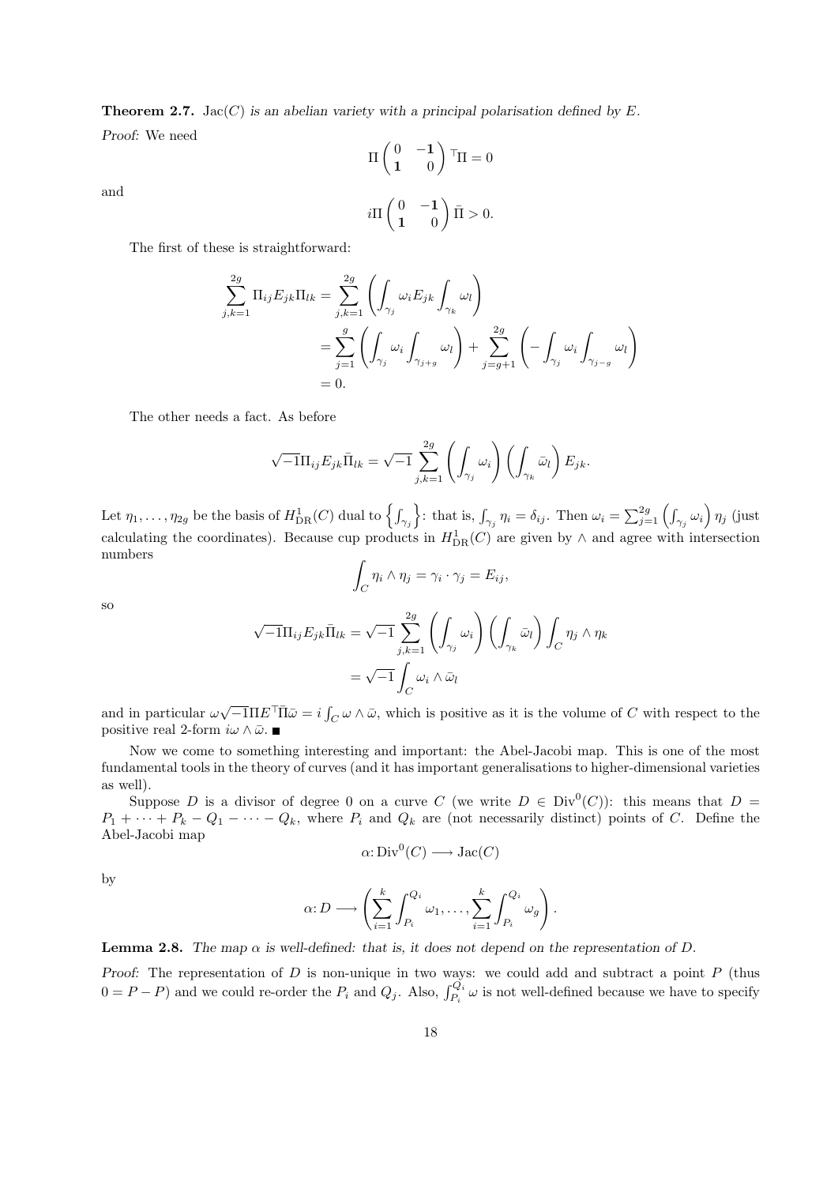**Theorem 2.7.** *$\mathrm{Jac}(C)$ is an abelian variety with a principal polarisation defined by $E$.*

*Proof:* We need

$$\Pi \begin{pmatrix} 0 & -\mathbf{1} \\ \mathbf{1} & 0 \end{pmatrix} {}^{\top}\Pi = 0$$

and

$$i\Pi \begin{pmatrix} 0 & -\mathbf{1} \\ \mathbf{1} & 0 \end{pmatrix} \bar{\Pi} > 0.$$

The first of these is straightforward:

$$\begin{aligned}
\sum_{j,k=1}^{2g} \Pi_{ij} E_{jk} \Pi_{lk} &= \sum_{j,k=1}^{2g} \left( \int_{\gamma_j} \omega_i E_{jk} \int_{\gamma_k} \omega_l \right) \\
&= \sum_{j=1}^{g} \left( \int_{\gamma_j} \omega_i \int_{\gamma_{j+g}} \omega_l \right) + \sum_{j=g+1}^{2g} \left( -\int_{\gamma_j} \omega_i \int_{\gamma_{j-g}} \omega_l \right) \\
&= 0.
\end{aligned}$$

The other needs a fact. As before

$$\sqrt{-1}\Pi_{ij} E_{jk} \bar{\Pi}_{lk} = \sqrt{-1} \sum_{j,k=1}^{2g} \left( \int_{\gamma_j} \omega_i \right) \left( \int_{\gamma_k} \bar{\omega}_l \right) E_{jk}.$$

Let $\eta_1, \ldots, \eta_{2g}$ be the basis of $H^1_{\mathrm{DR}}(C)$ dual to $\left\{ \int_{\gamma_j} \right\}$: that is, $\int_{\gamma_j} \eta_i = \delta_{ij}$. Then $\omega_i = \sum_{j=1}^{2g} \left( \int_{\gamma_j} \omega_i \right) \eta_j$ (just calculating the coordinates). Because cup products in $H^1_{\mathrm{DR}}(C)$ are given by $\wedge$ and agree with intersection numbers

$$\int_C \eta_i \wedge \eta_j = \gamma_i \cdot \gamma_j = E_{ij},$$

so

$$\begin{aligned}
\sqrt{-1}\Pi_{ij} E_{jk} \bar{\Pi}_{lk} &= \sqrt{-1} \sum_{j,k=1}^{2g} \left( \int_{\gamma_j} \omega_i \right) \left( \int_{\gamma_k} \bar{\omega}_l \right) \int_C \eta_j \wedge \eta_k \\
&= \sqrt{-1} \int_C \omega_i \wedge \bar{\omega}_l
\end{aligned}$$

and in particular $\omega\sqrt{-1}\Pi E {}^{\top}\bar{\Pi}\bar{\omega} = i \int_C \omega \wedge \bar{\omega}$, which is positive as it is the volume of $C$ with respect to the positive real 2-form $i\omega \wedge \bar{\omega}$. ∎

Now we come to something interesting and important: the Abel-Jacobi map. This is one of the most fundamental tools in the theory of curves (and it has important generalisations to higher-dimensional varieties as well).

Suppose $D$ is a divisor of degree 0 on a curve $C$ (we write $D \in \mathrm{Div}^0(C)$): this means that $D = P_1 + \cdots + P_k - Q_1 - \cdots - Q_k$, where $P_i$ and $Q_k$ are (not necessarily distinct) points of $C$. Define the Abel-Jacobi map

$$\alpha \colon \mathrm{Div}^0(C) \longrightarrow \mathrm{Jac}(C)$$

by

$$\alpha \colon D \longrightarrow \left( \sum_{i=1}^{k} \int_{P_i}^{Q_i} \omega_1, \ldots, \sum_{i=1}^{k} \int_{P_i}^{Q_i} \omega_g \right).$$

**Lemma 2.8.** *The map $\alpha$ is well-defined: that is, it does not depend on the representation of $D$.*

*Proof:* The representation of $D$ is non-unique in two ways: we could add and subtract a point $P$ (thus $0 = P - P$) and we could re-order the $P_i$ and $Q_j$. Also, $\int_{P_i}^{Q_i} \omega$ is not well-defined because we have to specify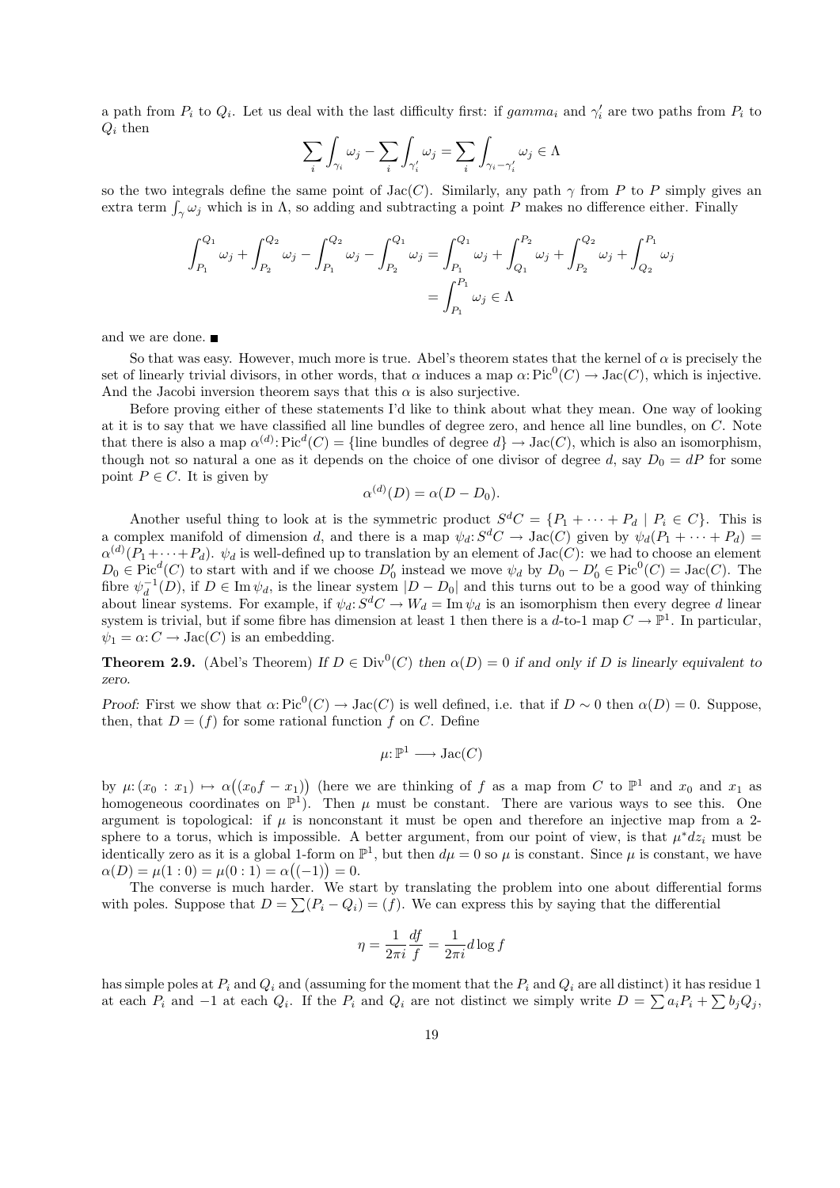a path from $P_i$ to $Q_i$. Let us deal with the last difficulty first: if $gamma_i$ and $\gamma_i'$ are two paths from $P_i$ to $Q_i$ then

$$\sum_i \int_{\gamma_i} \omega_j - \sum_i \int_{\gamma_i'} \omega_j = \sum_i \int_{\gamma_i - \gamma_i'} \omega_j \in \Lambda$$

so the two integrals define the same point of $\mathrm{Jac}(C)$. Similarly, any path $\gamma$ from $P$ to $P$ simply gives an extra term $\int_\gamma \omega_j$ which is in $\Lambda$, so adding and subtracting a point $P$ makes no difference either. Finally

$$\begin{aligned}
\int_{P_1}^{Q_1} \omega_j + \int_{P_2}^{Q_2} \omega_j - \int_{P_1}^{Q_2} \omega_j - \int_{P_2}^{Q_1} \omega_j &= \int_{P_1}^{Q_1} \omega_j + \int_{Q_1}^{P_2} \omega_j + \int_{P_2}^{Q_2} \omega_j + \int_{Q_2}^{P_1} \omega_j \\
&= \int_{P_1}^{P_1} \omega_j \in \Lambda
\end{aligned}$$

and we are done. ■

So that was easy. However, much more is true. Abel's theorem states that the kernel of $\alpha$ is precisely the set of linearly trivial divisors, in other words, that $\alpha$ induces a map $\alpha\colon \mathrm{Pic}^0(C) \to \mathrm{Jac}(C)$, which is injective. And the Jacobi inversion theorem says that this $\alpha$ is also surjective.

Before proving either of these statements I'd like to think about what they mean. One way of looking at it is to say that we have classified all line bundles of degree zero, and hence all line bundles, on $C$. Note that there is also a map $\alpha^{(d)}\colon \mathrm{Pic}^d(C) = \{\text{line bundles of degree } d\} \to \mathrm{Jac}(C)$, which is also an isomorphism, though not so natural a one as it depends on the choice of one divisor of degree $d$, say $D_0 = dP$ for some point $P \in C$. It is given by

$$\alpha^{(d)}(D) = \alpha(D - D_0).$$

Another useful thing to look at is the symmetric product $S^dC = \{P_1 + \cdots + P_d \mid P_i \in C\}$. This is a complex manifold of dimension $d$, and there is a map $\psi_d\colon S^dC \to \mathrm{Jac}(C)$ given by $\psi_d(P_1 + \cdots + P_d) = \alpha^{(d)}(P_1 + \cdots + P_d)$. $\psi_d$ is well-defined up to translation by an element of $\mathrm{Jac}(C)$: we had to choose an element $D_0 \in \mathrm{Pic}^d(C)$ to start with and if we choose $D_0'$ instead we move $\psi_d$ by $D_0 - D_0' \in \mathrm{Pic}^0(C) = \mathrm{Jac}(C)$. The fibre $\psi_d^{-1}(D)$, if $D \in \mathrm{Im}\,\psi_d$, is the linear system $|D - D_0|$ and this turns out to be a good way of thinking about linear systems. For example, if $\psi_d\colon S^dC \to W_d = \mathrm{Im}\,\psi_d$ is an isomorphism then every degree $d$ linear system is trivial, but if some fibre has dimension at least 1 then there is a $d$-to-1 map $C \to \mathbb{P}^1$. In particular, $\psi_1 = \alpha\colon C \to \mathrm{Jac}(C)$ is an embedding.

**Theorem 2.9.** (Abel's Theorem) *If $D \in \mathrm{Div}^0(C)$ then $\alpha(D) = 0$ if and only if $D$ is linearly equivalent to zero.*

*Proof:* First we show that $\alpha\colon \mathrm{Pic}^0(C) \to \mathrm{Jac}(C)$ is well defined, i.e. that if $D \sim 0$ then $\alpha(D) = 0$. Suppose, then, that $D = (f)$ for some rational function $f$ on $C$. Define

$$\mu\colon \mathbb{P}^1 \longrightarrow \mathrm{Jac}(C)$$

by $\mu\colon (x_0 : x_1) \mapsto \alpha\big((x_0 f - x_1)\big)$ (here we are thinking of $f$ as a map from $C$ to $\mathbb{P}^1$ and $x_0$ and $x_1$ as homogeneous coordinates on $\mathbb{P}^1$). Then $\mu$ must be constant. There are various ways to see this. One argument is topological: if $\mu$ is nonconstant it must be open and therefore an injective map from a 2-sphere to a torus, which is impossible. A better argument, from our point of view, is that $\mu^* dz_i$ must be identically zero as it is a global 1-form on $\mathbb{P}^1$, but then $d\mu = 0$ so $\mu$ is constant. Since $\mu$ is constant, we have $\alpha(D) = \mu(1:0) = \mu(0:1) = \alpha\big((-1)\big) = 0$.

The converse is much harder. We start by translating the problem into one about differential forms with poles. Suppose that $D = \sum(P_i - Q_i) = (f)$. We can express this by saying that the differential

$$\eta = \frac{1}{2\pi i}\frac{df}{f} = \frac{1}{2\pi i} d\log f$$

has simple poles at $P_i$ and $Q_i$ and (assuming for the moment that the $P_i$ and $Q_i$ are all distinct) it has residue 1 at each $P_i$ and $-1$ at each $Q_i$. If the $P_i$ and $Q_i$ are not distinct we simply write $D = \sum a_i P_i + \sum b_j Q_j$,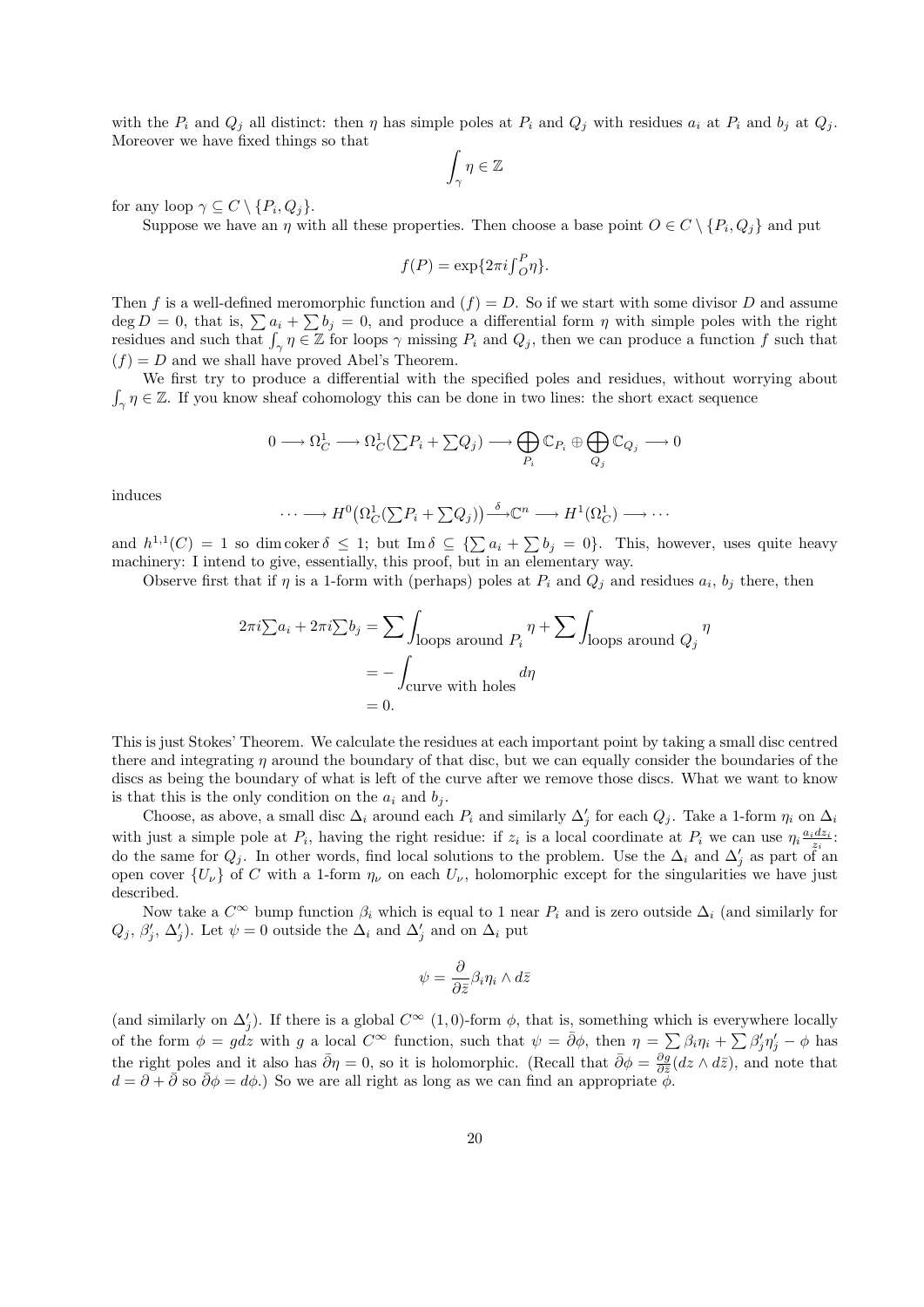with the $P_i$ and $Q_j$ all distinct: then $\eta$ has simple poles at $P_i$ and $Q_j$ with residues $a_i$ at $P_i$ and $b_j$ at $Q_j$. Moreover we have fixed things so that

$$\int_\gamma \eta \in \mathbb{Z}$$

for any loop $\gamma \subseteq C \setminus \{P_i, Q_j\}$.

Suppose we have an $\eta$ with all these properties. Then choose a base point $O \in C \setminus \{P_i, Q_j\}$ and put

$$f(P) = \exp\{2\pi i {\textstyle\int_O^P} \eta\}.$$

Then $f$ is a well-defined meromorphic function and $(f) = D$. So if we start with some divisor $D$ and assume $\deg D = 0$, that is, $\sum a_i + \sum b_j = 0$, and produce a differential form $\eta$ with simple poles with the right residues and such that $\int_\gamma \eta \in \mathbb{Z}$ for loops $\gamma$ missing $P_i$ and $Q_j$, then we can produce a function $f$ such that $(f) = D$ and we shall have proved Abel's Theorem.

We first try to produce a differential with the specified poles and residues, without worrying about $\int_\gamma \eta \in \mathbb{Z}$. If you know sheaf cohomology this can be done in two lines: the short exact sequence

$$0 \longrightarrow \Omega^1_C \longrightarrow \Omega^1_C({\textstyle\sum} P_i + {\textstyle\sum} Q_j) \longrightarrow \bigoplus_{P_i} \mathbb{C}_{P_i} \oplus \bigoplus_{Q_j} \mathbb{C}_{Q_j} \longrightarrow 0$$

induces

$$\cdots \longrightarrow H^0\big(\Omega^1_C({\textstyle\sum} P_i + {\textstyle\sum} Q_j)\big) \xrightarrow{\delta} \mathbb{C}^n \longrightarrow H^1(\Omega^1_C) \longrightarrow \cdots$$

and $h^{1,1}(C) = 1$ so $\dim \operatorname{coker} \delta \le 1$; but $\operatorname{Im} \delta \subseteq \{\sum a_i + \sum b_j = 0\}$. This, however, uses quite heavy machinery: I intend to give, essentially, this proof, but in an elementary way.

Observe first that if $\eta$ is a 1-form with (perhaps) poles at $P_i$ and $Q_j$ and residues $a_i$, $b_j$ there, then

$$\begin{aligned}
2\pi i {\textstyle\sum} a_i + 2\pi i {\textstyle\sum} b_j &= \sum \int_{\text{loops around } P_i} \eta + \sum \int_{\text{loops around } Q_j} \eta \\
&= -\int_{\text{curve with holes}} d\eta \\
&= 0.
\end{aligned}$$

This is just Stokes' Theorem. We calculate the residues at each important point by taking a small disc centred there and integrating $\eta$ around the boundary of that disc, but we can equally consider the boundaries of the discs as being the boundary of what is left of the curve after we remove those discs. What we want to know is that this is the only condition on the $a_i$ and $b_j$.

Choose, as above, a small disc $\Delta_i$ around each $P_i$ and similarly $\Delta'_j$ for each $Q_j$. Take a 1-form $\eta_i$ on $\Delta_i$ with just a simple pole at $P_i$, having the right residue: if $z_i$ is a local coordinate at $P_i$ we can use $\eta_i \frac{a_i dz_i}{z_i}$: do the same for $Q_j$. In other words, find local solutions to the problem. Use the $\Delta_i$ and $\Delta'_j$ as part of an open cover $\{U_\nu\}$ of $C$ with a 1-form $\eta_\nu$ on each $U_\nu$, holomorphic except for the singularities we have just described.

Now take a $C^\infty$ bump function $\beta_i$ which is equal to 1 near $P_i$ and is zero outside $\Delta_i$ (and similarly for $Q_j$, $\beta'_j$, $\Delta'_j$). Let $\psi = 0$ outside the $\Delta_i$ and $\Delta'_j$ and on $\Delta_i$ put

$$\psi = \frac{\partial}{\partial \bar{z}} \beta_i \eta_i \wedge d\bar{z}$$

(and similarly on $\Delta'_j$). If there is a global $C^\infty$ $(1,0)$-form $\phi$, that is, something which is everywhere locally of the form $\phi = g dz$ with $g$ a local $C^\infty$ function, such that $\psi = \bar{\partial}\phi$, then $\eta = \sum \beta_i \eta_i + \sum \beta'_j \eta'_j - \phi$ has the right poles and it also has $\bar{\partial}\eta = 0$, so it is holomorphic. (Recall that $\bar{\partial}\phi = \frac{\partial g}{\partial \bar{z}}(dz \wedge d\bar{z})$, and note that $d = \partial + \bar{\partial}$ so $\bar{\partial}\phi = d\phi$.) So we are all right as long as we can find an appropriate $\phi$.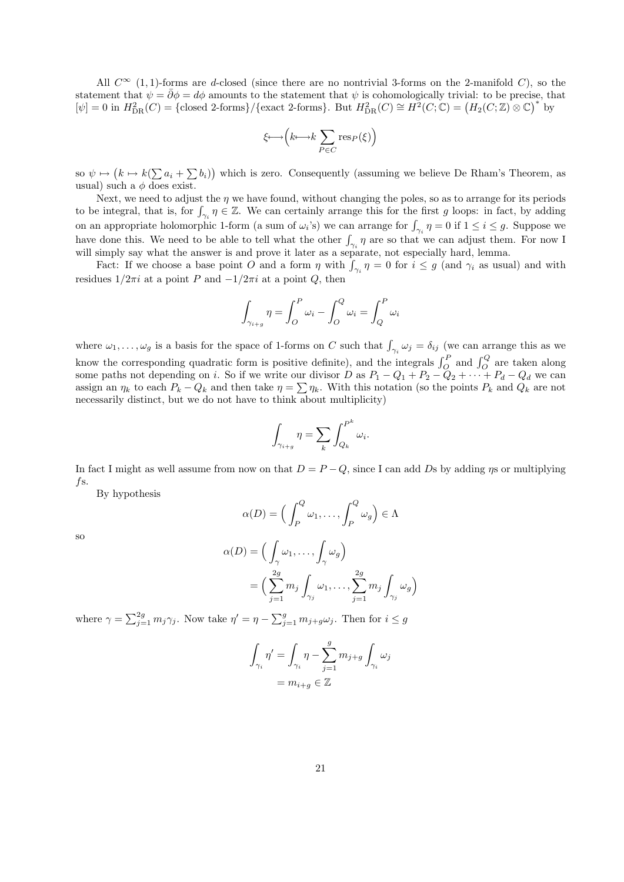All $C^\infty$ (1,1)-forms are $d$-closed (since there are no nontrivial 3-forms on the 2-manifold $C$), so the statement that $\psi = \bar\partial\phi = d\phi$ amounts to the statement that $\psi$ is cohomologically trivial: to be precise, that $[\psi] = 0$ in $H^2_{\mathrm{DR}}(C) = \{\text{closed 2-forms}\}/\{\text{exact 2-forms}\}$. But $H^2_{\mathrm{DR}}(C) \cong H^2(C;\mathbb{C}) = \big(H_2(C;\mathbb{Z}) \otimes \mathbb{C}\big)^*$ by

$$\xi \longmapsto \Big(k \longmapsto k \sum_{P \in C} \operatorname{res}_P(\xi)\Big)$$

so $\psi \mapsto \big(k \mapsto k(\sum a_i + \sum b_i)\big)$ which is zero. Consequently (assuming we believe De Rham's Theorem, as usual) such a $\phi$ does exist.

Next, we need to adjust the $\eta$ we have found, without changing the poles, so as to arrange for its periods to be integral, that is, for $\int_{\gamma_i} \eta \in \mathbb{Z}$. We can certainly arrange this for the first $g$ loops: in fact, by adding on an appropriate holomorphic 1-form (a sum of $\omega_i$'s) we can arrange for $\int_{\gamma_i} \eta = 0$ if $1 \le i \le g$. Suppose we have done this. We need to be able to tell what the other $\int_{\gamma_i} \eta$ are so that we can adjust them. For now I will simply say what the answer is and prove it later as a separate, not especially hard, lemma.

Fact: If we choose a base point $O$ and a form $\eta$ with $\int_{\gamma_i} \eta = 0$ for $i \le g$ (and $\gamma_i$ as usual) and with residues $1/2\pi i$ at a point $P$ and $-1/2\pi i$ at a point $Q$, then

$$\int_{\gamma_{i+g}} \eta = \int_O^P \omega_i - \int_O^Q \omega_i = \int_Q^P \omega_i$$

where $\omega_1, \dots, \omega_g$ is a basis for the space of 1-forms on $C$ such that $\int_{\gamma_i} \omega_j = \delta_{ij}$ (we can arrange this as we know the corresponding quadratic form is positive definite), and the integrals $\int_O^P$ and $\int_O^Q$ are taken along some paths not depending on $i$. So if we write our divisor $D$ as $P_1 - Q_1 + P_2 - Q_2 + \cdots + P_d - Q_d$ we can assign an $\eta_k$ to each $P_k - Q_k$ and then take $\eta = \sum \eta_k$. With this notation (so the points $P_k$ and $Q_k$ are not necessarily distinct, but we do not have to think about multiplicity)

$$\int_{\gamma_{i+g}} \eta = \sum_k \int_{Q_k}^{P^k} \omega_i.$$

In fact I might as well assume from now on that $D = P - Q$, since I can add $D$s by adding $\eta$s or multiplying $f$s.

By hypothesis

$$\alpha(D) = \Big(\int_P^Q \omega_1, \dots, \int_P^Q \omega_g\Big) \in \Lambda$$

so

$$\begin{aligned}
\alpha(D) &= \Big(\int_\gamma \omega_1, \dots, \int_\gamma \omega_g\Big) \\
&= \Big(\sum_{j=1}^{2g} m_j \int_{\gamma_j} \omega_1, \dots, \sum_{j=1}^{2g} m_j \int_{\gamma_j} \omega_g\Big)
\end{aligned}$$

where $\gamma = \sum_{j=1}^{2g} m_j \gamma_j$. Now take $\eta' = \eta - \sum_{j=1}^{g} m_{j+g} \omega_j$. Then for $i \le g$

$$\begin{aligned}
\int_{\gamma_i} \eta' &= \int_{\gamma_i} \eta - \sum_{j=1}^{g} m_{j+g} \int_{\gamma_i} \omega_j \\
&= m_{i+g} \in \mathbb{Z}
\end{aligned}$$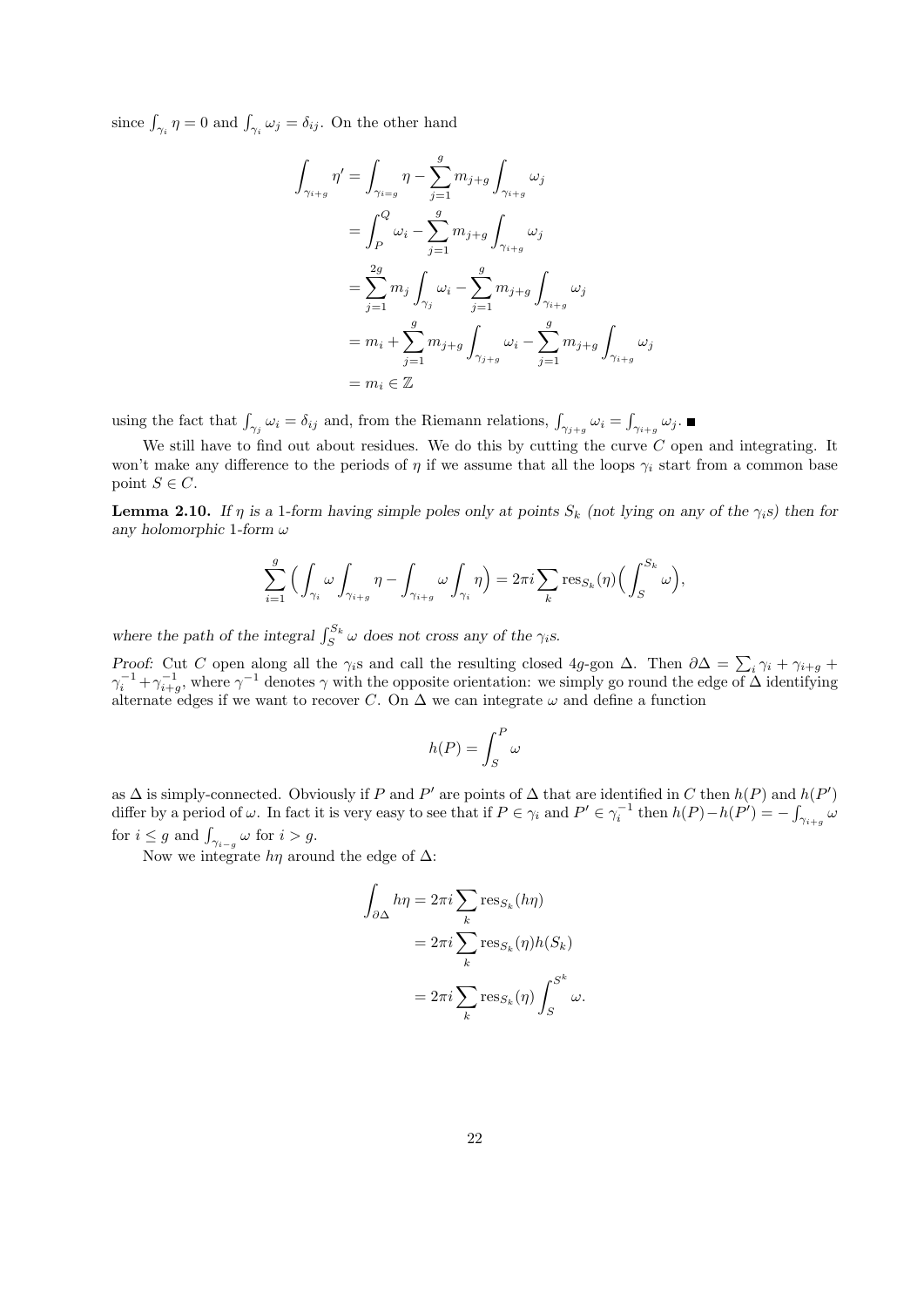since $\int_{\gamma_i} \eta = 0$ and $\int_{\gamma_i} \omega_j = \delta_{ij}$. On the other hand

$$
\begin{aligned}
\int_{\gamma_{i+g}} \eta' &= \int_{\gamma_{i=g}} \eta - \sum_{j=1}^{g} m_{j+g} \int_{\gamma_{i+g}} \omega_j \\
&= \int_P^Q \omega_i - \sum_{j=1}^{g} m_{j+g} \int_{\gamma_{i+g}} \omega_j \\
&= \sum_{j=1}^{2g} m_j \int_{\gamma_j} \omega_i - \sum_{j=1}^{g} m_{j+g} \int_{\gamma_{i+g}} \omega_j \\
&= m_i + \sum_{j=1}^{g} m_{j+g} \int_{\gamma_{j+g}} \omega_i - \sum_{j=1}^{g} m_{j+g} \int_{\gamma_{i+g}} \omega_j \\
&= m_i \in \mathbb{Z}
\end{aligned}
$$

using the fact that $\int_{\gamma_j} \omega_i = \delta_{ij}$ and, from the Riemann relations, $\int_{\gamma_{j+g}} \omega_i = \int_{\gamma_{i+g}} \omega_j$. ■

We still have to find out about residues. We do this by cutting the curve $C$ open and integrating. It won't make any difference to the periods of $\eta$ if we assume that all the loops $\gamma_i$ start from a common base point $S \in C$.

**Lemma 2.10.** *If $\eta$ is a 1-form having simple poles only at points $S_k$ (not lying on any of the $\gamma_i$s) then for any holomorphic 1-form $\omega$*

$$
\sum_{i=1}^{g} \Big( \int_{\gamma_i} \omega \int_{\gamma_{i+g}} \eta - \int_{\gamma_{i+g}} \omega \int_{\gamma_i} \eta \Big) = 2\pi i \sum_k \operatorname{res}_{S_k}(\eta) \Big( \int_S^{S_k} \omega \Big),
$$

*where the path of the integral $\int_S^{S_k} \omega$ does not cross any of the $\gamma_i$s.*

*Proof:* Cut $C$ open along all the $\gamma_i$s and call the resulting closed $4g$-gon $\Delta$. Then $\partial\Delta = \sum_i \gamma_i + \gamma_{i+g} + \gamma_i^{-1} + \gamma_{i+g}^{-1}$, where $\gamma^{-1}$ denotes $\gamma$ with the opposite orientation: we simply go round the edge of $\Delta$ identifying alternate edges if we want to recover $C$. On $\Delta$ we can integrate $\omega$ and define a function

$$
h(P) = \int_S^P \omega
$$

as $\Delta$ is simply-connected. Obviously if $P$ and $P'$ are points of $\Delta$ that are identified in $C$ then $h(P)$ and $h(P')$ differ by a period of $\omega$. In fact it is very easy to see that if $P \in \gamma_i$ and $P' \in \gamma_i^{-1}$ then $h(P) - h(P') = -\int_{\gamma_{i+g}} \omega$ for $i \leq g$ and $\int_{\gamma_{i-g}} \omega$ for $i > g$.

Now we integrate $h\eta$ around the edge of $\Delta$:

$$
\begin{aligned}
\int_{\partial\Delta} h\eta &= 2\pi i \sum_k \operatorname{res}_{S_k}(h\eta) \\
&= 2\pi i \sum_k \operatorname{res}_{S_k}(\eta) h(S_k) \\
&= 2\pi i \sum_k \operatorname{res}_{S_k}(\eta) \int_S^{S^k} \omega.
\end{aligned}
$$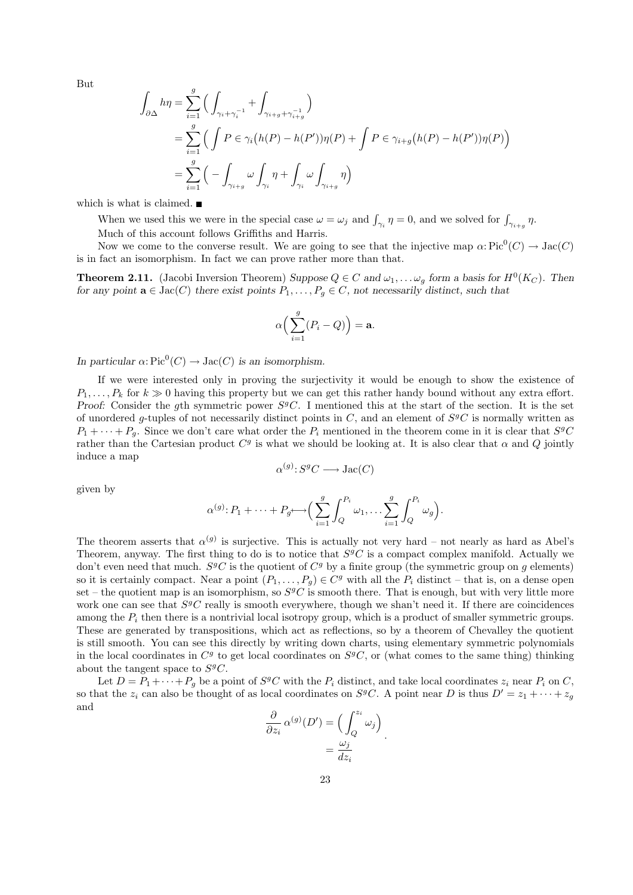But

$$
\begin{aligned}
\int_{\partial\Delta} h\eta &= \sum_{i=1}^{g}\Big(\int_{\gamma_i+\gamma_i^{-1}} + \int_{\gamma_{i+g}+\gamma_{i+g}^{-1}}\Big)\\
&= \sum_{i=1}^{g}\Big(\int P\in\gamma_i\big(h(P)-h(P')\big)\eta(P) + \int P\in\gamma_{i+g}\big(h(P)-h(P')\big)\eta(P)\Big)\\
&= \sum_{i=1}^{g}\Big(-\int_{\gamma_{i+g}}\omega\int_{\gamma_i}\eta + \int_{\gamma_i}\omega\int_{\gamma_{i+g}}\eta\Big)
\end{aligned}
$$

which is what is claimed. ■

When we used this we were in the special case $\omega=\omega_j$ and $\int_{\gamma_i}\eta=0$, and we solved for $\int_{\gamma_{i+g}}\eta$.

Much of this account follows Griffiths and Harris.

Now we come to the converse result. We are going to see that the injective map $\alpha\colon \mathrm{Pic}^0(C)\to \mathrm{Jac}(C)$ is in fact an isomorphism. In fact we can prove rather more than that.

**Theorem 2.11.** (Jacobi Inversion Theorem) *Suppose $Q\in C$ and $\omega_1,\dots\omega_g$ form a basis for $H^0(K_C)$. Then for any point $\mathbf{a}\in\mathrm{Jac}(C)$ there exist points $P_1,\dots,P_g\in C$, not necessarily distinct, such that*

$$
\alpha\Big(\sum_{i=1}^{g}(P_i-Q)\Big)=\mathbf{a}.
$$

*In particular $\alpha\colon\mathrm{Pic}^0(C)\to\mathrm{Jac}(C)$ is an isomorphism.*

If we were interested only in proving the surjectivity it would be enough to show the existence of $P_1,\dots,P_k$ for $k\gg 0$ having this property but we can get this rather handy bound without any extra effort.

*Proof:* Consider the $g$th symmetric power $S^gC$. I mentioned this at the start of the section. It is the set of unordered $g$-tuples of not necessarily distinct points in $C$, and an element of $S^gC$ is normally written as $P_1+\cdots+P_g$. Since we don't care what order the $P_i$ mentioned in the theorem come in it is clear that $S^gC$ rather than the Cartesian product $C^g$ is what we should be looking at. It is also clear that $\alpha$ and $Q$ jointly induce a map

$$
\alpha^{(g)}\colon S^gC\longrightarrow \mathrm{Jac}(C)
$$

given by

$$
\alpha^{(g)}\colon P_1+\cdots+P_g\longmapsto\Big(\sum_{i=1}^{g}\int_Q^{P_i}\omega_1,\dots\sum_{i=1}^{g}\int_Q^{P_i}\omega_g\Big).
$$

The theorem asserts that $\alpha^{(g)}$ is surjective. This is actually not very hard – not nearly as hard as Abel's Theorem, anyway. The first thing to do is to notice that $S^gC$ is a compact complex manifold. Actually we don't even need that much. $S^gC$ is the quotient of $C^g$ by a finite group (the symmetric group on $g$ elements) so it is certainly compact. Near a point $(P_1,\dots,P_g)\in C^g$ with all the $P_i$ distinct – that is, on a dense open set – the quotient map is an isomorphism, so $S^gC$ is smooth there. That is enough, but with very little more work one can see that $S^gC$ really is smooth everywhere, though we shan't need it. If there are coincidences among the $P_i$ then there is a nontrivial local isotropy group, which is a product of smaller symmetric groups. These are generated by transpositions, which act as reflections, so by a theorem of Chevalley the quotient is still smooth. You can see this directly by writing down charts, using elementary symmetric polynomials in the local coordinates in $C^g$ to get local coordinates on $S^gC$, or (what comes to the same thing) thinking about the tangent space to $S^gC$.

Let $D=P_1+\cdots+P_g$ be a point of $S^gC$ with the $P_i$ distinct, and take local coordinates $z_i$ near $P_i$ on $C$, so that the $z_i$ can also be thought of as local coordinates on $S^gC$. A point near $D$ is thus $D'=z_1+\cdots+z_g$ and

$$
\begin{aligned}
\frac{\partial}{\partial z_i}\,\alpha^{(g)}(D') &= \Big(\int_Q^{z_i}\omega_j\Big)\\
&= \frac{\omega_j}{dz_i}
\end{aligned}.
$$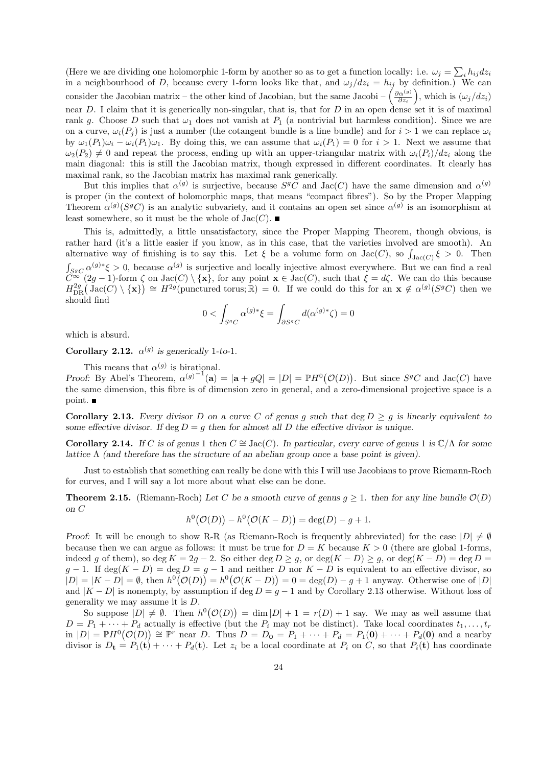(Here we are dividing one holomorphic 1-form by another so as to get a function locally: i.e. $\omega_j = \sum_i h_{ij} dz_i$ in a neighbourhood of $D$, because every 1-form looks like that, and $\omega_j/dz_i = h_{ij}$ by definition.) We can consider the Jacobian matrix – the other kind of Jacobian, but the same Jacobi – $\left(\frac{\partial \alpha^{(g)}}{\partial z_i}\right)$, which is $(\omega_j/dz_i)$ near $D$. I claim that it is generically non-singular, that is, that for $D$ in an open dense set it is of maximal rank $g$. Choose $D$ such that $\omega_1$ does not vanish at $P_1$ (a nontrivial but harmless condition). Since we are on a curve, $\omega_i(P_j)$ is just a number (the cotangent bundle is a line bundle) and for $i > 1$ we can replace $\omega_i$ by $\omega_1(P_1)\omega_i - \omega_i(P_1)\omega_1$. By doing this, we can assume that $\omega_i(P_1) = 0$ for $i > 1$. Next we assume that $\omega_2(P_2) \neq 0$ and repeat the process, ending up with an upper-triangular matrix with $\omega_i(P_i)/dz_i$ along the main diagonal: this is still the Jacobian matrix, though expressed in different coordinates. It clearly has maximal rank, so the Jacobian matrix has maximal rank generically.

But this implies that $\alpha^{(g)}$ is surjective, because $S^gC$ and $\mathrm{Jac}(C)$ have the same dimension and $\alpha^{(g)}$ is proper (in the context of holomorphic maps, that means "compact fibres"). So by the Proper Mapping Theorem $\alpha^{(g)}(S^gC)$ is an analytic subvariety, and it contains an open set since $\alpha^{(g)}$ is an isomorphism at least somewhere, so it must be the whole of $\mathrm{Jac}(C)$. ∎

This is, admittedly, a little unsatisfactory, since the Proper Mapping Theorem, though obvious, is rather hard (it's a little easier if you know, as in this case, that the varieties involved are smooth). An alternative way of finishing is to say this. Let $\xi$ be a volume form on $\mathrm{Jac}(C)$, so $\int_{\mathrm{Jac}(C)} \xi > 0$. Then $\int_{S^gC} \alpha^{(g)*}\xi > 0$, because $\alpha^{(g)}$ is surjective and locally injective almost everywhere. But we can find a real $C^\infty$ $(2g-1)$-form $\zeta$ on $\mathrm{Jac}(C) \setminus \{\mathbf{x}\}$, for any point $\mathbf{x} \in \mathrm{Jac}(C)$, such that $\xi = d\zeta$. We can do this because $H^{2g}_{\mathrm{DR}}\big(\mathrm{Jac}(C) \setminus \{\mathbf{x}\}\big) \cong H^{2g}(\text{punctured torus}; \mathbb{R}) = 0$. If we could do this for an $\mathbf{x} \notin \alpha^{(g)}(S^gC)$ then we should find

$$0 < \int_{S^gC} \alpha^{(g)*}\xi = \int_{\partial S^gC} d(\alpha^{(g)*}\zeta) = 0$$

which is absurd.

**Corollary 2.12.** *$\alpha^{(g)}$ is generically 1-to-1.*

This means that $\alpha^{(g)}$ is birational.

*Proof:* By Abel's Theorem, ${\alpha^{(g)}}^{-1}(\mathbf{a}) = |\mathbf{a} + gQ| = |D| = \mathbb{P}H^0\big(\mathcal{O}(D)\big)$. But since $S^gC$ and $\mathrm{Jac}(C)$ have the same dimension, this fibre is of dimension zero in general, and a zero-dimensional projective space is a point. ∎

**Corollary 2.13.** *Every divisor $D$ on a curve $C$ of genus $g$ such that $\deg D \geq g$ is linearly equivalent to some effective divisor. If $\deg D = g$ then for almost all $D$ the effective divisor is unique.*

**Corollary 2.14.** *If $C$ is of genus 1 then $C \cong \mathrm{Jac}(C)$. In particular, every curve of genus 1 is $\mathbb{C}/\Lambda$ for some lattice $\Lambda$ (and therefore has the structure of an abelian group once a base point is given).*

Just to establish that something can really be done with this I will use Jacobians to prove Riemann-Roch for curves, and I will say a lot more about what else can be done.

**Theorem 2.15.** (Riemann-Roch) *Let $C$ be a smooth curve of genus $g \geq 1$. then for any line bundle $\mathcal{O}(D)$ on $C$*

$$h^0\big(\mathcal{O}(D)\big) - h^0\big(\mathcal{O}(K-D)\big) = \deg(D) - g + 1.$$

*Proof:* It will be enough to show R-R (as Riemann-Roch is frequently abbreviated) for the case $|D| \neq \emptyset$ because then we can argue as follows: it must be true for $D = K$ because $K > 0$ (there are global 1-forms, indeed $g$ of them), so $\deg K = 2g-2$. So either $\deg D \geq g$, or $\deg(K-D) \geq g$, or $\deg(K-D) = \deg D = g-1$. If $\deg(K-D) = \deg D = g-1$ and neither $D$ nor $K-D$ is equivalent to an effective divisor, so $|D| = |K-D| = \emptyset$, then $h^0\big(\mathcal{O}(D)\big) = h^0\big(\mathcal{O}(K-D)\big) = 0 = \deg(D) - g + 1$ anyway. Otherwise one of $|D|$ and $|K-D|$ is nonempty, by assumption if $\deg D = g-1$ and by Corollary 2.13 otherwise. Without loss of generality we may assume it is $D$.

So suppose $|D| \neq \emptyset$. Then $h^0\big(\mathcal{O}(D)\big) = \dim|D| + 1 = r(D) + 1$ say. We may as well assume that $D = P_1 + \cdots + P_d$ actually is effective (but the $P_i$ may not be distinct). Take local coordinates $t_1, \ldots, t_r$ in $|D| = \mathbb{P}H^0\big(\mathcal{O}(D)\big) \cong \mathbb{P}^r$ near $D$. Thus $D = D_{\mathbf{0}} = P_1 + \cdots + P_d = P_1(\mathbf{0}) + \cdots + P_d(\mathbf{0})$ and a nearby divisor is $D_{\mathbf{t}} = P_1(\mathbf{t}) + \cdots + P_d(\mathbf{t})$. Let $z_i$ be a local coordinate at $P_i$ on $C$, so that $P_i(\mathbf{t})$ has coordinate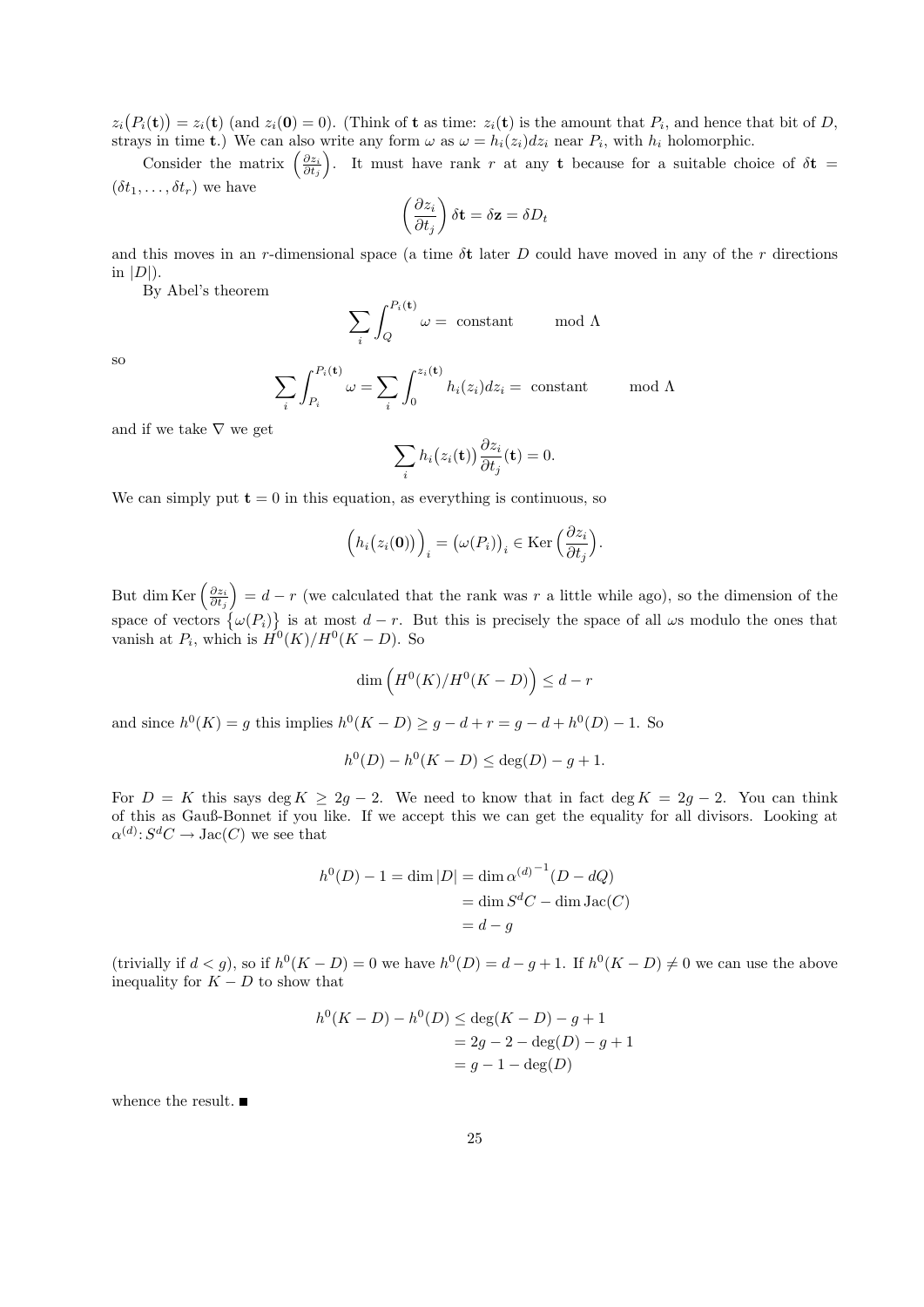$z_i\big(P_i(\mathbf{t})\big) = z_i(\mathbf{t})$ (and $z_i(\mathbf{0}) = 0$). (Think of $\mathbf{t}$ as time: $z_i(\mathbf{t})$ is the amount that $P_i$, and hence that bit of $D$, strays in time $\mathbf{t}$.) We can also write any form $\omega$ as $\omega = h_i(z_i)dz_i$ near $P_i$, with $h_i$ holomorphic.

Consider the matrix $\left(\frac{\partial z_i}{\partial t_j}\right)$. It must have rank $r$ at any $\mathbf{t}$ because for a suitable choice of $\delta\mathbf{t} = (\delta t_1, \ldots, \delta t_r)$ we have

$$\left(\frac{\partial z_i}{\partial t_j}\right)\delta\mathbf{t} = \delta\mathbf{z} = \delta D_t$$

and this moves in an $r$-dimensional space (a time $\delta\mathbf{t}$ later $D$ could have moved in any of the $r$ directions in $|D|$).

By Abel's theorem

$$\sum_i \int_Q^{P_i(\mathbf{t})} \omega = \text{ constant} \qquad \bmod \Lambda$$

so

$$\sum_i \int_{P_i}^{P_i(\mathbf{t})} \omega = \sum_i \int_0^{z_i(\mathbf{t})} h_i(z_i)dz_i = \text{ constant} \qquad \bmod \Lambda$$

and if we take $\nabla$ we get

$$\sum_i h_i\big(z_i(\mathbf{t})\big)\frac{\partial z_i}{\partial t_j}(\mathbf{t}) = 0.$$

We can simply put $\mathbf{t} = 0$ in this equation, as everything is continuous, so

$$\Big(h_i\big(z_i(\mathbf{0})\big)\Big)_i = \big(\omega(P_i)\big)_i \in \operatorname{Ker}\Big(\frac{\partial z_i}{\partial t_j}\Big).$$

But $\dim \operatorname{Ker}\left(\frac{\partial z_i}{\partial t_j}\right) = d - r$ (we calculated that the rank was $r$ a little while ago), so the dimension of the space of vectors $\{\omega(P_i)\}$ is at most $d - r$. But this is precisely the space of all $\omega$s modulo the ones that vanish at $P_i$, which is $H^0(K)/H^0(K-D)$. So

$$\dim\Big(H^0(K)/H^0(K-D)\Big) \leq d - r$$

and since $h^0(K) = g$ this implies $h^0(K-D) \geq g - d + r = g - d + h^0(D) - 1$. So

$$h^0(D) - h^0(K-D) \leq \deg(D) - g + 1.$$

For $D = K$ this says $\deg K \geq 2g - 2$. We need to know that in fact $\deg K = 2g - 2$. You can think of this as Gauß-Bonnet if you like. If we accept this we can get the equality for all divisors. Looking at $\alpha^{(d)}\colon S^dC \to \operatorname{Jac}(C)$ we see that

$$\begin{aligned} h^0(D) - 1 = \dim|D| &= \dim {\alpha^{(d)}}^{-1}(D - dQ) \\ &= \dim S^dC - \dim \operatorname{Jac}(C) \\ &= d - g \end{aligned}$$

(trivially if $d < g$), so if $h^0(K-D) = 0$ we have $h^0(D) = d - g + 1$. If $h^0(K-D) \neq 0$ we can use the above inequality for $K - D$ to show that

$$\begin{aligned} h^0(K-D) - h^0(D) &\leq \deg(K-D) - g + 1 \\ &= 2g - 2 - \deg(D) - g + 1 \\ &= g - 1 - \deg(D) \end{aligned}$$

whence the result. ■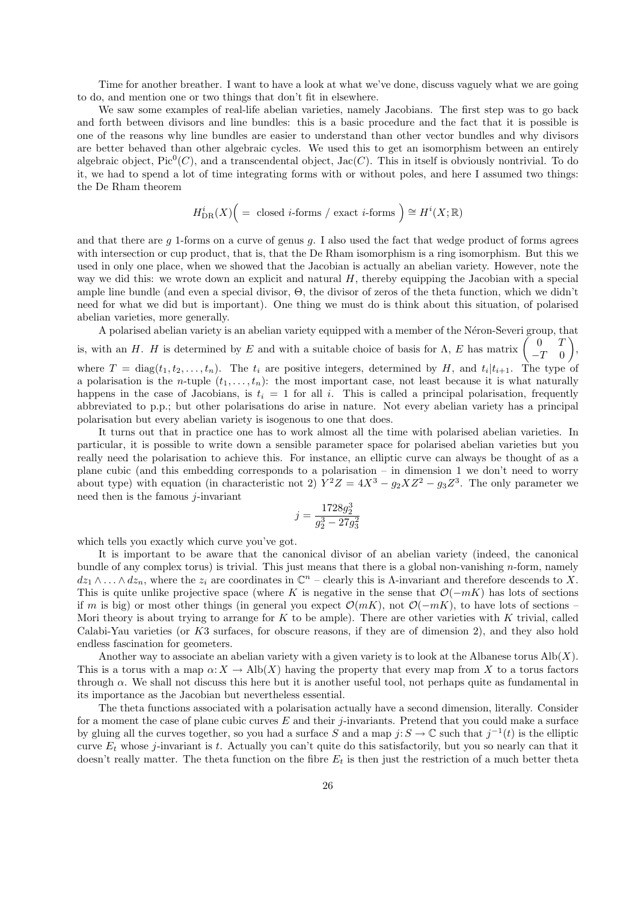Time for another breather. I want to have a look at what we've done, discuss vaguely what we are going to do, and mention one or two things that don't fit in elsewhere.

We saw some examples of real-life abelian varieties, namely Jacobians. The first step was to go back and forth between divisors and line bundles: this is a basic procedure and the fact that it is possible is one of the reasons why line bundles are easier to understand than other vector bundles and why divisors are better behaved than other algebraic cycles. We used this to get an isomorphism between an entirely algebraic object, $\mathrm{Pic}^0(C)$, and a transcendental object, $\mathrm{Jac}(C)$. This in itself is obviously nontrivial. To do it, we had to spend a lot of time integrating forms with or without poles, and here I assumed two things: the De Rham theorem

$$H^i_{\mathrm{DR}}(X)\Big( = \text{ closed } i\text{-forms / exact } i\text{-forms } \Big) \cong H^i(X;\mathbb{R})$$

and that there are $g$ 1-forms on a curve of genus $g$. I also used the fact that wedge product of forms agrees with intersection or cup product, that is, that the De Rham isomorphism is a ring isomorphism. But this we used in only one place, when we showed that the Jacobian is actually an abelian variety. However, note the way we did this: we wrote down an explicit and natural $H$, thereby equipping the Jacobian with a special ample line bundle (and even a special divisor, $\Theta$, the divisor of zeros of the theta function, which we didn't need for what we did but is important). One thing we must do is think about this situation, of polarised abelian varieties, more generally.

A polarised abelian variety is an abelian variety equipped with a member of the Néron-Severi group, that is, with an $H$. $H$ is determined by $E$ and with a suitable choice of basis for $\Lambda$, $E$ has matrix $\begin{pmatrix} 0 & T \\ -T & 0 \end{pmatrix}$, where $T = \mathrm{diag}(t_1, t_2, \ldots, t_n)$. The $t_i$ are positive integers, determined by $H$, and $t_i | t_{i+1}$. The type of a polarisation is the $n$-tuple $(t_1, \ldots, t_n)$: the most important case, not least because it is what naturally happens in the case of Jacobians, is $t_i = 1$ for all $i$. This is called a principal polarisation, frequently abbreviated to p.p.; but other polarisations do arise in nature. Not every abelian variety has a principal polarisation but every abelian variety is isogenous to one that does.

It turns out that in practice one has to work almost all the time with polarised abelian varieties. In particular, it is possible to write down a sensible parameter space for polarised abelian varieties but you really need the polarisation to achieve this. For instance, an elliptic curve can always be thought of as a plane cubic (and this embedding corresponds to a polarisation – in dimension 1 we don't need to worry about type) with equation (in characteristic not 2) $Y^2Z = 4X^3 - g_2XZ^2 - g_3Z^3$. The only parameter we need then is the famous $j$-invariant

$$j = \frac{1728 g_2^3}{g_2^3 - 27g_3^2}$$

which tells you exactly which curve you've got.

It is important to be aware that the canonical divisor of an abelian variety (indeed, the canonical bundle of any complex torus) is trivial. This just means that there is a global non-vanishing $n$-form, namely $dz_1 \wedge \ldots \wedge dz_n$, where the $z_i$ are coordinates in $\mathbb{C}^n$ – clearly this is $\Lambda$-invariant and therefore descends to $X$. This is quite unlike projective space (where $K$ is negative in the sense that $\mathcal{O}(-mK)$ has lots of sections if $m$ is big) or most other things (in general you expect $\mathcal{O}(mK)$, not $\mathcal{O}(-mK)$, to have lots of sections – Mori theory is about trying to arrange for $K$ to be ample). There are other varieties with $K$ trivial, called Calabi-Yau varieties (or $K3$ surfaces, for obscure reasons, if they are of dimension 2), and they also hold endless fascination for geometers.

Another way to associate an abelian variety with a given variety is to look at the Albanese torus $\mathrm{Alb}(X)$. This is a torus with a map $\alpha\colon X \to \mathrm{Alb}(X)$ having the property that every map from $X$ to a torus factors through $\alpha$. We shall not discuss this here but it is another useful tool, not perhaps quite as fundamental in its importance as the Jacobian but nevertheless essential.

The theta functions associated with a polarisation actually have a second dimension, literally. Consider for a moment the case of plane cubic curves $E$ and their $j$-invariants. Pretend that you could make a surface by gluing all the curves together, so you had a surface $S$ and a map $j\colon S \to \mathbb{C}$ such that $j^{-1}(t)$ is the elliptic curve $E_t$ whose $j$-invariant is $t$. Actually you can't quite do this satisfactorily, but you so nearly can that it doesn't really matter. The theta function on the fibre $E_t$ is then just the restriction of a much better theta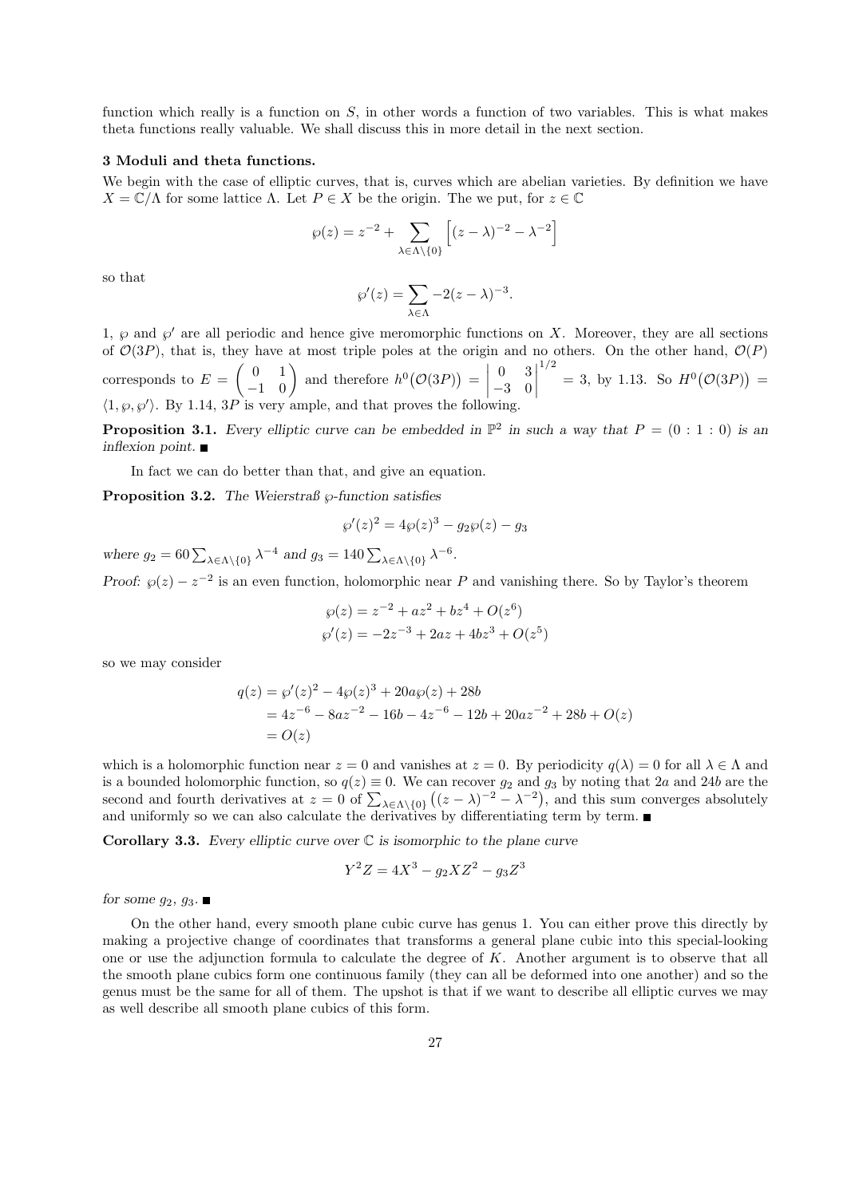function which really is a function on $S$, in other words a function of two variables. This is what makes theta functions really valuable. We shall discuss this in more detail in the next section.

### 3 Moduli and theta functions.

We begin with the case of elliptic curves, that is, curves which are abelian varieties. By definition we have $X = \mathbb{C}/\Lambda$ for some lattice $\Lambda$. Let $P \in X$ be the origin. The we put, for $z \in \mathbb{C}$

$$\wp(z) = z^{-2} + \sum_{\lambda \in \Lambda \setminus \{0\}} \Big[ (z-\lambda)^{-2} - \lambda^{-2} \Big]$$

so that

$$\wp'(z) = \sum_{\lambda \in \Lambda} -2(z-\lambda)^{-3}.$$

1, $\wp$ and $\wp'$ are all periodic and hence give meromorphic functions on $X$. Moreover, they are all sections of $\mathcal{O}(3P)$, that is, they have at most triple poles at the origin and no others. On the other hand, $\mathcal{O}(P)$ corresponds to $E = \begin{pmatrix} 0 & 1 \\ -1 & 0 \end{pmatrix}$ and therefore $h^0\big(\mathcal{O}(3P)\big) = \begin{vmatrix} 0 & 3 \\ -3 & 0 \end{vmatrix}^{1/2} = 3$, by 1.13. So $H^0\big(\mathcal{O}(3P)\big) = \langle 1, \wp, \wp' \rangle$. By 1.14, $3P$ is very ample, and that proves the following.

**Proposition 3.1.** *Every elliptic curve can be embedded in $\mathbb{P}^2$ in such a way that $P = (0:1:0)$ is an inflexion point.* ■

In fact we can do better than that, and give an equation.

**Proposition 3.2.** *The Weierstraß $\wp$-function satisfies*

$$\wp'(z)^2 = 4\wp(z)^3 - g_2\wp(z) - g_3$$

*where $g_2 = 60 \sum_{\lambda \in \Lambda \setminus \{0\}} \lambda^{-4}$ and $g_3 = 140 \sum_{\lambda \in \Lambda \setminus \{0\}} \lambda^{-6}$.*

*Proof:* $\wp(z) - z^{-2}$ is an even function, holomorphic near $P$ and vanishing there. So by Taylor's theorem

$$\begin{aligned} \wp(z) &= z^{-2} + az^2 + bz^4 + O(z^6) \\ \wp'(z) &= -2z^{-3} + 2az + 4bz^3 + O(z^5) \end{aligned}$$

so we may consider

$$\begin{aligned} q(z) &= \wp'(z)^2 - 4\wp(z)^3 + 20a\wp(z) + 28b \\ &= 4z^{-6} - 8az^{-2} - 16b - 4z^{-6} - 12b + 20az^{-2} + 28b + O(z) \\ &= O(z) \end{aligned}$$

which is a holomorphic function near $z = 0$ and vanishes at $z = 0$. By periodicity $q(\lambda) = 0$ for all $\lambda \in \Lambda$ and is a bounded holomorphic function, so $q(z) \equiv 0$. We can recover $g_2$ and $g_3$ by noting that $2a$ and $24b$ are the second and fourth derivatives at $z = 0$ of $\sum_{\lambda \in \Lambda \setminus \{0\}} \big( (z-\lambda)^{-2} - \lambda^{-2} \big)$, and this sum converges absolutely and uniformly so we can also calculate the derivatives by differentiating term by term. ■

**Corollary 3.3.** *Every elliptic curve over $\mathbb{C}$ is isomorphic to the plane curve*

$$Y^2Z = 4X^3 - g_2XZ^2 - g_3Z^3$$

*for some $g_2$, $g_3$.* ■

On the other hand, every smooth plane cubic curve has genus 1. You can either prove this directly by making a projective change of coordinates that transforms a general plane cubic into this special-looking one or use the adjunction formula to calculate the degree of $K$. Another argument is to observe that all the smooth plane cubics form one continuous family (they can all be deformed into one another) and so the genus must be the same for all of them. The upshot is that if we want to describe all elliptic curves we may as well describe all smooth plane cubics of this form.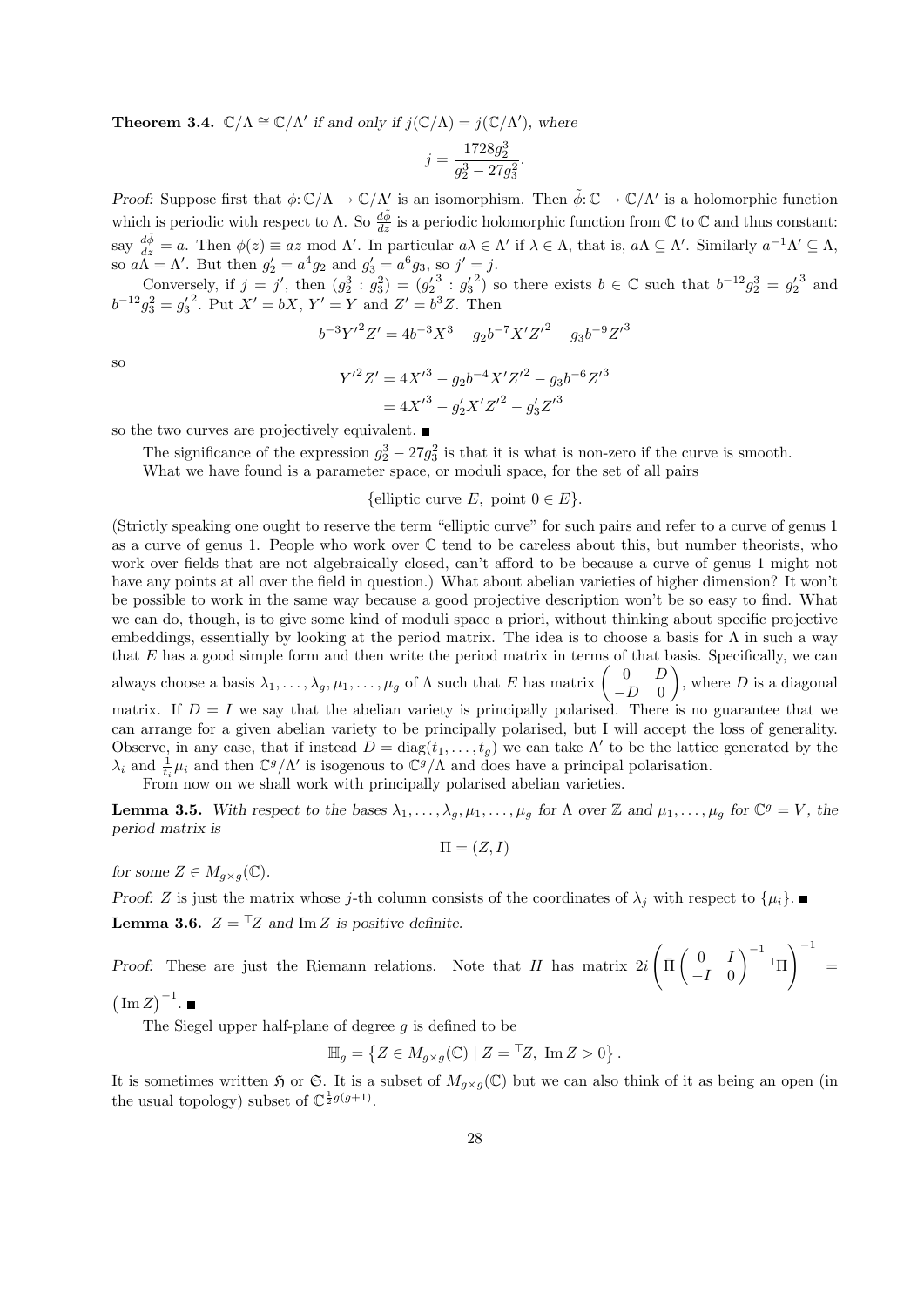**Theorem 3.4.** *$\mathbb{C}/\Lambda \cong \mathbb{C}/\Lambda'$ if and only if $j(\mathbb{C}/\Lambda) = j(\mathbb{C}/\Lambda')$, where*

$$j = \frac{1728 g_2^3}{g_2^3 - 27g_3^2}.$$

*Proof:* Suppose first that $\phi\colon \mathbb{C}/\Lambda \to \mathbb{C}/\Lambda'$ is an isomorphism. Then $\tilde{\phi}\colon \mathbb{C} \to \mathbb{C}/\Lambda'$ is a holomorphic function which is periodic with respect to $\Lambda$. So $\frac{d\tilde{\phi}}{dz}$ is a periodic holomorphic function from $\mathbb{C}$ to $\mathbb{C}$ and thus constant: say $\frac{d\tilde{\phi}}{dz} = a$. Then $\phi(z) \equiv az \bmod \Lambda'$. In particular $a\lambda \in \Lambda'$ if $\lambda \in \Lambda$, that is, $a\Lambda \subseteq \Lambda'$. Similarly $a^{-1}\Lambda' \subseteq \Lambda$, so $a\Lambda = \Lambda'$. But then $g_2' = a^4 g_2$ and $g_3' = a^6 g_3$, so $j' = j$.

Conversely, if $j = j'$, then $(g_2^3 : g_3^2) = ({g_2'}^3 : {g_3'}^2)$ so there exists $b \in \mathbb{C}$ such that $b^{-12} g_2^3 = {g_2'}^3$ and $b^{-12} g_3^2 = {g_3'}^2$. Put $X' = bX$, $Y' = Y$ and $Z' = b^3 Z$. Then

$$b^{-3} {Y'}^2 Z' = 4b^{-3} {X'}^3 - g_2 b^{-7} X' {Z'}^2 - g_3 b^{-9} {Z'}^3$$

so

$$\begin{aligned} {Y'}^2 Z' &= 4{X'}^3 - g_2 b^{-4} X' {Z'}^2 - g_3 b^{-6} {Z'}^3 \\ &= 4{X'}^3 - g_2' X' {Z'}^2 - g_3' {Z'}^3 \end{aligned}$$

so the two curves are projectively equivalent. ∎

The significance of the expression $g_2^3 - 27g_3^2$ is that it is what is non-zero if the curve is smooth.

What we have found is a parameter space, or moduli space, for the set of all pairs

$$\{\text{elliptic curve } E,\ \text{point } 0 \in E\}.$$

(Strictly speaking one ought to reserve the term "elliptic curve" for such pairs and refer to a curve of genus 1 as a curve of genus 1. People who work over $\mathbb{C}$ tend to be careless about this, but number theorists, who work over fields that are not algebraically closed, can't afford to be because a curve of genus 1 might not have any points at all over the field in question.) What about abelian varieties of higher dimension? It won't be possible to work in the same way because a good projective description won't be so easy to find. What we can do, though, is to give some kind of moduli space a priori, without thinking about specific projective embeddings, essentially by looking at the period matrix. The idea is to choose a basis for $\Lambda$ in such a way that $E$ has a good simple form and then write the period matrix in terms of that basis. Specifically, we can always choose a basis $\lambda_1, \ldots, \lambda_g, \mu_1, \ldots, \mu_g$ of $\Lambda$ such that $E$ has matrix $\begin{pmatrix} 0 & D \\ -D & 0 \end{pmatrix}$, where $D$ is a diagonal matrix. If $D = I$ we say that the abelian variety is principally polarised. There is no guarantee that we can arrange for a given abelian variety to be principally polarised, but I will accept the loss of generality. Observe, in any case, that if instead $D = \operatorname{diag}(t_1, \ldots, t_g)$ we can take $\Lambda'$ to be the lattice generated by the $\lambda_i$ and $\frac{1}{t_i}\mu_i$ and then $\mathbb{C}^g/\Lambda'$ is isogenous to $\mathbb{C}^g/\Lambda$ and does have a principal polarisation.

From now on we shall work with principally polarised abelian varieties.

**Lemma 3.5.** *With respect to the bases $\lambda_1, \ldots, \lambda_g, \mu_1, \ldots, \mu_g$ for $\Lambda$ over $\mathbb{Z}$ and $\mu_1, \ldots, \mu_g$ for $\mathbb{C}^g = V$, the period matrix is*

$$\Pi = (Z, I)$$

*for some $Z \in M_{g\times g}(\mathbb{C})$.*

*Proof:* $Z$ is just the matrix whose $j$-th column consists of the coordinates of $\lambda_j$ with respect to $\{\mu_i\}$. ∎

**Lemma 3.6.** *$Z = {}^\top Z$ and $\operatorname{Im} Z$ is positive definite.*

*Proof:* These are just the Riemann relations. Note that $H$ has matrix $2i\left(\bar{\Pi}\begin{pmatrix} 0 & I \\ -I & 0 \end{pmatrix}^{-1} {}^\top\Pi\right)^{-1} = \left(\operatorname{Im} Z\right)^{-1}$. ∎

The Siegel upper half-plane of degree $g$ is defined to be

$$\mathbb{H}_g = \left\{ Z \in M_{g\times g}(\mathbb{C}) \mid Z = {}^\top Z,\ \operatorname{Im} Z > 0 \right\}.$$

It is sometimes written $\mathfrak{H}$ or $\mathfrak{S}$. It is a subset of $M_{g\times g}(\mathbb{C})$ but we can also think of it as being an open (in the usual topology) subset of $\mathbb{C}^{\frac{1}{2}g(g+1)}$.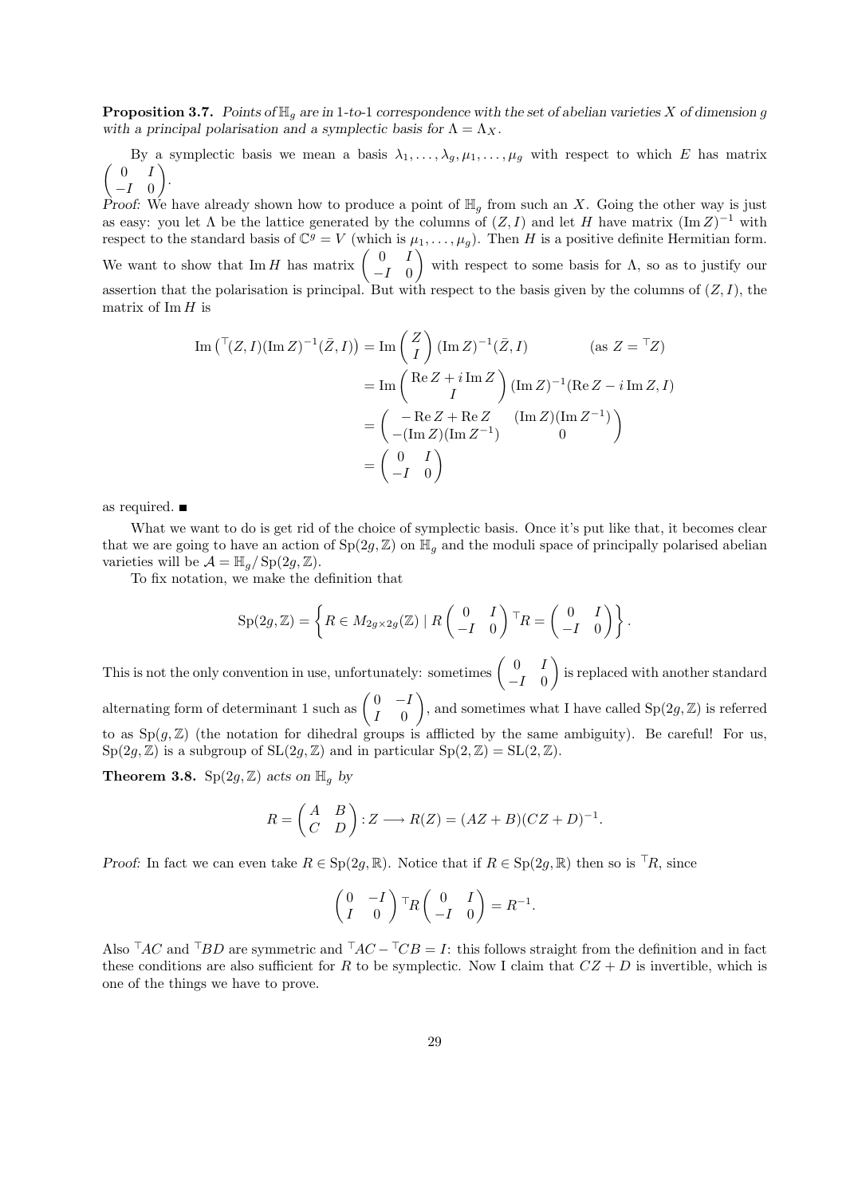**Proposition 3.7.** *Points of $\mathbb{H}_g$ are in 1-to-1 correspondence with the set of abelian varieties $X$ of dimension $g$ with a principal polarisation and a symplectic basis for $\Lambda = \Lambda_X$.*

By a symplectic basis we mean a basis $\lambda_1, \ldots, \lambda_g, \mu_1, \ldots, \mu_g$ with respect to which $E$ has matrix $\begin{pmatrix} 0 & I \\ -I & 0 \end{pmatrix}$.

*Proof:* We have already shown how to produce a point of $\mathbb{H}_g$ from such an $X$. Going the other way is just as easy: you let $\Lambda$ be the lattice generated by the columns of $(Z, I)$ and let $H$ have matrix $(\operatorname{Im} Z)^{-1}$ with respect to the standard basis of $\mathbb{C}^g = V$ (which is $\mu_1, \ldots, \mu_g$). Then $H$ is a positive definite Hermitian form. We want to show that $\operatorname{Im} H$ has matrix $\begin{pmatrix} 0 & I \\ -I & 0 \end{pmatrix}$ with respect to some basis for $\Lambda$, so as to justify our assertion that the polarisation is principal. But with respect to the basis given by the columns of $(Z, I)$, the matrix of $\operatorname{Im} H$ is

$$
\begin{aligned}
\operatorname{Im}\left({}^{\top}(Z, I)(\operatorname{Im} Z)^{-1}(\bar{Z}, I)\right) &= \operatorname{Im}\begin{pmatrix} Z \\ I \end{pmatrix}(\operatorname{Im} Z)^{-1}(\bar{Z}, I) \qquad\qquad (\text{as } Z = {}^{\top}Z) \\
&= \operatorname{Im}\begin{pmatrix} \operatorname{Re} Z + i \operatorname{Im} Z \\ I \end{pmatrix}(\operatorname{Im} Z)^{-1}(\operatorname{Re} Z - i \operatorname{Im} Z, I) \\
&= \begin{pmatrix} -\operatorname{Re} Z + \operatorname{Re} Z & (\operatorname{Im} Z)(\operatorname{Im} Z^{-1}) \\ -(\operatorname{Im} Z)(\operatorname{Im} Z^{-1}) & 0 \end{pmatrix} \\
&= \begin{pmatrix} 0 & I \\ -I & 0 \end{pmatrix}
\end{aligned}
$$

as required. ■

What we want to do is get rid of the choice of symplectic basis. Once it's put like that, it becomes clear that we are going to have an action of $\operatorname{Sp}(2g, \mathbb{Z})$ on $\mathbb{H}_g$ and the moduli space of principally polarised abelian varieties will be $\mathcal{A} = \mathbb{H}_g / \operatorname{Sp}(2g, \mathbb{Z})$.

To fix notation, we make the definition that

$$
\operatorname{Sp}(2g, \mathbb{Z}) = \left\{ R \in M_{2g \times 2g}(\mathbb{Z}) \mid R \begin{pmatrix} 0 & I \\ -I & 0 \end{pmatrix} {}^{\top}R = \begin{pmatrix} 0 & I \\ -I & 0 \end{pmatrix} \right\}.
$$

This is not the only convention in use, unfortunately: sometimes $\begin{pmatrix} 0 & I \\ -I & 0 \end{pmatrix}$ is replaced with another standard alternating form of determinant 1 such as $\begin{pmatrix} 0 & -I \\ I & 0 \end{pmatrix}$, and sometimes what I have called $\operatorname{Sp}(2g, \mathbb{Z})$ is referred to as $\operatorname{Sp}(g, \mathbb{Z})$ (the notation for dihedral groups is afflicted by the same ambiguity). Be careful! For us, $\operatorname{Sp}(2g, \mathbb{Z})$ is a subgroup of $\operatorname{SL}(2g, \mathbb{Z})$ and in particular $\operatorname{Sp}(2, \mathbb{Z}) = \operatorname{SL}(2, \mathbb{Z})$.

**Theorem 3.8.** *$\operatorname{Sp}(2g, \mathbb{Z})$ acts on $\mathbb{H}_g$ by*

$$
R = \begin{pmatrix} A & B \\ C & D \end{pmatrix} : Z \longrightarrow R(Z) = (AZ + B)(CZ + D)^{-1}.
$$

*Proof:* In fact we can even take $R \in \operatorname{Sp}(2g, \mathbb{R})$. Notice that if $R \in \operatorname{Sp}(2g, \mathbb{R})$ then so is ${}^{\top}R$, since

$$
\begin{pmatrix} 0 & -I \\ I & 0 \end{pmatrix} {}^{\top}R \begin{pmatrix} 0 & I \\ -I & 0 \end{pmatrix} = R^{-1}.
$$

Also ${}^{\top}AC$ and ${}^{\top}BD$ are symmetric and ${}^{\top}AC - {}^{\top}CB = I$: this follows straight from the definition and in fact these conditions are also sufficient for $R$ to be symplectic. Now I claim that $CZ + D$ is invertible, which is one of the things we have to prove.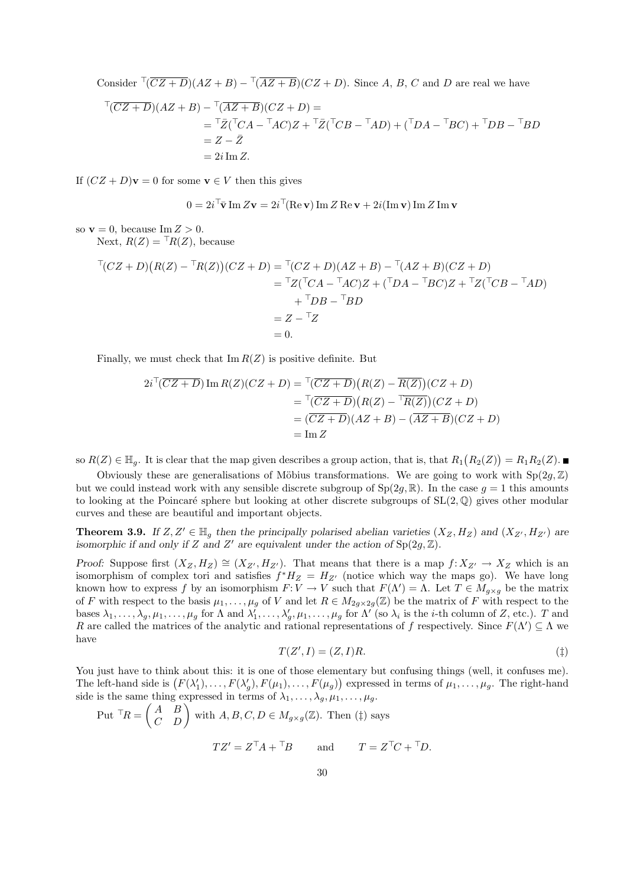Consider ${}^\top(\overline{CZ+D})(AZ+B) - {}^\top(\overline{AZ+B})(CZ+D)$. Since $A$, $B$, $C$ and $D$ are real we have

$$\begin{aligned}
{}^\top(\overline{CZ+D})(AZ+B) - {}^\top(\overline{AZ+B})(CZ+D) &= \\
&= {}^\top\bar{Z}({}^\top CA - {}^\top AC)Z + {}^\top\bar{Z}({}^\top CB - {}^\top AD) + ({}^\top DA - {}^\top BC) + {}^\top DB - {}^\top BD \\
&= Z - \bar{Z} \\
&= 2i \operatorname{Im} Z.
\end{aligned}$$

If $(CZ+D)\mathbf{v} = 0$ for some $\mathbf{v} \in V$ then this gives

$$0 = 2i{}^\top\bar{\mathbf{v}} \operatorname{Im} Z\mathbf{v} = 2i{}^\top(\operatorname{Re}\mathbf{v})\operatorname{Im} Z \operatorname{Re}\mathbf{v} + 2i(\operatorname{Im}\mathbf{v})\operatorname{Im} Z \operatorname{Im}\mathbf{v}$$

so $\mathbf{v} = 0$, because $\operatorname{Im} Z > 0$.

Next, $R(Z) = {}^\top R(Z)$, because

$$\begin{aligned}
{}^\top(CZ+D)\big(R(Z) - {}^\top R(Z)\big)(CZ+D) &= {}^\top(CZ+D)(AZ+B) - {}^\top(AZ+B)(CZ+D) \\
&= {}^\top Z({}^\top CA - {}^\top AC)Z + ({}^\top DA - {}^\top BC)Z + {}^\top Z({}^\top CB - {}^\top AD) \\
&\quad + {}^\top DB - {}^\top BD \\
&= Z - {}^\top Z \\
&= 0.
\end{aligned}$$

Finally, we must check that $\operatorname{Im} R(Z)$ is positive definite. But

$$\begin{aligned}
2i{}^\top(\overline{CZ+D}) \operatorname{Im} R(Z)(CZ+D) &= {}^\top(\overline{CZ+D})\big(R(Z) - \overline{R(Z)}\big)(CZ+D) \\
&= {}^\top(\overline{CZ+D})\big(R(Z) - {}^\top\overline{R(Z)}\big)(CZ+D) \\
&= (\overline{CZ+D})(AZ+B) - (\overline{AZ+B})(CZ+D) \\
&= \operatorname{Im} Z
\end{aligned}$$

so $R(Z) \in \mathbb{H}_g$. It is clear that the map given describes a group action, that is, that $R_1\big(R_2(Z)\big) = R_1R_2(Z)$. ∎

Obviously these are generalisations of Möbius transformations. We are going to work with $\mathrm{Sp}(2g, \mathbb{Z})$ but we could instead work with any sensible discrete subgroup of $\mathrm{Sp}(2g, \mathbb{R})$. In the case $g = 1$ this amounts to looking at the Poincaré sphere but looking at other discrete subgroups of $\mathrm{SL}(2, \mathbb{Q})$ gives other modular curves and these are beautiful and important objects.

**Theorem 3.9.** *If $Z, Z' \in \mathbb{H}_g$ then the principally polarised abelian varieties $(X_Z, H_Z)$ and $(X_{Z'}, H_{Z'})$ are isomorphic if and only if $Z$ and $Z'$ are equivalent under the action of $\mathrm{Sp}(2g, \mathbb{Z})$.*

*Proof:* Suppose first $(X_Z, H_Z) \cong (X_{Z'}, H_{Z'})$. That means that there is a map $f\colon X_{Z'} \to X_Z$ which is an isomorphism of complex tori and satisfies $f^*H_Z = H_{Z'}$ (notice which way the maps go). We have long known how to express $f$ by an isomorphism $F\colon V \to V$ such that $F(\Lambda') = \Lambda$. Let $T \in M_{g\times g}$ be the matrix of $F$ with respect to the basis $\mu_1, \ldots, \mu_g$ of $V$ and let $R \in M_{2g\times 2g}(\mathbb{Z})$ be the matrix of $F$ with respect to the bases $\lambda_1, \ldots, \lambda_g, \mu_1, \ldots, \mu_g$ for $\Lambda$ and $\lambda'_1, \ldots, \lambda'_g, \mu_1, \ldots, \mu_g$ for $\Lambda'$ (so $\lambda_i$ is the $i$-th column of $Z$, etc.). $T$ and $R$ are called the matrices of the analytic and rational representations of $f$ respectively. Since $F(\Lambda') \subseteq \Lambda$ we have

$$T(Z', I) = (Z, I)R. \tag{‡}$$

You just have to think about this: it is one of those elementary but confusing things (well, it confuses me). The left-hand side is $\big(F(\lambda'_1), \ldots, F(\lambda'_g), F(\mu_1), \ldots, F(\mu_g)\big)$ expressed in terms of $\mu_1, \ldots, \mu_g$. The right-hand side is the same thing expressed in terms of $\lambda_1, \ldots, \lambda_g, \mu_1, \ldots, \mu_g$.

Put ${}^\top R = \begin{pmatrix} A & B \\ C & D \end{pmatrix}$ with $A, B, C, D \in M_{g\times g}(\mathbb{Z})$. Then (‡) says

$$TZ' = Z{}^\top A + {}^\top B \qquad \text{and} \qquad T = Z{}^\top C + {}^\top D.$$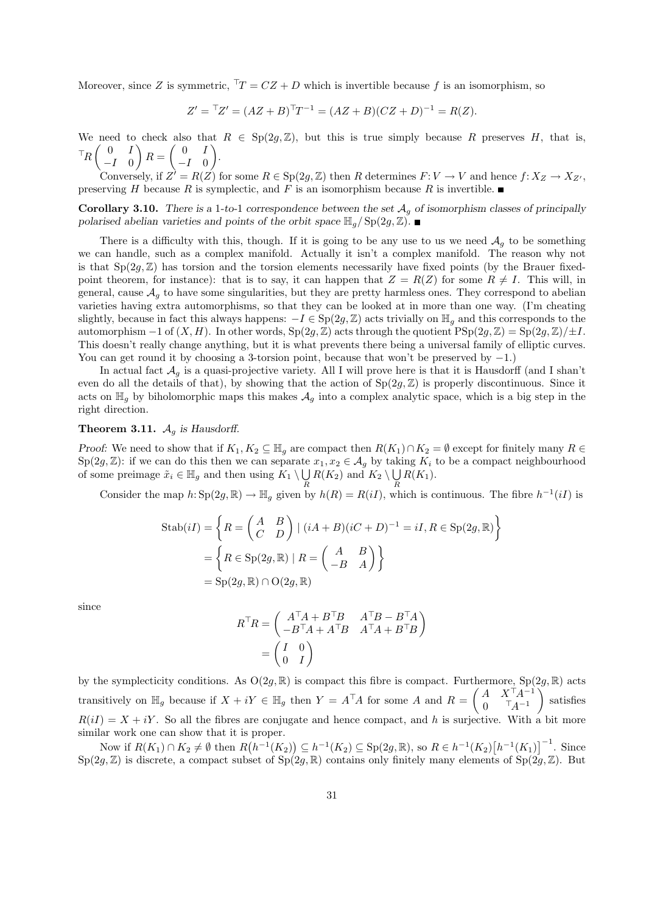Moreover, since $Z$ is symmetric, ${}^{\top}T = CZ + D$ which is invertible because $f$ is an isomorphism, so

$$Z' = {}^{\top}Z' = (AZ + B)^{\top}T^{-1} = (AZ + B)(CZ + D)^{-1} = R(Z).$$

We need to check also that $R \in \mathrm{Sp}(2g, \mathbb{Z})$, but this is true simply because $R$ preserves $H$, that is, ${}^{\top}R\begin{pmatrix} 0 & I \\ -I & 0 \end{pmatrix} R = \begin{pmatrix} 0 & I \\ -I & 0 \end{pmatrix}$.

Conversely, if $Z' = R(Z)$ for some $R \in \mathrm{Sp}(2g, \mathbb{Z})$ then $R$ determines $F\colon V \to V$ and hence $f\colon X_Z \to X_{Z'}$, preserving $H$ because $R$ is symplectic, and $F$ is an isomorphism because $R$ is invertible. ■

**Corollary 3.10.** *There is a 1-to-1 correspondence between the set $\mathcal{A}_g$ of isomorphism classes of principally polarised abelian varieties and points of the orbit space $\mathbb{H}_g/\mathrm{Sp}(2g, \mathbb{Z})$.* ■

There is a difficulty with this, though. If it is going to be any use to us we need $\mathcal{A}_g$ to be something we can handle, such as a complex manifold. Actually it isn't a complex manifold. The reason why not is that $\mathrm{Sp}(2g, \mathbb{Z})$ has torsion and the torsion elements necessarily have fixed points (by the Brauer fixed-point theorem, for instance): that is to say, it can happen that $Z = R(Z)$ for some $R \neq I$. This will, in general, cause $\mathcal{A}_g$ to have some singularities, but they are pretty harmless ones. They correspond to abelian varieties having extra automorphisms, so that they can be looked at in more than one way. (I'm cheating slightly, because in fact this always happens: $-I \in \mathrm{Sp}(2g, \mathbb{Z})$ acts trivially on $\mathbb{H}_g$ and this corresponds to the automorphism $-1$ of $(X, H)$. In other words, $\mathrm{Sp}(2g, \mathbb{Z})$ acts through the quotient $\mathrm{PSp}(2g, \mathbb{Z}) = \mathrm{Sp}(2g, \mathbb{Z})/\pm I$. This doesn't really change anything, but it is what prevents there being a universal family of elliptic curves. You can get round it by choosing a 3-torsion point, because that won't be preserved by $-1$.)

In actual fact $\mathcal{A}_g$ is a quasi-projective variety. All I will prove here is that it is Hausdorff (and I shan't even do all the details of that), by showing that the action of $\mathrm{Sp}(2g, \mathbb{Z})$ is properly discontinuous. Since it acts on $\mathbb{H}_g$ by biholomorphic maps this makes $\mathcal{A}_g$ into a complex analytic space, which is a big step in the right direction.

**Theorem 3.11.** *$\mathcal{A}_g$ is Hausdorff.*

*Proof:* We need to show that if $K_1, K_2 \subseteq \mathbb{H}_g$ are compact then $R(K_1) \cap K_2 = \emptyset$ except for finitely many $R \in \mathrm{Sp}(2g, \mathbb{Z})$: if we can do this then we can separate $x_1, x_2 \in \mathcal{A}_g$ by taking $K_i$ to be a compact neighbourhood of some preimage $\tilde{x}_i \in \mathbb{H}_g$ and then using $K_1 \setminus \bigcup_R R(K_2)$ and $K_2 \setminus \bigcup_R R(K_1)$.

Consider the map $h\colon \mathrm{Sp}(2g, \mathbb{R}) \to \mathbb{H}_g$ given by $h(R) = R(iI)$, which is continuous. The fibre $h^{-1}(iI)$ is

$$\begin{aligned}
\mathrm{Stab}(iI) &= \left\{ R = \begin{pmatrix} A & B \\ C & D \end{pmatrix} \mid (iA + B)(iC + D)^{-1} = iI, R \in \mathrm{Sp}(2g, \mathbb{R}) \right\} \\
&= \left\{ R \in \mathrm{Sp}(2g, \mathbb{R}) \mid R = \begin{pmatrix} A & B \\ -B & A \end{pmatrix} \right\} \\
&= \mathrm{Sp}(2g, \mathbb{R}) \cap \mathrm{O}(2g, \mathbb{R})
\end{aligned}$$

since

$$\begin{aligned}
R^{\top}R &= \begin{pmatrix} A^{\top}A + B^{\top}B & A^{\top}B - B^{\top}A \\ -B^{\top}A + A^{\top}B & A^{\top}A + B^{\top}B \end{pmatrix} \\
&= \begin{pmatrix} I & 0 \\ 0 & I \end{pmatrix}
\end{aligned}$$

by the symplecticity conditions. As $\mathrm{O}(2g, \mathbb{R})$ is compact this fibre is compact. Furthermore, $\mathrm{Sp}(2g, \mathbb{R})$ acts transitively on $\mathbb{H}_g$ because if $X + iY \in \mathbb{H}_g$ then $Y = A^{\top}A$ for some $A$ and $R = \begin{pmatrix} A & X^{\top}A^{-1} \\ 0 & {}^{\top}A^{-1} \end{pmatrix}$ satisfies $R(iI) = X + iY$. So all the fibres are conjugate and hence compact, and $h$ is surjective. With a bit more similar work one can show that it is proper.

Now if $R(K_1) \cap K_2 \neq \emptyset$ then $R\big(h^{-1}(K_2)\big) \subseteq h^{-1}(K_2) \subseteq \mathrm{Sp}(2g, \mathbb{R})$, so $R \in h^{-1}(K_2)\big[h^{-1}(K_1)\big]^{-1}$. Since $\mathrm{Sp}(2g, \mathbb{Z})$ is discrete, a compact subset of $\mathrm{Sp}(2g, \mathbb{R})$ contains only finitely many elements of $\mathrm{Sp}(2g, \mathbb{Z})$. But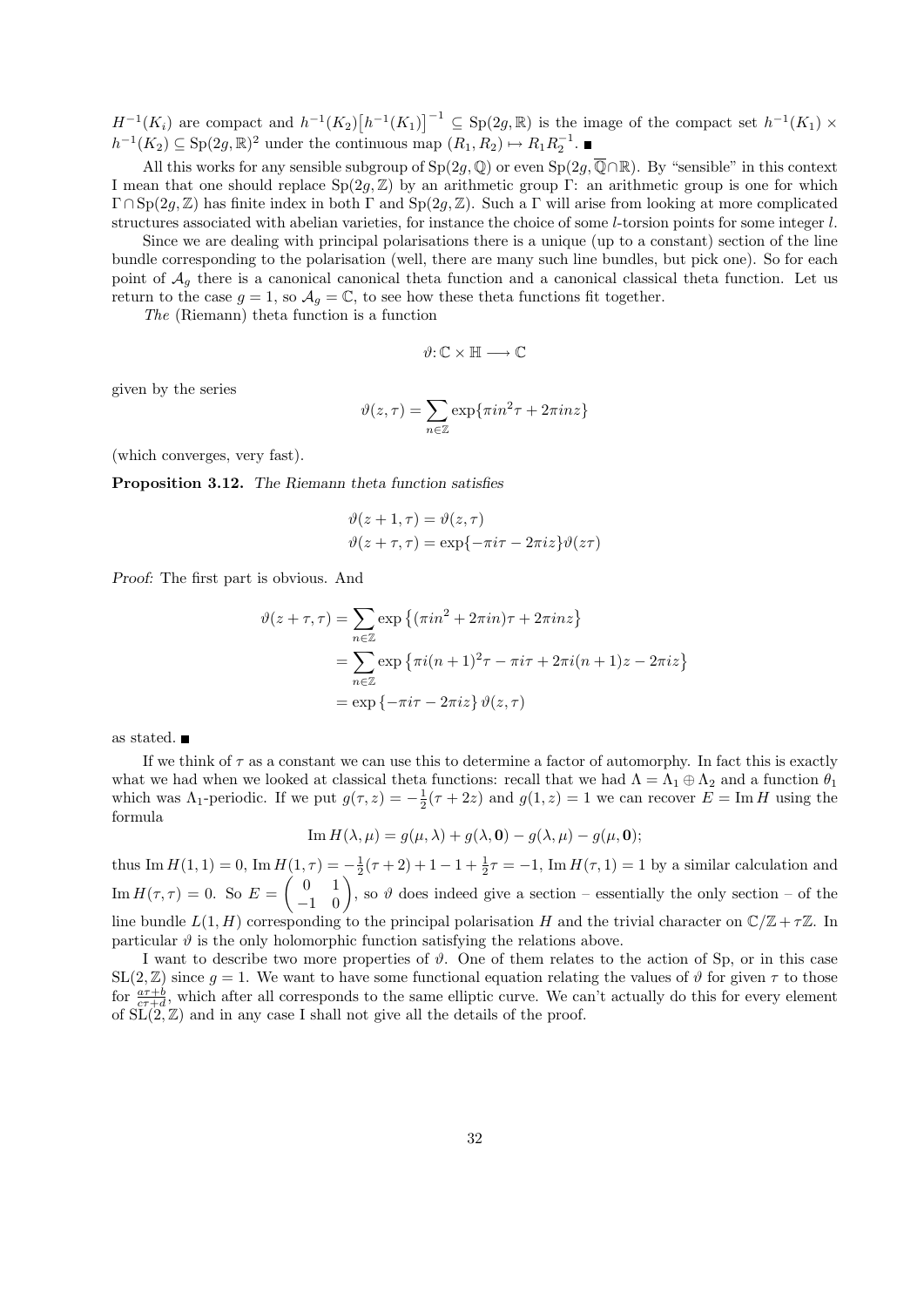$H^{-1}(K_i)$ are compact and $h^{-1}(K_2)\big[h^{-1}(K_1)\big]^{-1} \subseteq \mathrm{Sp}(2g,\mathbb{R})$ is the image of the compact set $h^{-1}(K_1) \times h^{-1}(K_2) \subseteq \mathrm{Sp}(2g,\mathbb{R})^2$ under the continuous map $(R_1, R_2) \mapsto R_1 R_2^{-1}$. ∎

All this works for any sensible subgroup of $\mathrm{Sp}(2g,\mathbb{Q})$ or even $\mathrm{Sp}(2g,\overline{\mathbb{Q}}\cap\mathbb{R})$. By "sensible" in this context I mean that one should replace $\mathrm{Sp}(2g,\mathbb{Z})$ by an arithmetic group $\Gamma$: an arithmetic group is one for which $\Gamma \cap \mathrm{Sp}(2g,\mathbb{Z})$ has finite index in both $\Gamma$ and $\mathrm{Sp}(2g,\mathbb{Z})$. Such a $\Gamma$ will arise from looking at more complicated structures associated with abelian varieties, for instance the choice of some $l$-torsion points for some integer $l$.

Since we are dealing with principal polarisations there is a unique (up to a constant) section of the line bundle corresponding to the polarisation (well, there are many such line bundles, but pick one). So for each point of $\mathcal{A}_g$ there is a canonical canonical theta function and a canonical classical theta function. Let us return to the case $g = 1$, so $\mathcal{A}_g = \mathbb{C}$, to see how these theta functions fit together.

*The* (Riemann) theta function is a function

$$\vartheta\colon \mathbb{C} \times \mathbb{H} \longrightarrow \mathbb{C}$$

given by the series

$$\vartheta(z,\tau) = \sum_{n\in\mathbb{Z}} \exp\{\pi i n^2 \tau + 2\pi i n z\}$$

(which converges, very fast).

**Proposition 3.12.** *The Riemann theta function satisfies*

$$\begin{aligned}
\vartheta(z+1,\tau) &= \vartheta(z,\tau)\\
\vartheta(z+\tau,\tau) &= \exp\{-\pi i \tau - 2\pi i z\}\vartheta(z\tau)
\end{aligned}$$

*Proof:* The first part is obvious. And

$$\begin{aligned}
\vartheta(z+\tau,\tau) &= \sum_{n\in\mathbb{Z}} \exp\left\{(\pi i n^2 + 2\pi i n)\tau + 2\pi i n z\right\}\\
&= \sum_{n\in\mathbb{Z}} \exp\left\{\pi i (n+1)^2\tau - \pi i \tau + 2\pi i (n+1) z - 2\pi i z\right\}\\
&= \exp\left\{-\pi i \tau - 2\pi i z\right\}\vartheta(z,\tau)
\end{aligned}$$

as stated. ∎

If we think of $\tau$ as a constant we can use this to determine a factor of automorphy. In fact this is exactly what we had when we looked at classical theta functions: recall that we had $\Lambda = \Lambda_1 \oplus \Lambda_2$ and a function $\theta_1$ which was $\Lambda_1$-periodic. If we put $g(\tau, z) = -\frac{1}{2}(\tau + 2z)$ and $g(1,z) = 1$ we can recover $E = \operatorname{Im} H$ using the formula

$$\operatorname{Im} H(\lambda,\mu) = g(\mu,\lambda) + g(\lambda,\mathbf{0}) - g(\lambda,\mu) - g(\mu,\mathbf{0});$$

thus $\operatorname{Im} H(1,1) = 0$, $\operatorname{Im} H(1,\tau) = -\frac{1}{2}(\tau+2) + 1 - 1 + \frac{1}{2}\tau = -1$, $\operatorname{Im} H(\tau,1) = 1$ by a similar calculation and $\operatorname{Im} H(\tau,\tau) = 0$. So $E = \begin{pmatrix} 0 & 1 \\ -1 & 0 \end{pmatrix}$, so $\vartheta$ does indeed give a section – essentially the only section – of the line bundle $L(1,H)$ corresponding to the principal polarisation $H$ and the trivial character on $\mathbb{C}/\mathbb{Z}+\tau\mathbb{Z}$. In particular $\vartheta$ is the only holomorphic function satisfying the relations above.

I want to describe two more properties of $\vartheta$. One of them relates to the action of Sp, or in this case $\mathrm{SL}(2,\mathbb{Z})$ since $g = 1$. We want to have some functional equation relating the values of $\vartheta$ for given $\tau$ to those for $\frac{a\tau+b}{c\tau+d}$, which after all corresponds to the same elliptic curve. We can't actually do this for every element of $\mathrm{SL}(2,\mathbb{Z})$ and in any case I shall not give all the details of the proof.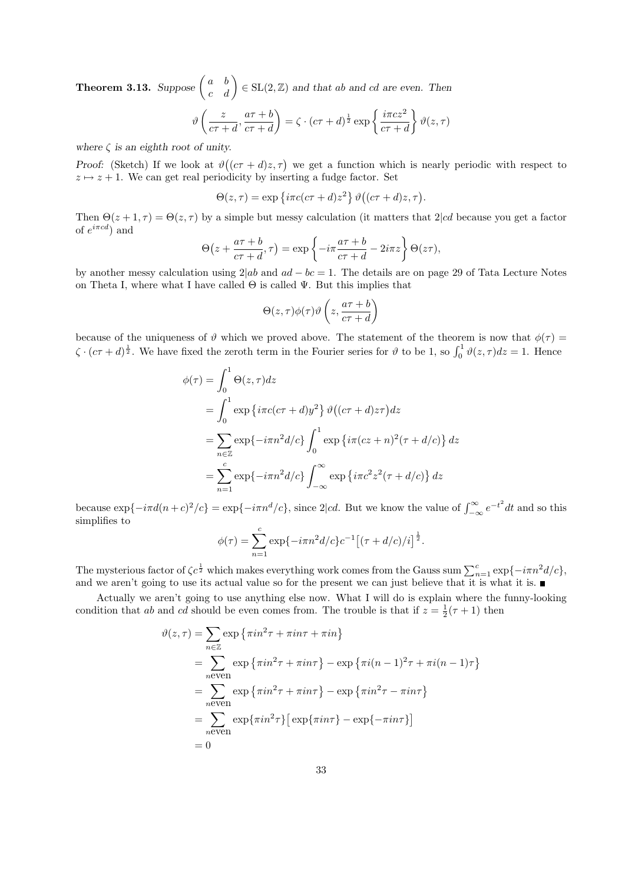**Theorem 3.13.** *Suppose* $\begin{pmatrix} a & b \\ c & d \end{pmatrix} \in \mathrm{SL}(2,\mathbb{Z})$ *and that* $ab$ *and* $cd$ *are even. Then*

$$\vartheta\left(\frac{z}{c\tau+d}, \frac{a\tau+b}{c\tau+d}\right) = \zeta \cdot (c\tau+d)^{\frac{1}{2}} \exp\left\{\frac{i\pi c z^2}{c\tau+d}\right\} \vartheta(z,\tau)$$

*where* $\zeta$ *is an eighth root of unity.*

*Proof:* (Sketch) If we look at $\vartheta\big((c\tau+d)z,\tau\big)$ we get a function which is nearly periodic with respect to $z \mapsto z+1$. We can get real periodicity by inserting a fudge factor. Set

$$\Theta(z,\tau) = \exp\left\{i\pi c(c\tau+d)z^2\right\} \vartheta\big((c\tau+d)z,\tau\big).$$

Then $\Theta(z+1,\tau) = \Theta(z,\tau)$ by a simple but messy calculation (it matters that $2|cd$ because you get a factor of $e^{i\pi cd}$) and

$$\Theta\big(z + \frac{a\tau+b}{c\tau+d}, \tau\big) = \exp\left\{-i\pi\frac{a\tau+b}{c\tau+d} - 2i\pi z\right\}\Theta(z\tau),$$

by another messy calculation using $2|ab$ and $ad-bc=1$. The details are on page 29 of Tata Lecture Notes on Theta I, where what I have called $\Theta$ is called $\Psi$. But this implies that

$$\Theta(z,\tau)\phi(\tau)\vartheta\left(z, \frac{a\tau+b}{c\tau+d}\right)$$

because of the uniqueness of $\vartheta$ which we proved above. The statement of the theorem is now that $\phi(\tau) = \zeta \cdot (c\tau+d)^{\frac{1}{2}}$. We have fixed the zeroth term in the Fourier series for $\vartheta$ to be 1, so $\int_0^1 \vartheta(z,\tau)dz = 1$. Hence

$$\begin{aligned}
\phi(\tau) &= \int_0^1 \Theta(z,\tau)dz \\
&= \int_0^1 \exp\left\{i\pi c(c\tau+d)y^2\right\} \vartheta\big((c\tau+d)z\tau\big)dz \\
&= \sum_{n\in\mathbb{Z}} \exp\{-i\pi n^2 d/c\} \int_0^1 \exp\left\{i\pi(cz+n)^2(\tau+d/c)\right\}dz \\
&= \sum_{n=1}^{c} \exp\{-i\pi n^2 d/c\} \int_{-\infty}^{\infty} \exp\left\{i\pi c^2 z^2(\tau+d/c)\right\}dz
\end{aligned}$$

because $\exp\{-i\pi d(n+c)^2/c\} = \exp\{-i\pi n^d/c\}$, since $2|cd$. But we know the value of $\int_{-\infty}^{\infty} e^{-t^2}dt$ and so this simplifies to

$$\phi(\tau) = \sum_{n=1}^{c} \exp\{-i\pi n^2 d/c\} c^{-1}\big[(\tau+d/c)/i\big]^{\frac{1}{2}}.$$

The mysterious factor of $\zeta c^{\frac{1}{2}}$ which makes everything work comes from the Gauss sum $\sum_{n=1}^{c} \exp\{-i\pi n^2 d/c\}$, and we aren't going to use its actual value so for the present we can just believe that it is what it is. ■

Actually we aren't going to use anything else now. What I will do is explain where the funny-looking condition that $ab$ and $cd$ should be even comes from. The trouble is that if $z = \frac{1}{2}(\tau+1)$ then

$$\begin{aligned}
\vartheta(z,\tau) &= \sum_{n\in\mathbb{Z}} \exp\left\{\pi i n^2\tau + \pi i n\tau + \pi i n\right\} \\
&= \sum_{n \text{even}} \exp\left\{\pi i n^2\tau + \pi i n\tau\right\} - \exp\left\{\pi i(n-1)^2\tau + \pi i(n-1)\tau\right\} \\
&= \sum_{n \text{even}} \exp\left\{\pi i n^2\tau + \pi i n\tau\right\} - \exp\left\{\pi i n^2\tau - \pi i n\tau\right\} \\
&= \sum_{n \text{even}} \exp\{\pi i n^2\tau\}\big[\exp\{\pi i n\tau\} - \exp\{-\pi i n\tau\}\big] \\
&= 0
\end{aligned}$$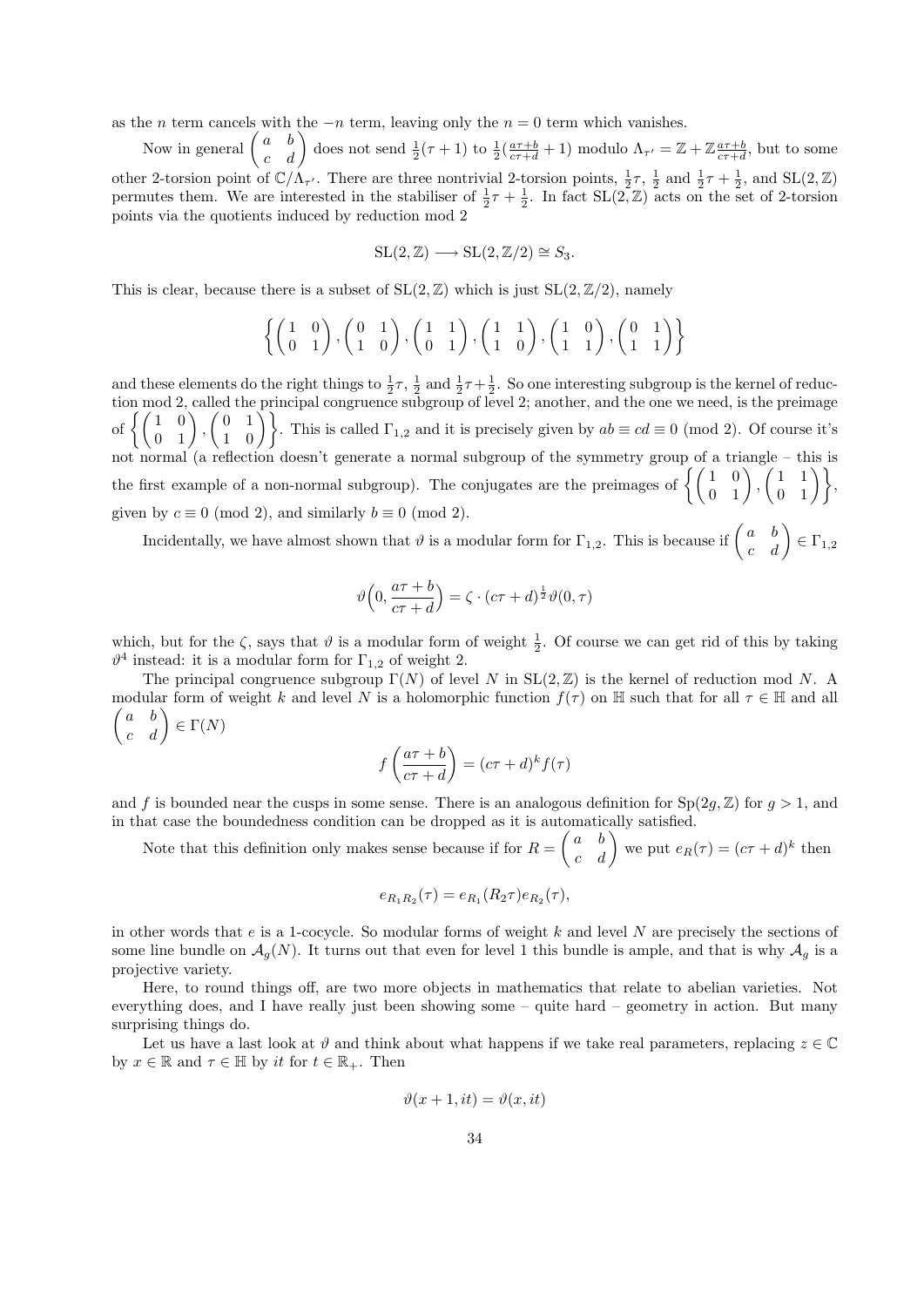as the $n$ term cancels with the $-n$ term, leaving only the $n = 0$ term which vanishes.

Now in general $\begin{pmatrix} a & b \\ c & d \end{pmatrix}$ does not send $\frac{1}{2}(\tau + 1)$ to $\frac{1}{2}(\frac{a\tau+b}{c\tau+d} + 1)$ modulo $\Lambda_{\tau'} = \mathbb{Z} + \mathbb{Z}\frac{a\tau+b}{c\tau+d}$, but to some other 2-torsion point of $\mathbb{C}/\Lambda_{\tau'}$. There are three nontrivial 2-torsion points, $\frac{1}{2}\tau$, $\frac{1}{2}$ and $\frac{1}{2}\tau + \frac{1}{2}$, and $\mathrm{SL}(2, \mathbb{Z})$ permutes them. We are interested in the stabiliser of $\frac{1}{2}\tau + \frac{1}{2}$. In fact $\mathrm{SL}(2, \mathbb{Z})$ acts on the set of 2-torsion points via the quotients induced by reduction mod 2

$$\mathrm{SL}(2, \mathbb{Z}) \longrightarrow \mathrm{SL}(2, \mathbb{Z}/2) \cong S_3.$$

This is clear, because there is a subset of $\mathrm{SL}(2, \mathbb{Z})$ which is just $\mathrm{SL}(2, \mathbb{Z}/2)$, namely

$$\left\{ \begin{pmatrix} 1 & 0 \\ 0 & 1 \end{pmatrix}, \begin{pmatrix} 0 & 1 \\ 1 & 0 \end{pmatrix}, \begin{pmatrix} 1 & 1 \\ 0 & 1 \end{pmatrix}, \begin{pmatrix} 1 & 1 \\ 1 & 0 \end{pmatrix}, \begin{pmatrix} 1 & 0 \\ 1 & 1 \end{pmatrix}, \begin{pmatrix} 0 & 1 \\ 1 & 1 \end{pmatrix} \right\}$$

and these elements do the right things to $\frac{1}{2}\tau$, $\frac{1}{2}$ and $\frac{1}{2}\tau + \frac{1}{2}$. So one interesting subgroup is the kernel of reduction mod 2, called the principal congruence subgroup of level 2; another, and the one we need, is the preimage of $\left\{ \begin{pmatrix} 1 & 0 \\ 0 & 1 \end{pmatrix}, \begin{pmatrix} 0 & 1 \\ 1 & 0 \end{pmatrix} \right\}$. This is called $\Gamma_{1,2}$ and it is precisely given by $ab \equiv cd \equiv 0 \pmod 2$. Of course it's not normal (a reflection doesn't generate a normal subgroup of the symmetry group of a triangle – this is the first example of a non-normal subgroup). The conjugates are the preimages of $\left\{ \begin{pmatrix} 1 & 0 \\ 0 & 1 \end{pmatrix}, \begin{pmatrix} 1 & 1 \\ 0 & 1 \end{pmatrix} \right\}$, given by $c \equiv 0 \pmod 2$, and similarly $b \equiv 0 \pmod 2$.

Incidentally, we have almost shown that $\vartheta$ is a modular form for $\Gamma_{1,2}$. This is because if $\begin{pmatrix} a & b \\ c & d \end{pmatrix} \in \Gamma_{1,2}$

$$\vartheta\Big(0, \frac{a\tau + b}{c\tau + d}\Big) = \zeta \cdot (c\tau + d)^{\frac{1}{2}} \vartheta(0, \tau)$$

which, but for the $\zeta$, says that $\vartheta$ is a modular form of weight $\frac{1}{2}$. Of course we can get rid of this by taking $\vartheta^4$ instead: it is a modular form for $\Gamma_{1,2}$ of weight 2.

The principal congruence subgroup $\Gamma(N)$ of level $N$ in $\mathrm{SL}(2, \mathbb{Z})$ is the kernel of reduction mod $N$. A modular form of weight $k$ and level $N$ is a holomorphic function $f(\tau)$ on $\mathbb{H}$ such that for all $\tau \in \mathbb{H}$ and all $\begin{pmatrix} a & b \\ c & d \end{pmatrix} \in \Gamma(N)$

$$f\left(\frac{a\tau + b}{c\tau + d}\right) = (c\tau + d)^k f(\tau)$$

and $f$ is bounded near the cusps in some sense. There is an analogous definition for $\mathrm{Sp}(2g, \mathbb{Z})$ for $g > 1$, and in that case the boundedness condition can be dropped as it is automatically satisfied.

Note that this definition only makes sense because if for $R = \begin{pmatrix} a & b \\ c & d \end{pmatrix}$ we put $e_R(\tau) = (c\tau + d)^k$ then

$$e_{R_1 R_2}(\tau) = e_{R_1}(R_2\tau) e_{R_2}(\tau),$$

in other words that $e$ is a 1-cocycle. So modular forms of weight $k$ and level $N$ are precisely the sections of some line bundle on $\mathcal{A}_g(N)$. It turns out that even for level 1 this bundle is ample, and that is why $\mathcal{A}_g$ is a projective variety.

Here, to round things off, are two more objects in mathematics that relate to abelian varieties. Not everything does, and I have really just been showing some – quite hard – geometry in action. But many surprising things do.

Let us have a last look at $\vartheta$ and think about what happens if we take real parameters, replacing $z \in \mathbb{C}$ by $x \in \mathbb{R}$ and $\tau \in \mathbb{H}$ by $it$ for $t \in \mathbb{R}_+$. Then

$$\vartheta(x + 1, it) = \vartheta(x, it)$$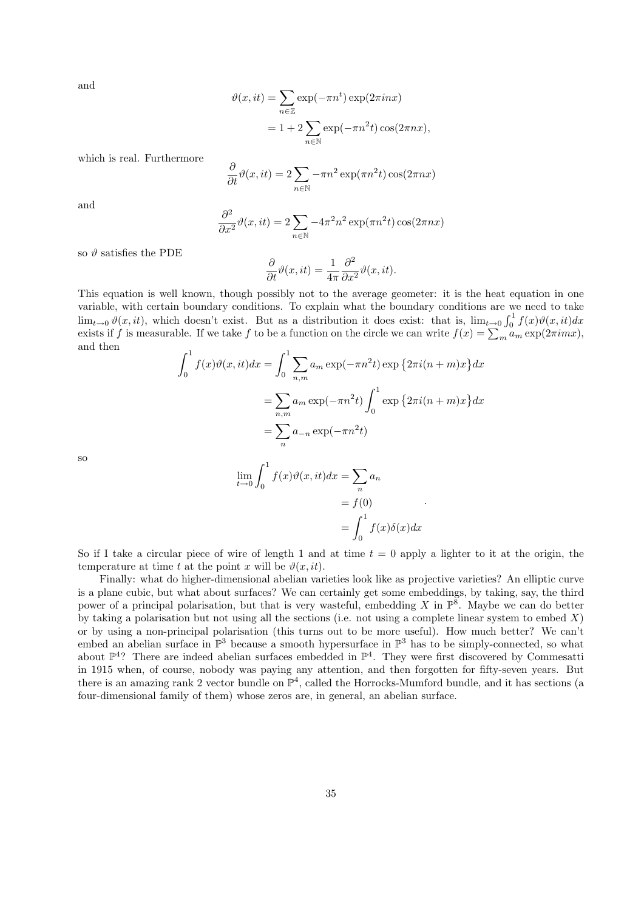and

$$\vartheta(x, it) = \sum_{n\in\mathbb{Z}} \exp(-\pi n^t) \exp(2\pi inx)$$
$$= 1 + 2\sum_{n\in\mathbb{N}} \exp(-\pi n^2 t) \cos(2\pi nx),$$

which is real. Furthermore

$$\frac{\partial}{\partial t}\vartheta(x, it) = 2\sum_{n\in\mathbb{N}} -\pi n^2 \exp(\pi n^2 t) \cos(2\pi nx)$$

and

$$\frac{\partial^2}{\partial x^2}\vartheta(x, it) = 2\sum_{n\in\mathbb{N}} -4\pi^2 n^2 \exp(\pi n^2 t) \cos(2\pi nx)$$

so $\vartheta$ satisfies the PDE

$$\frac{\partial}{\partial t}\vartheta(x, it) = \frac{1}{4\pi}\frac{\partial^2}{\partial x^2}\vartheta(x, it).$$

This equation is well known, though possibly not to the average geometer: it is the heat equation in one variable, with certain boundary conditions. To explain what the boundary conditions are we need to take $\lim_{t\to 0}\vartheta(x, it)$, which doesn't exist. But as a distribution it does exist: that is, $\lim_{t\to 0}\int_0^1 f(x)\vartheta(x, it)dx$ exists if $f$ is measurable. If we take $f$ to be a function on the circle we can write $f(x) = \sum_m a_m \exp(2\pi imx)$, and then

$$\int_0^1 f(x)\vartheta(x, it)dx = \int_0^1 \sum_{n,m} a_m \exp(-\pi n^2 t) \exp\left\{2\pi i(n+m)x\right\}dx$$
$$= \sum_{n,m} a_m \exp(-\pi n^2 t) \int_0^1 \exp\left\{2\pi i(n+m)x\right\}dx$$
$$= \sum_n a_{-n} \exp(-\pi n^2 t)$$

so

$$\lim_{t\to 0}\int_0^1 f(x)\vartheta(x, it)dx = \sum_n a_n$$
$$= f(0)$$
$$= \int_0^1 f(x)\delta(x)dx \qquad .$$

So if I take a circular piece of wire of length 1 and at time $t = 0$ apply a lighter to it at the origin, the temperature at time $t$ at the point $x$ will be $\vartheta(x, it)$.

Finally: what do higher-dimensional abelian varieties look like as projective varieties? An elliptic curve is a plane cubic, but what about surfaces? We can certainly get some embeddings, by taking, say, the third power of a principal polarisation, but that is very wasteful, embedding $X$ in $\mathbb{P}^8$. Maybe we can do better by taking a polarisation but not using all the sections (i.e. not using a complete linear system to embed $X$) or by using a non-principal polarisation (this turns out to be more useful). How much better? We can't embed an abelian surface in $\mathbb{P}^3$ because a smooth hypersurface in $\mathbb{P}^3$ has to be simply-connected, so what about $\mathbb{P}^4$? There are indeed abelian surfaces embedded in $\mathbb{P}^4$. They were first discovered by Commesatti in 1915 when, of course, nobody was paying any attention, and then forgotten for fifty-seven years. But there is an amazing rank 2 vector bundle on $\mathbb{P}^4$, called the Horrocks-Mumford bundle, and it has sections (a four-dimensional family of them) whose zeros are, in general, an abelian surface.